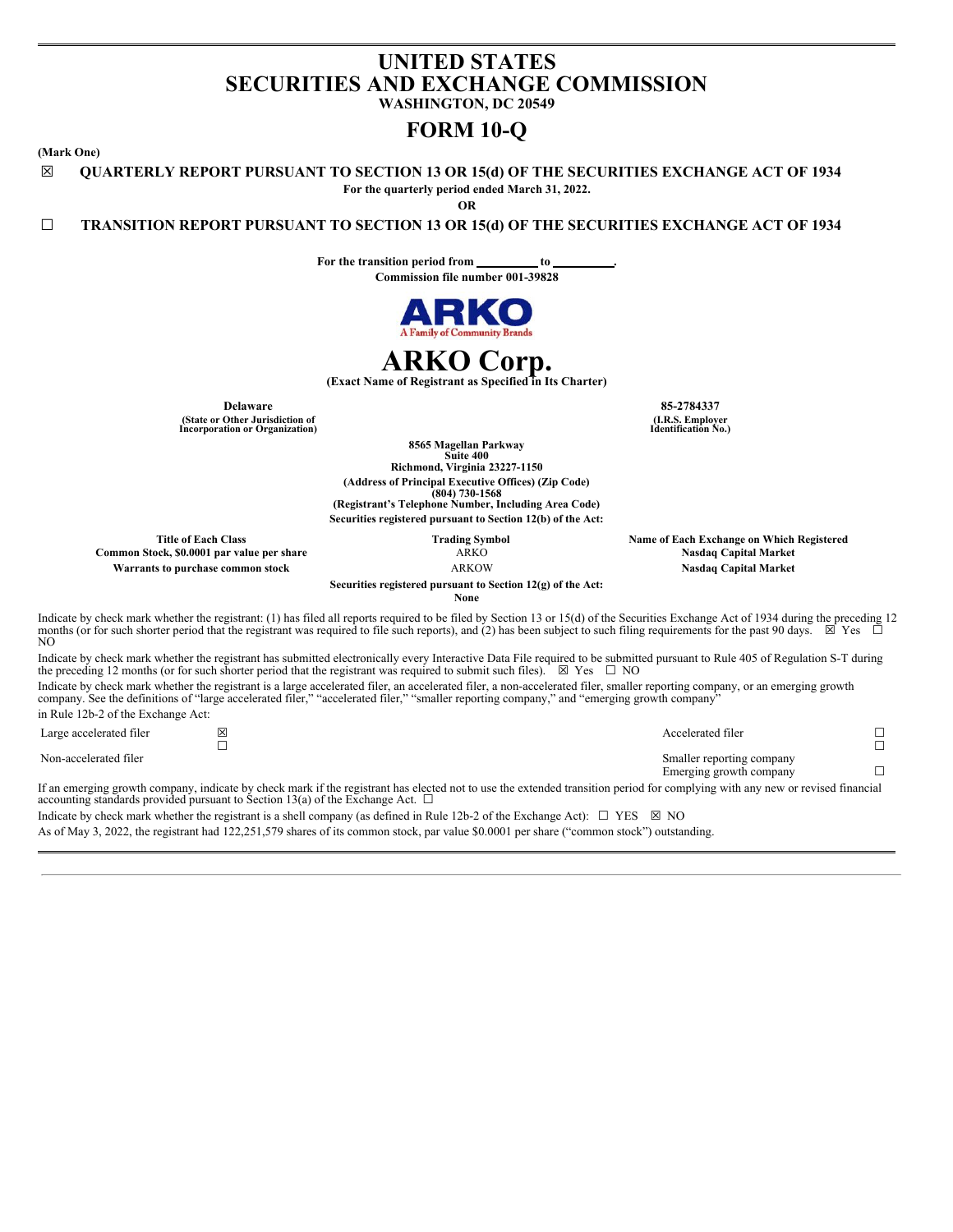# UNITED STATES
# SECURITIES AND EXCHANGE COMMISSION
**WASHINGTON, DC 20549**

# FORM 10-Q

**(Mark One)**

☒ **QUARTERLY REPORT PURSUANT TO SECTION 13 OR 15(d) OF THE SECURITIES EXCHANGE ACT OF 1934**

**For the quarterly period ended March 31, 2022.**

**OR**

☐ **TRANSITION REPORT PURSUANT TO SECTION 13 OR 15(d) OF THE SECURITIES EXCHANGE ACT OF 1934**

**For the transition period from \_\_\_\_\_\_\_\_\_\_ to \_\_\_\_\_\_\_\_\_\_.**

**Commission file number 001-39828**

ARKO
A Family of Community Brands

# ARKO Corp.

**(Exact Name of Registrant as Specified in Its Charter)**

| | |
|---|---|
| **Delaware** | **85-2784337** |
| **(State or Other Jurisdiction of Incorporation or Organization)** | **(I.R.S. Employer Identification No.)** |

**8565 Magellan Parkway**
**Suite 400**
**Richmond, Virginia 23227-1150**
**(Address of Principal Executive Offices) (Zip Code)**
**(804) 730-1568**
**(Registrant's Telephone Number, Including Area Code)**

**Securities registered pursuant to Section 12(b) of the Act:**

| Title of Each Class | Trading Symbol | Name of Each Exchange on Which Registered |
|---|---|---|
| Common Stock, $0.0001 par value per share | ARKO | Nasdaq Capital Market |
| Warrants to purchase common stock | ARKOW | Nasdaq Capital Market |

**Securities registered pursuant to Section 12(g) of the Act:**
**None**

Indicate by check mark whether the registrant: (1) has filed all reports required to be filed by Section 13 or 15(d) of the Securities Exchange Act of 1934 during the preceding 12 months (or for such shorter period that the registrant was required to file such reports), and (2) has been subject to such filing requirements for the past 90 days. ☒ Yes ☐ NO

Indicate by check mark whether the registrant has submitted electronically every Interactive Data File required to be submitted pursuant to Rule 405 of Regulation S-T during the preceding 12 months (or for such shorter period that the registrant was required to submit such files). ☒ Yes ☐ NO

Indicate by check mark whether the registrant is a large accelerated filer, an accelerated filer, a non-accelerated filer, smaller reporting company, or an emerging growth company. See the definitions of "large accelerated filer," "accelerated filer," "smaller reporting company," and "emerging growth company" in Rule 12b-2 of the Exchange Act:

| | | | |
|---|---|---|---|
| Large accelerated filer | ☒ | Accelerated filer | ☐ |
| Non-accelerated filer | ☐ | Smaller reporting company | ☐ |
| | | Emerging growth company | ☐ |

If an emerging growth company, indicate by check mark if the registrant has elected not to use the extended transition period for complying with any new or revised financial accounting standards provided pursuant to Section 13(a) of the Exchange Act. ☐

Indicate by check mark whether the registrant is a shell company (as defined in Rule 12b-2 of the Exchange Act): ☐ YES ☒ NO

As of May 3, 2022, the registrant had 122,251,579 shares of its common stock, par value $0.0001 per share ("common stock") outstanding.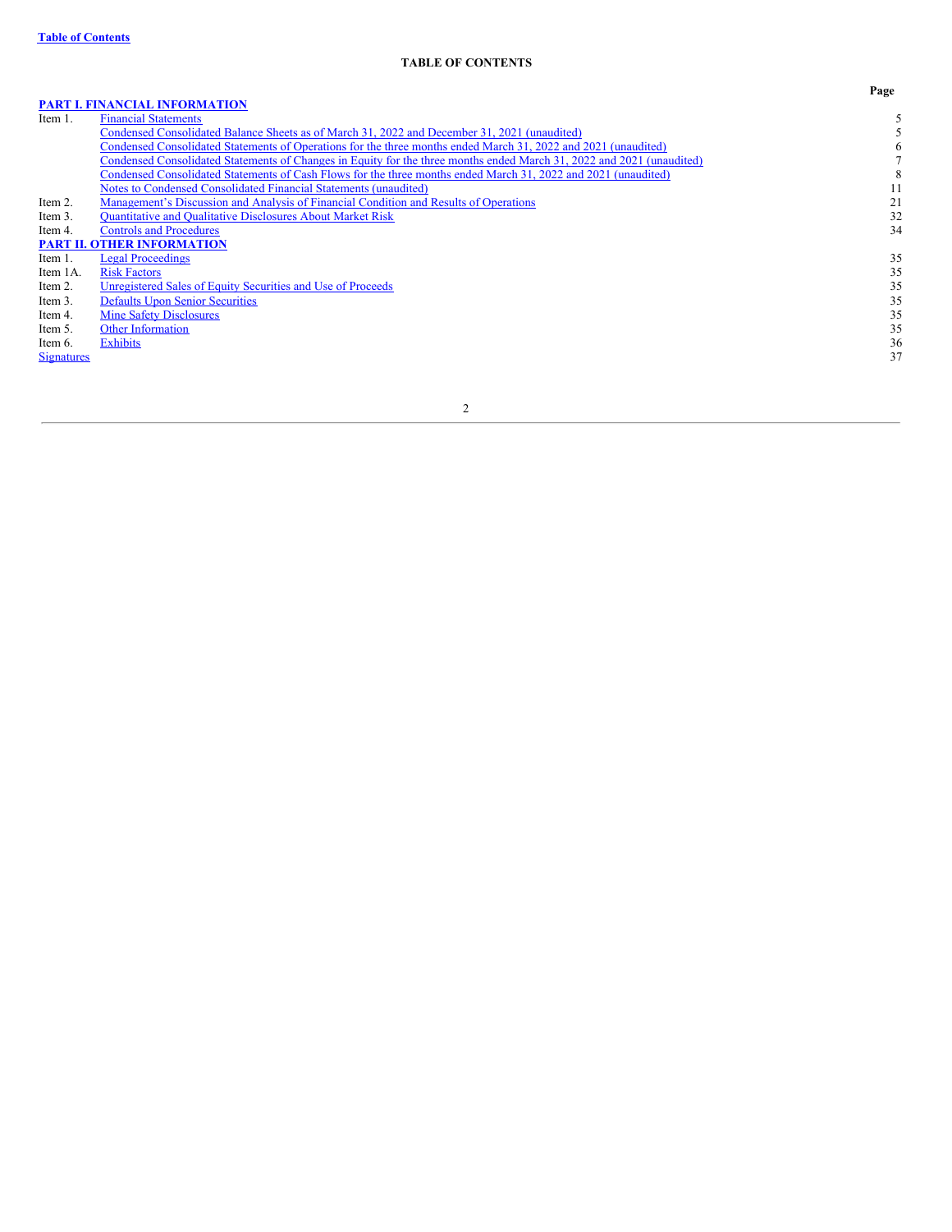# TABLE OF CONTENTS

| | | Page |
|---|---|---|
| **PART I. FINANCIAL INFORMATION** | | |
| Item 1. | Financial Statements | 5 |
| | Condensed Consolidated Balance Sheets as of March 31, 2022 and December 31, 2021 (unaudited) | 5 |
| | Condensed Consolidated Statements of Operations for the three months ended March 31, 2022 and 2021 (unaudited) | 6 |
| | Condensed Consolidated Statements of Changes in Equity for the three months ended March 31, 2022 and 2021 (unaudited) | 7 |
| | Condensed Consolidated Statements of Cash Flows for the three months ended March 31, 2022 and 2021 (unaudited) | 8 |
| | Notes to Condensed Consolidated Financial Statements (unaudited) | 11 |
| Item 2. | Management's Discussion and Analysis of Financial Condition and Results of Operations | 21 |
| Item 3. | Quantitative and Qualitative Disclosures About Market Risk | 32 |
| Item 4. | Controls and Procedures | 34 |
| **PART II. OTHER INFORMATION** | | |
| Item 1. | Legal Proceedings | 35 |
| Item 1A. | Risk Factors | 35 |
| Item 2. | Unregistered Sales of Equity Securities and Use of Proceeds | 35 |
| Item 3. | Defaults Upon Senior Securities | 35 |
| Item 4. | Mine Safety Disclosures | 35 |
| Item 5. | Other Information | 35 |
| Item 6. | Exhibits | 36 |
| Signatures | | 37 |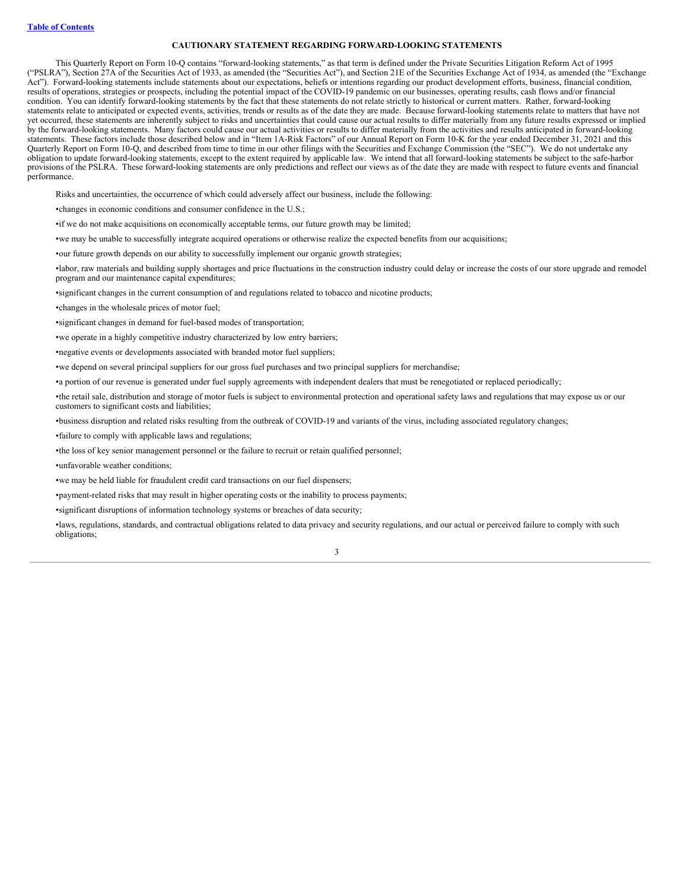## CAUTIONARY STATEMENT REGARDING FORWARD-LOOKING STATEMENTS

This Quarterly Report on Form 10-Q contains "forward-looking statements," as that term is defined under the Private Securities Litigation Reform Act of 1995 ("PSLRA"), Section 27A of the Securities Act of 1933, as amended (the "Securities Act"), and Section 21E of the Securities Exchange Act of 1934, as amended (the "Exchange Act"). Forward-looking statements include statements about our expectations, beliefs or intentions regarding our product development efforts, business, financial condition, results of operations, strategies or prospects, including the potential impact of the COVID-19 pandemic on our businesses, operating results, cash flows and/or financial condition. You can identify forward-looking statements by the fact that these statements do not relate strictly to historical or current matters. Rather, forward-looking statements relate to anticipated or expected events, activities, trends or results as of the date they are made. Because forward-looking statements relate to matters that have not yet occurred, these statements are inherently subject to risks and uncertainties that could cause our actual results to differ materially from any future results expressed or implied by the forward-looking statements. Many factors could cause our actual activities or results to differ materially from the activities and results anticipated in forward-looking statements. These factors include those described below and in "Item 1A-Risk Factors" of our Annual Report on Form 10-K for the year ended December 31, 2021 and this Quarterly Report on Form 10-Q, and described from time to time in our other filings with the Securities and Exchange Commission (the "SEC"). We do not undertake any obligation to update forward-looking statements, except to the extent required by applicable law. We intend that all forward-looking statements be subject to the safe-harbor provisions of the PSLRA. These forward-looking statements are only predictions and reflect our views as of the date they are made with respect to future events and financial performance.

Risks and uncertainties, the occurrence of which could adversely affect our business, include the following:

- changes in economic conditions and consumer confidence in the U.S.;
- if we do not make acquisitions on economically acceptable terms, our future growth may be limited;
- we may be unable to successfully integrate acquired operations or otherwise realize the expected benefits from our acquisitions;
- our future growth depends on our ability to successfully implement our organic growth strategies;
- labor, raw materials and building supply shortages and price fluctuations in the construction industry could delay or increase the costs of our store upgrade and remodel program and our maintenance capital expenditures;
- significant changes in the current consumption of and regulations related to tobacco and nicotine products;
- changes in the wholesale prices of motor fuel;
- significant changes in demand for fuel-based modes of transportation;
- we operate in a highly competitive industry characterized by low entry barriers;
- negative events or developments associated with branded motor fuel suppliers;
- we depend on several principal suppliers for our gross fuel purchases and two principal suppliers for merchandise;
- a portion of our revenue is generated under fuel supply agreements with independent dealers that must be renegotiated or replaced periodically;
- the retail sale, distribution and storage of motor fuels is subject to environmental protection and operational safety laws and regulations that may expose us or our customers to significant costs and liabilities;
- business disruption and related risks resulting from the outbreak of COVID-19 and variants of the virus, including associated regulatory changes;
- failure to comply with applicable laws and regulations;
- the loss of key senior management personnel or the failure to recruit or retain qualified personnel;
- unfavorable weather conditions;
- we may be held liable for fraudulent credit card transactions on our fuel dispensers;
- payment-related risks that may result in higher operating costs or the inability to process payments;
- significant disruptions of information technology systems or breaches of data security;
- laws, regulations, standards, and contractual obligations related to data privacy and security regulations, and our actual or perceived failure to comply with such obligations;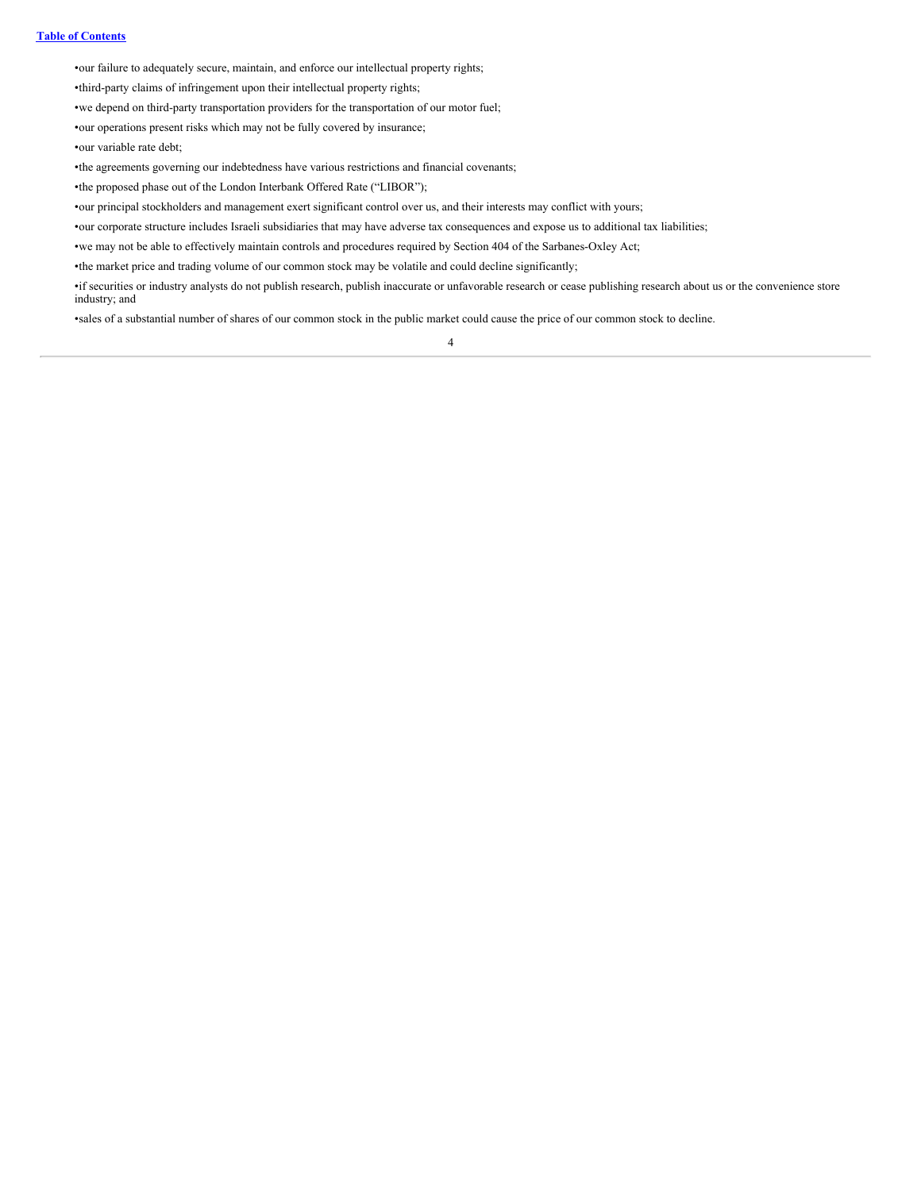- our failure to adequately secure, maintain, and enforce our intellectual property rights;
- third-party claims of infringement upon their intellectual property rights;
- we depend on third-party transportation providers for the transportation of our motor fuel;
- our operations present risks which may not be fully covered by insurance;
- our variable rate debt;
- the agreements governing our indebtedness have various restrictions and financial covenants;
- the proposed phase out of the London Interbank Offered Rate ("LIBOR");
- our principal stockholders and management exert significant control over us, and their interests may conflict with yours;
- our corporate structure includes Israeli subsidiaries that may have adverse tax consequences and expose us to additional tax liabilities;
- we may not be able to effectively maintain controls and procedures required by Section 404 of the Sarbanes-Oxley Act;
- the market price and trading volume of our common stock may be volatile and could decline significantly;
- if securities or industry analysts do not publish research, publish inaccurate or unfavorable research or cease publishing research about us or the convenience store industry; and
- sales of a substantial number of shares of our common stock in the public market could cause the price of our common stock to decline.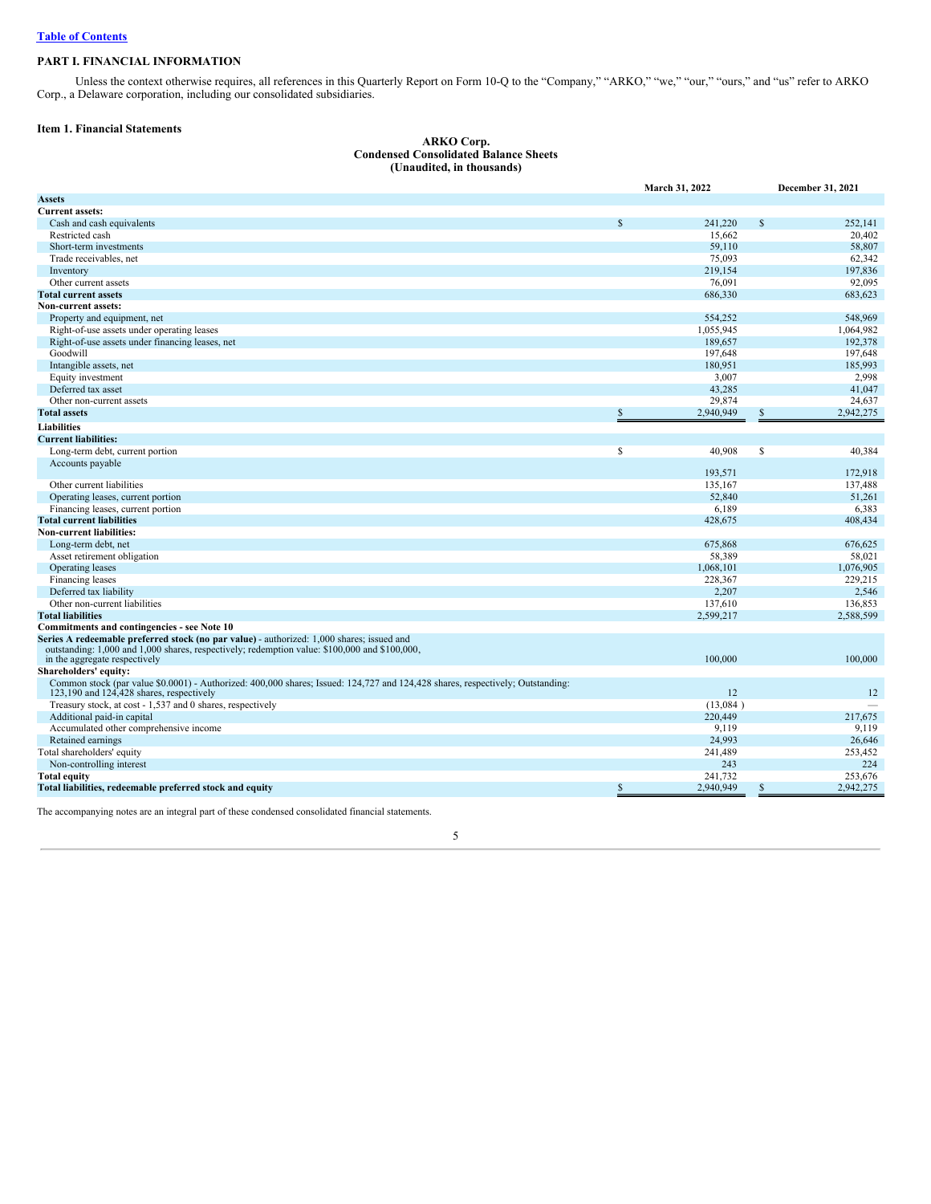[Table of Contents](#)

# PART I. FINANCIAL INFORMATION

Unless the context otherwise requires, all references in this Quarterly Report on Form 10-Q to the "Company," "ARKO," "we," "our," "ours," and "us" refer to ARKO Corp., a Delaware corporation, including our consolidated subsidiaries.

## Item 1. Financial Statements

**ARKO Corp.**
**Condensed Consolidated Balance Sheets**
**(Unaudited, in thousands)**

| | March 31, 2022 | December 31, 2021 |
|---|---|---|
| **Assets** | | |
| **Current assets:** | | |
| Cash and cash equivalents | $ 241,220 | $ 252,141 |
| Restricted cash | 15,662 | 20,402 |
| Short-term investments | 59,110 | 58,807 |
| Trade receivables, net | 75,093 | 62,342 |
| Inventory | 219,154 | 197,836 |
| Other current assets | 76,091 | 92,095 |
| **Total current assets** | 686,330 | 683,623 |
| **Non-current assets:** | | |
| Property and equipment, net | 554,252 | 548,969 |
| Right-of-use assets under operating leases | 1,055,945 | 1,064,982 |
| Right-of-use assets under financing leases, net | 189,657 | 192,378 |
| Goodwill | 197,648 | 197,648 |
| Intangible assets, net | 180,951 | 185,993 |
| Equity investment | 3,007 | 2,998 |
| Deferred tax asset | 43,285 | 41,047 |
| Other non-current assets | 29,874 | 24,637 |
| **Total assets** | $ 2,940,949 | $ 2,942,275 |
| **Liabilities** | | |
| **Current liabilities:** | | |
| Long-term debt, current portion | $ 40,908 | $ 40,384 |
| Accounts payable | 193,571 | 172,918 |
| Other current liabilities | 135,167 | 137,488 |
| Operating leases, current portion | 52,840 | 51,261 |
| Financing leases, current portion | 6,189 | 6,383 |
| **Total current liabilities** | 428,675 | 408,434 |
| **Non-current liabilities:** | | |
| Long-term debt, net | 675,868 | 676,625 |
| Asset retirement obligation | 58,389 | 58,021 |
| Operating leases | 1,068,101 | 1,076,905 |
| Financing leases | 228,367 | 229,215 |
| Deferred tax liability | 2,207 | 2,546 |
| Other non-current liabilities | 137,610 | 136,853 |
| **Total liabilities** | 2,599,217 | 2,588,599 |
| **Commitments and contingencies - see Note 10** | | |
| **Series A redeemable preferred stock (no par value)** - authorized: 1,000 shares; issued and outstanding: 1,000 and 1,000 shares, respectively; redemption value: $100,000 and $100,000, in the aggregate respectively | 100,000 | 100,000 |
| **Shareholders' equity:** | | |
| Common stock (par value $0.0001) - Authorized: 400,000 shares; Issued: 124,727 and 124,428 shares, respectively; Outstanding: 123,190 and 124,428 shares, respectively | 12 | 12 |
| Treasury stock, at cost - 1,537 and 0 shares, respectively | (13,084 ) | — |
| Additional paid-in capital | 220,449 | 217,675 |
| Accumulated other comprehensive income | 9,119 | 9,119 |
| Retained earnings | 24,993 | 26,646 |
| Total shareholders' equity | 241,489 | 253,452 |
| Non-controlling interest | 243 | 224 |
| **Total equity** | 241,732 | 253,676 |
| **Total liabilities, redeemable preferred stock and equity** | $ 2,940,949 | $ 2,942,275 |

The accompanying notes are an integral part of these condensed consolidated financial statements.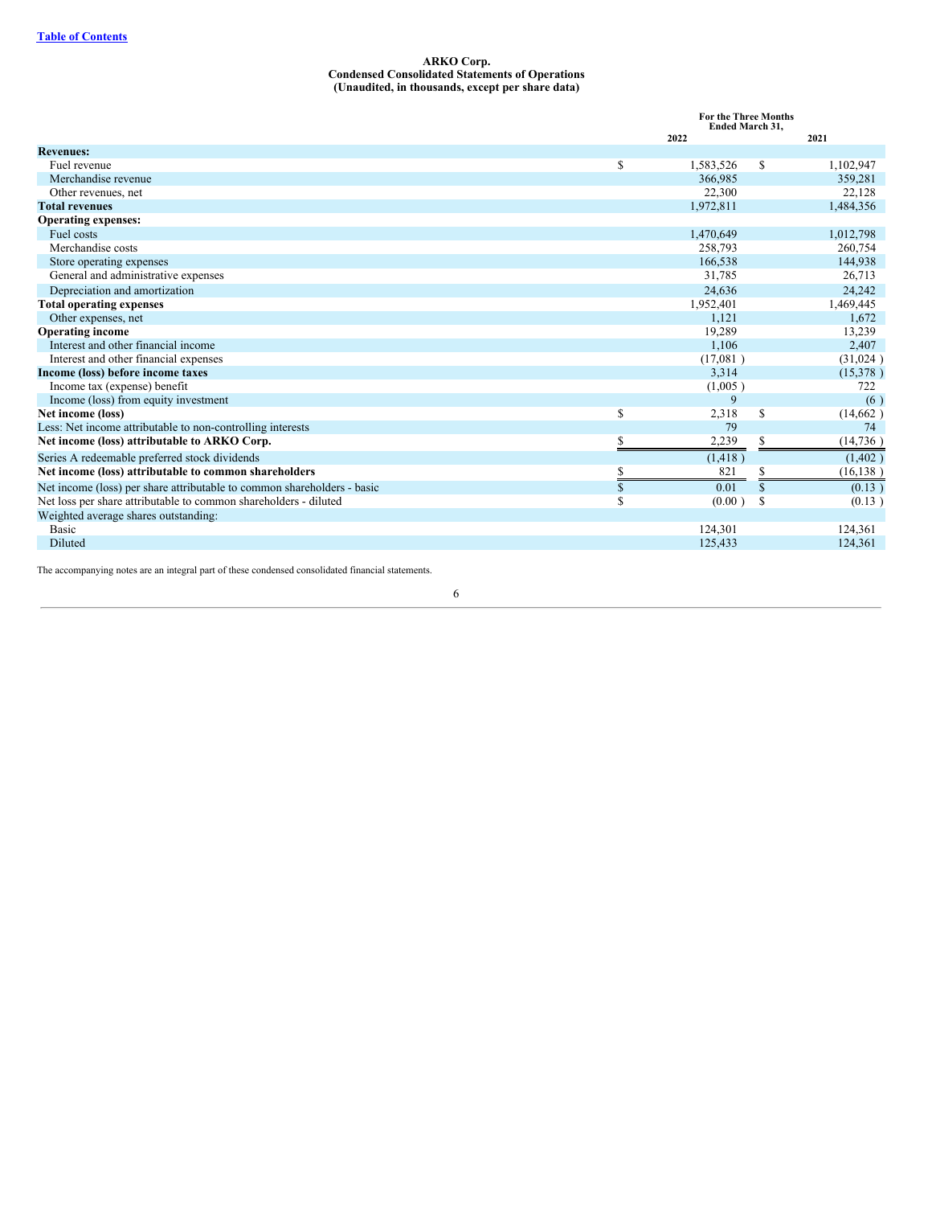[Table of Contents](#)

**ARKO Corp.**
**Condensed Consolidated Statements of Operations**
**(Unaudited, in thousands, except per share data)**

| | For the Three Months Ended March 31, | |
|---|---|---|
| | 2022 | 2021 |
| **Revenues:** | | |
| Fuel revenue | $ 1,583,526 | $ 1,102,947 |
| Merchandise revenue | 366,985 | 359,281 |
| Other revenues, net | 22,300 | 22,128 |
| **Total revenues** | 1,972,811 | 1,484,356 |
| **Operating expenses:** | | |
| Fuel costs | 1,470,649 | 1,012,798 |
| Merchandise costs | 258,793 | 260,754 |
| Store operating expenses | 166,538 | 144,938 |
| General and administrative expenses | 31,785 | 26,713 |
| Depreciation and amortization | 24,636 | 24,242 |
| **Total operating expenses** | 1,952,401 | 1,469,445 |
| Other expenses, net | 1,121 | 1,672 |
| **Operating income** | 19,289 | 13,239 |
| Interest and other financial income | 1,106 | 2,407 |
| Interest and other financial expenses | (17,081 ) | (31,024 ) |
| **Income (loss) before income taxes** | 3,314 | (15,378 ) |
| Income tax (expense) benefit | (1,005 ) | 722 |
| Income (loss) from equity investment | 9 | (6 ) |
| **Net income (loss)** | $ 2,318 | $ (14,662 ) |
| Less: Net income attributable to non-controlling interests | 79 | 74 |
| **Net income (loss) attributable to ARKO Corp.** | $ 2,239 | $ (14,736 ) |
| Series A redeemable preferred stock dividends | (1,418 ) | (1,402 ) |
| **Net income (loss) attributable to common shareholders** | $ 821 | $ (16,138 ) |
| Net income (loss) per share attributable to common shareholders - basic | $ 0.01 | $ (0.13 ) |
| Net loss per share attributable to common shareholders - diluted | $ (0.00 ) | $ (0.13 ) |
| Weighted average shares outstanding: | | |
| Basic | 124,301 | 124,361 |
| Diluted | 125,433 | 124,361 |

The accompanying notes are an integral part of these condensed consolidated financial statements.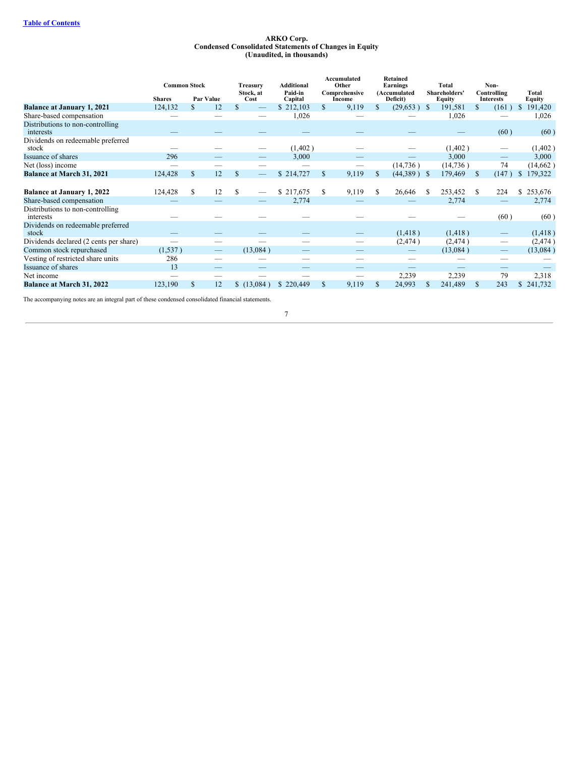[Table of Contents](#)

**ARKO Corp.**
**Condensed Consolidated Statements of Changes in Equity**
**(Unaudited, in thousands)**

| | Common Stock | | Treasury Stock, at Cost | Additional Paid-in Capital | Accumulated Other Comprehensive Income | Retained Earnings (Accumulated Deficit) | Total Shareholders' Equity | Non-Controlling Interests | Total Equity |
|---|---|---|---|---|---|---|---|---|---|
| | Shares | Par Value | | | | | | | |
| **Balance at January 1, 2021** | 124,132 | $ 12 | $ — | $ 212,103 | $ 9,119 | $ (29,653) | $ 191,581 | $ (161) | $ 191,420 |
| Share-based compensation | — | — | — | 1,026 | — | — | 1,026 | — | 1,026 |
| Distributions to non-controlling interests | — | — | — | — | — | — | — | (60) | (60) |
| Dividends on redeemable preferred stock | — | — | — | (1,402) | — | — | (1,402) | — | (1,402) |
| Issuance of shares | 296 | — | — | 3,000 | — | — | 3,000 | — | 3,000 |
| Net (loss) income | — | — | — | — | — | (14,736) | (14,736) | 74 | (14,662) |
| **Balance at March 31, 2021** | 124,428 | $ 12 | $ — | $ 214,727 | $ 9,119 | $ (44,389) | $ 179,469 | $ (147) | $ 179,322 |
| | | | | | | | | | |
| **Balance at January 1, 2022** | 124,428 | $ 12 | $ — | $ 217,675 | $ 9,119 | $ 26,646 | $ 253,452 | $ 224 | $ 253,676 |
| Share-based compensation | — | — | — | 2,774 | — | — | 2,774 | — | 2,774 |
| Distributions to non-controlling interests | — | — | — | — | — | — | — | (60) | (60) |
| Dividends on redeemable preferred stock | — | — | — | — | — | (1,418) | (1,418) | — | (1,418) |
| Dividends declared (2 cents per share) | — | — | — | — | — | (2,474) | (2,474) | — | (2,474) |
| Common stock repurchased | (1,537) | — | (13,084) | — | — | — | (13,084) | — | (13,084) |
| Vesting of restricted share units | 286 | — | — | — | — | — | — | — | — |
| Issuance of shares | 13 | — | — | — | — | — | — | — | — |
| Net income | — | — | — | — | — | 2,239 | 2,239 | 79 | 2,318 |
| **Balance at March 31, 2022** | 123,190 | $ 12 | $ (13,084) | $ 220,449 | $ 9,119 | $ 24,993 | $ 241,489 | $ 243 | $ 241,732 |

The accompanying notes are an integral part of these condensed consolidated financial statements.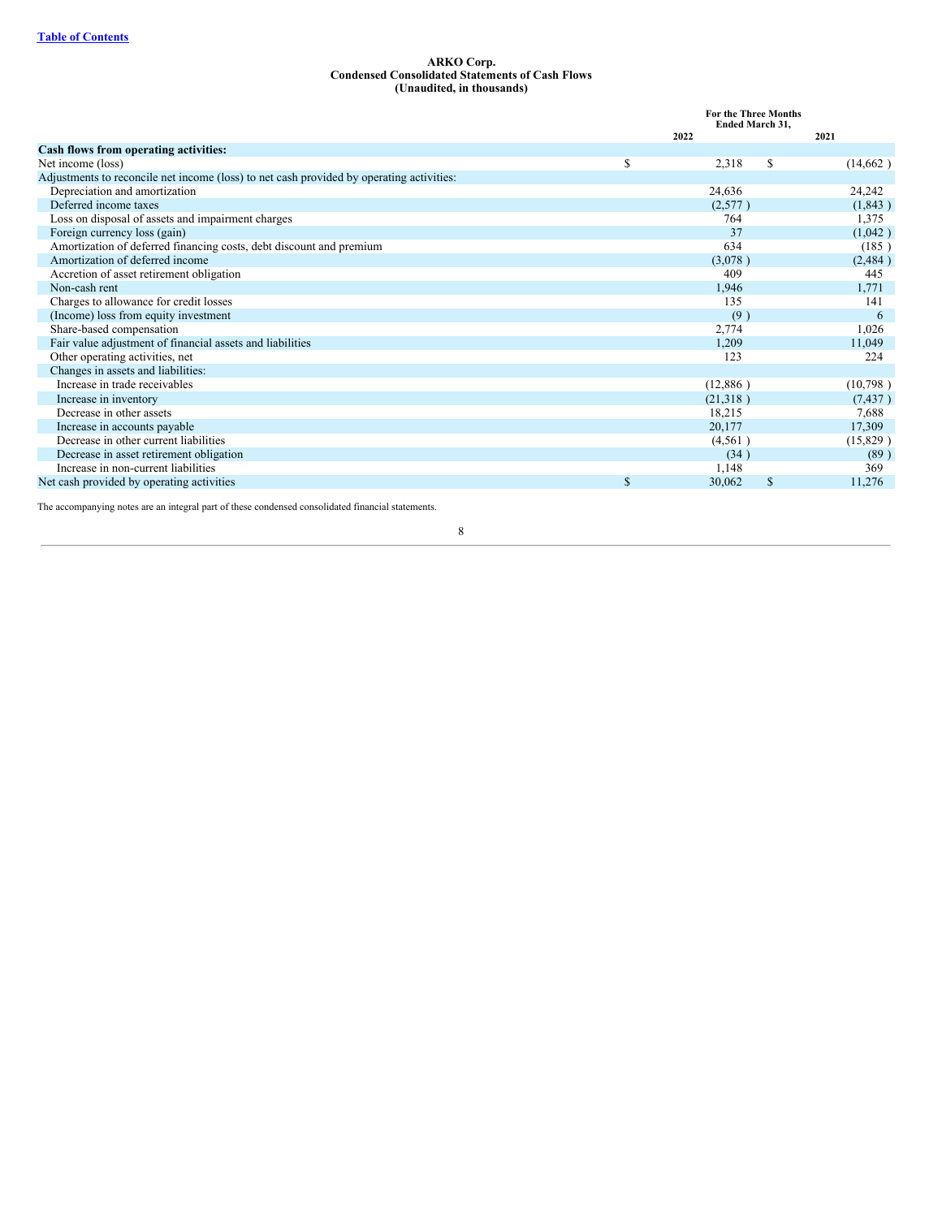**ARKO Corp.**
**Condensed Consolidated Statements of Cash Flows**
**(Unaudited, in thousands)**

| | For the Three Months Ended March 31, | |
|---|---|---|
| | 2022 | 2021 |
| **Cash flows from operating activities:** | | |
| Net income (loss) | $ 2,318 | $ (14,662 ) |
| Adjustments to reconcile net income (loss) to net cash provided by operating activities: | | |
| Depreciation and amortization | 24,636 | 24,242 |
| Deferred income taxes | (2,577 ) | (1,843 ) |
| Loss on disposal of assets and impairment charges | 764 | 1,375 |
| Foreign currency loss (gain) | 37 | (1,042 ) |
| Amortization of deferred financing costs, debt discount and premium | 634 | (185 ) |
| Amortization of deferred income | (3,078 ) | (2,484 ) |
| Accretion of asset retirement obligation | 409 | 445 |
| Non-cash rent | 1,946 | 1,771 |
| Charges to allowance for credit losses | 135 | 141 |
| (Income) loss from equity investment | (9 ) | 6 |
| Share-based compensation | 2,774 | 1,026 |
| Fair value adjustment of financial assets and liabilities | 1,209 | 11,049 |
| Other operating activities, net | 123 | 224 |
| Changes in assets and liabilities: | | |
| Increase in trade receivables | (12,886 ) | (10,798 ) |
| Increase in inventory | (21,318 ) | (7,437 ) |
| Decrease in other assets | 18,215 | 7,688 |
| Increase in accounts payable | 20,177 | 17,309 |
| Decrease in other current liabilities | (4,561 ) | (15,829 ) |
| Decrease in asset retirement obligation | (34 ) | (89 ) |
| Increase in non-current liabilities | 1,148 | 369 |
| Net cash provided by operating activities | $ 30,062 | $ 11,276 |

The accompanying notes are an integral part of these condensed consolidated financial statements.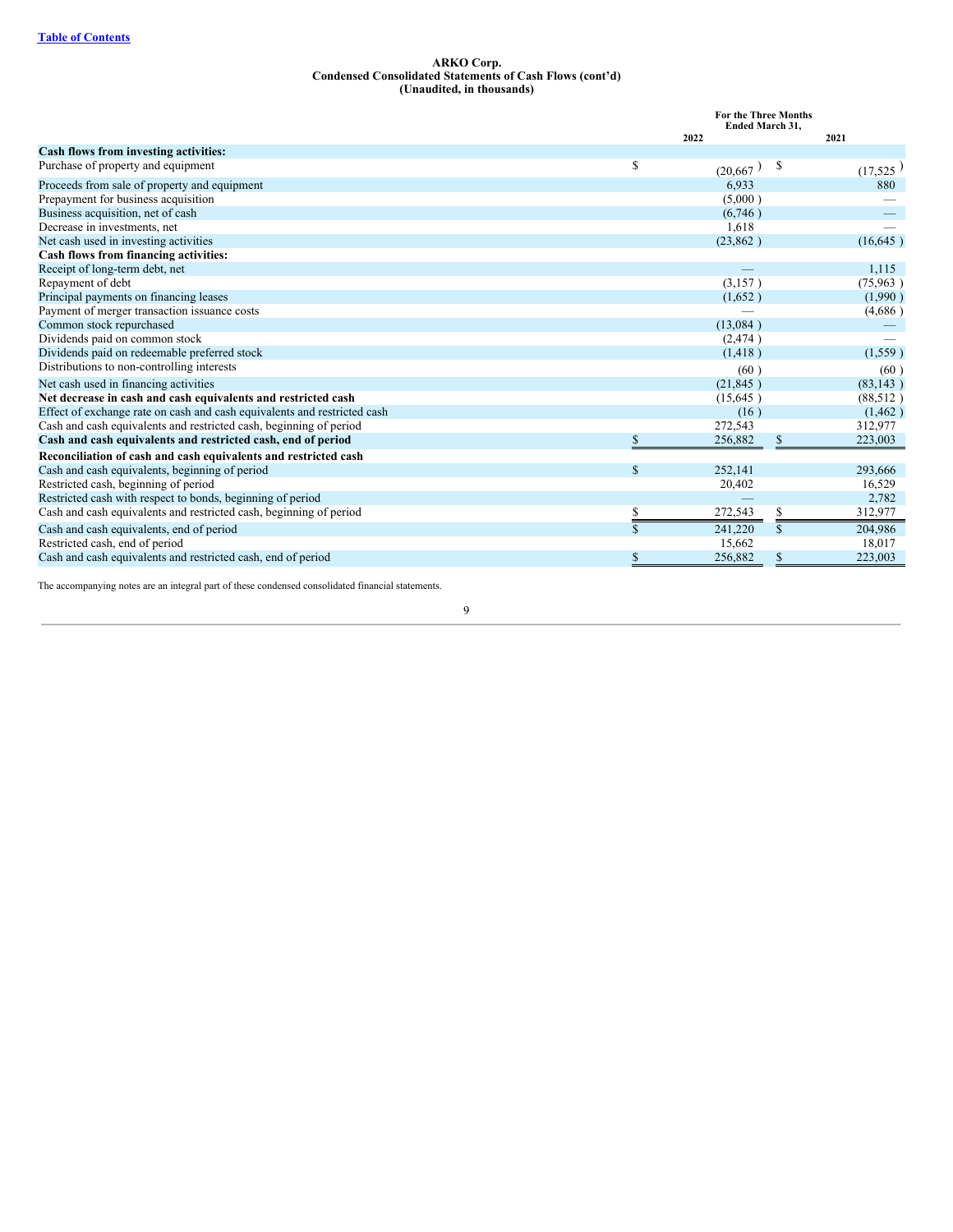**ARKO Corp.**
**Condensed Consolidated Statements of Cash Flows (cont'd)**
**(Unaudited, in thousands)**

| | For the Three Months Ended March 31, | |
|---|---|---|
| | 2022 | 2021 |
| **Cash flows from investing activities:** | | |
| Purchase of property and equipment | $ (20,667) | $ (17,525) |
| Proceeds from sale of property and equipment | 6,933 | 880 |
| Prepayment for business acquisition | (5,000) | — |
| Business acquisition, net of cash | (6,746) | — |
| Decrease in investments, net | 1,618 | — |
| Net cash used in investing activities | (23,862) | (16,645) |
| **Cash flows from financing activities:** | | |
| Receipt of long-term debt, net | — | 1,115 |
| Repayment of debt | (3,157) | (75,963) |
| Principal payments on financing leases | (1,652) | (1,990) |
| Payment of merger transaction issuance costs | — | (4,686) |
| Common stock repurchased | (13,084) | — |
| Dividends paid on common stock | (2,474) | — |
| Dividends paid on redeemable preferred stock | (1,418) | (1,559) |
| Distributions to non-controlling interests | (60) | (60) |
| Net cash used in financing activities | (21,845) | (83,143) |
| **Net decrease in cash and cash equivalents and restricted cash** | (15,645) | (88,512) |
| Effect of exchange rate on cash and cash equivalents and restricted cash | (16) | (1,462) |
| Cash and cash equivalents and restricted cash, beginning of period | 272,543 | 312,977 |
| **Cash and cash equivalents and restricted cash, end of period** | $ 256,882 | $ 223,003 |
| **Reconciliation of cash and cash equivalents and restricted cash** | | |
| Cash and cash equivalents, beginning of period | $ 252,141 | 293,666 |
| Restricted cash, beginning of period | 20,402 | 16,529 |
| Restricted cash with respect to bonds, beginning of period | — | 2,782 |
| Cash and cash equivalents and restricted cash, beginning of period | $ 272,543 | $ 312,977 |
| Cash and cash equivalents, end of period | $ 241,220 | $ 204,986 |
| Restricted cash, end of period | 15,662 | 18,017 |
| Cash and cash equivalents and restricted cash, end of period | $ 256,882 | $ 223,003 |

The accompanying notes are an integral part of these condensed consolidated financial statements.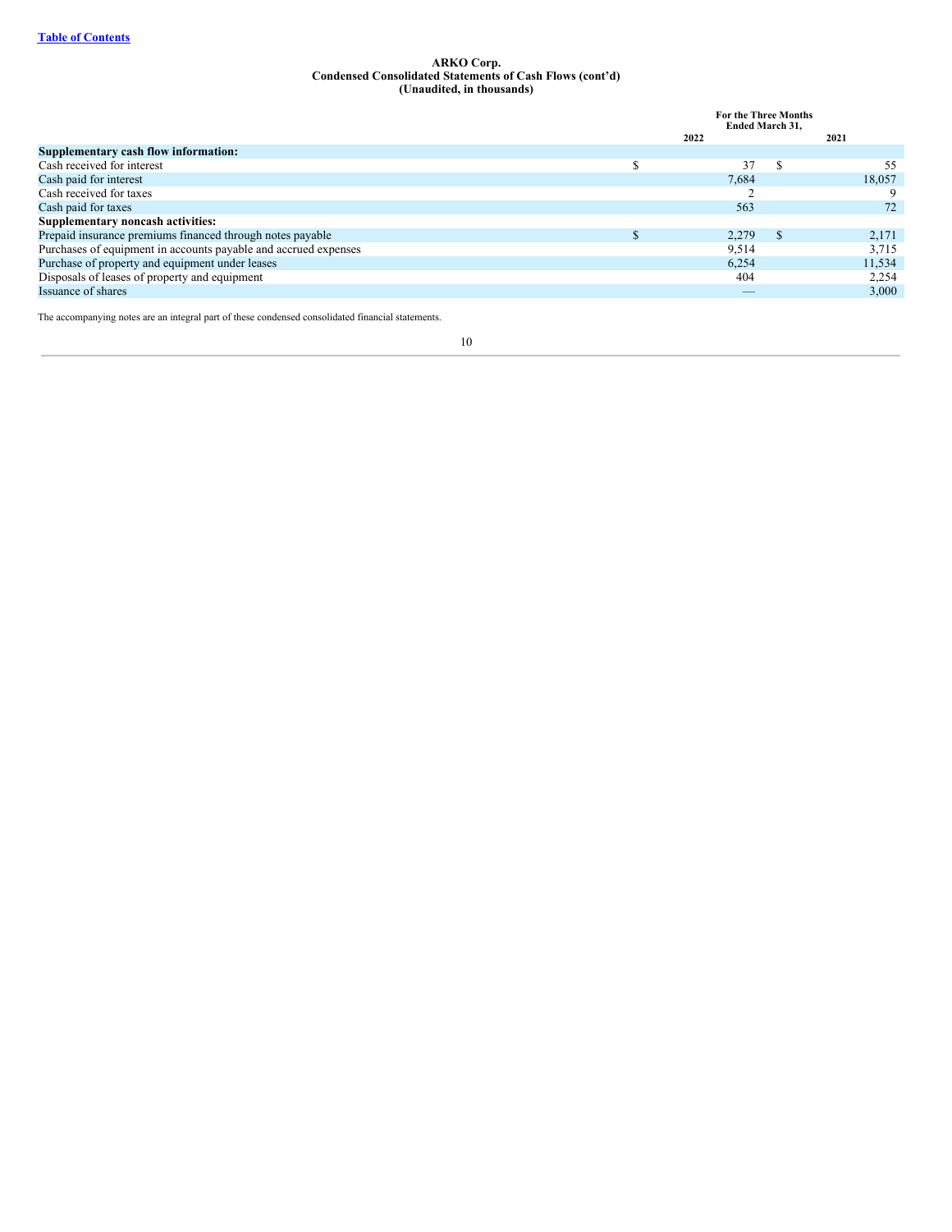**ARKO Corp.**
**Condensed Consolidated Statements of Cash Flows (cont'd)**
**(Unaudited, in thousands)**

| | For the Three Months Ended March 31, | |
|---|---|---|
| | 2022 | 2021 |
| **Supplementary cash flow information:** | | |
| Cash received for interest | $ 37 | $ 55 |
| Cash paid for interest | 7,684 | 18,057 |
| Cash received for taxes | 2 | 9 |
| Cash paid for taxes | 563 | 72 |
| **Supplementary noncash activities:** | | |
| Prepaid insurance premiums financed through notes payable | $ 2,279 | $ 2,171 |
| Purchases of equipment in accounts payable and accrued expenses | 9,514 | 3,715 |
| Purchase of property and equipment under leases | 6,254 | 11,534 |
| Disposals of leases of property and equipment | 404 | 2,254 |
| Issuance of shares | — | 3,000 |

The accompanying notes are an integral part of these condensed consolidated financial statements.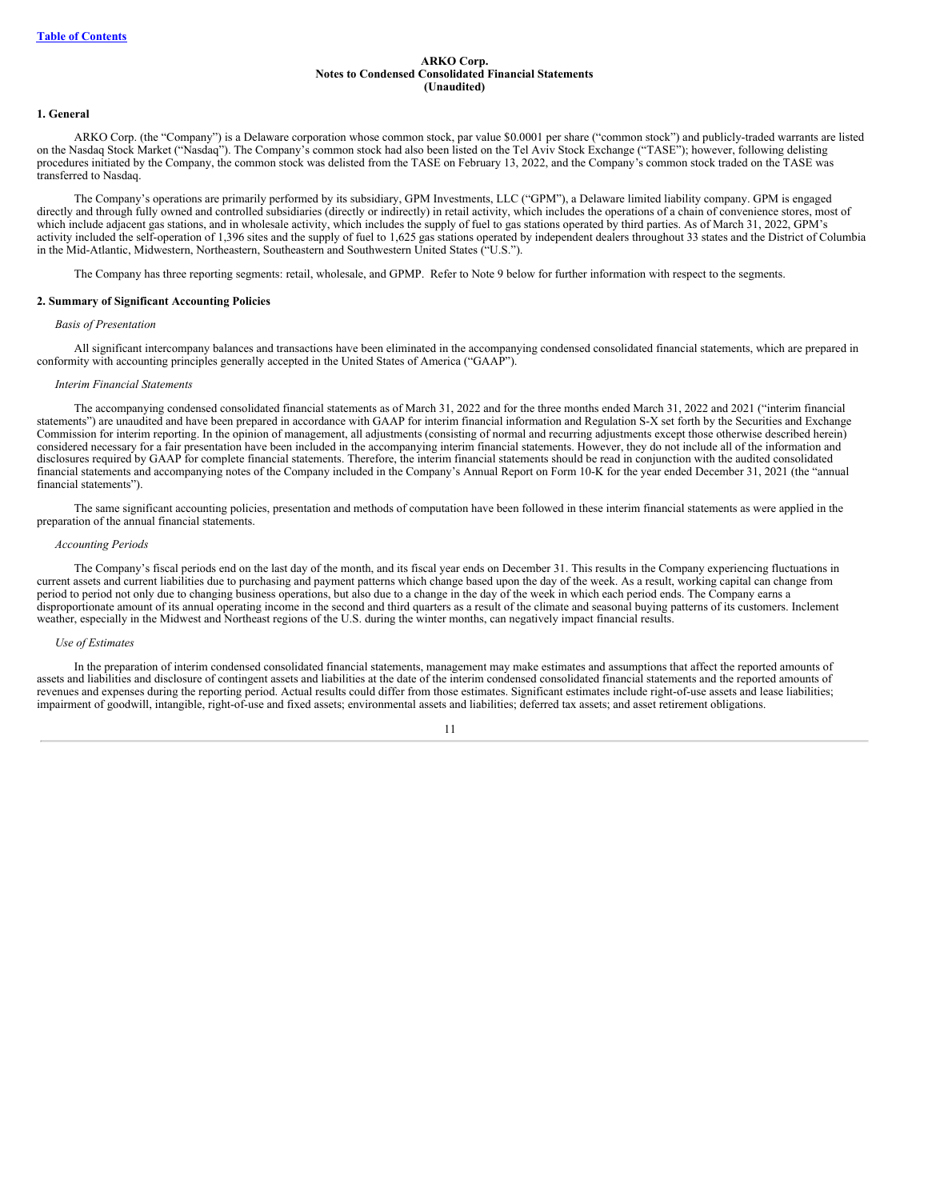**ARKO Corp.**
**Notes to Condensed Consolidated Financial Statements**
**(Unaudited)**

## 1. General

ARKO Corp. (the "Company") is a Delaware corporation whose common stock, par value $0.0001 per share ("common stock") and publicly-traded warrants are listed on the Nasdaq Stock Market ("Nasdaq"). The Company's common stock had also been listed on the Tel Aviv Stock Exchange ("TASE"); however, following delisting procedures initiated by the Company, the common stock was delisted from the TASE on February 13, 2022, and the Company's common stock traded on the TASE was transferred to Nasdaq.

The Company's operations are primarily performed by its subsidiary, GPM Investments, LLC ("GPM"), a Delaware limited liability company. GPM is engaged directly and through fully owned and controlled subsidiaries (directly or indirectly) in retail activity, which includes the operations of a chain of convenience stores, most of which include adjacent gas stations, and in wholesale activity, which includes the supply of fuel to gas stations operated by third parties. As of March 31, 2022, GPM's activity included the self-operation of 1,396 sites and the supply of fuel to 1,625 gas stations operated by independent dealers throughout 33 states and the District of Columbia in the Mid-Atlantic, Midwestern, Northeastern, Southeastern and Southwestern United States ("U.S.").

The Company has three reporting segments: retail, wholesale, and GPMP. Refer to Note 9 below for further information with respect to the segments.

## 2. Summary of Significant Accounting Policies

*Basis of Presentation*

All significant intercompany balances and transactions have been eliminated in the accompanying condensed consolidated financial statements, which are prepared in conformity with accounting principles generally accepted in the United States of America ("GAAP").

*Interim Financial Statements*

The accompanying condensed consolidated financial statements as of March 31, 2022 and for the three months ended March 31, 2022 and 2021 ("interim financial statements") are unaudited and have been prepared in accordance with GAAP for interim financial information and Regulation S-X set forth by the Securities and Exchange Commission for interim reporting. In the opinion of management, all adjustments (consisting of normal and recurring adjustments except those otherwise described herein) considered necessary for a fair presentation have been included in the accompanying interim financial statements. However, they do not include all of the information and disclosures required by GAAP for complete financial statements. Therefore, the interim financial statements should be read in conjunction with the audited consolidated financial statements and accompanying notes of the Company included in the Company's Annual Report on Form 10-K for the year ended December 31, 2021 (the "annual financial statements").

The same significant accounting policies, presentation and methods of computation have been followed in these interim financial statements as were applied in the preparation of the annual financial statements.

*Accounting Periods*

The Company's fiscal periods end on the last day of the month, and its fiscal year ends on December 31. This results in the Company experiencing fluctuations in current assets and current liabilities due to purchasing and payment patterns which change based upon the day of the week. As a result, working capital can change from period to period not only due to changing business operations, but also due to a change in the day of the week in which each period ends. The Company earns a disproportionate amount of its annual operating income in the second and third quarters as a result of the climate and seasonal buying patterns of its customers. Inclement weather, especially in the Midwest and Northeast regions of the U.S. during the winter months, can negatively impact financial results.

*Use of Estimates*

In the preparation of interim condensed consolidated financial statements, management may make estimates and assumptions that affect the reported amounts of assets and liabilities and disclosure of contingent assets and liabilities at the date of the interim condensed consolidated financial statements and the reported amounts of revenues and expenses during the reporting period. Actual results could differ from those estimates. Significant estimates include right-of-use assets and lease liabilities; impairment of goodwill, intangible, right-of-use and fixed assets; environmental assets and liabilities; deferred tax assets; and asset retirement obligations.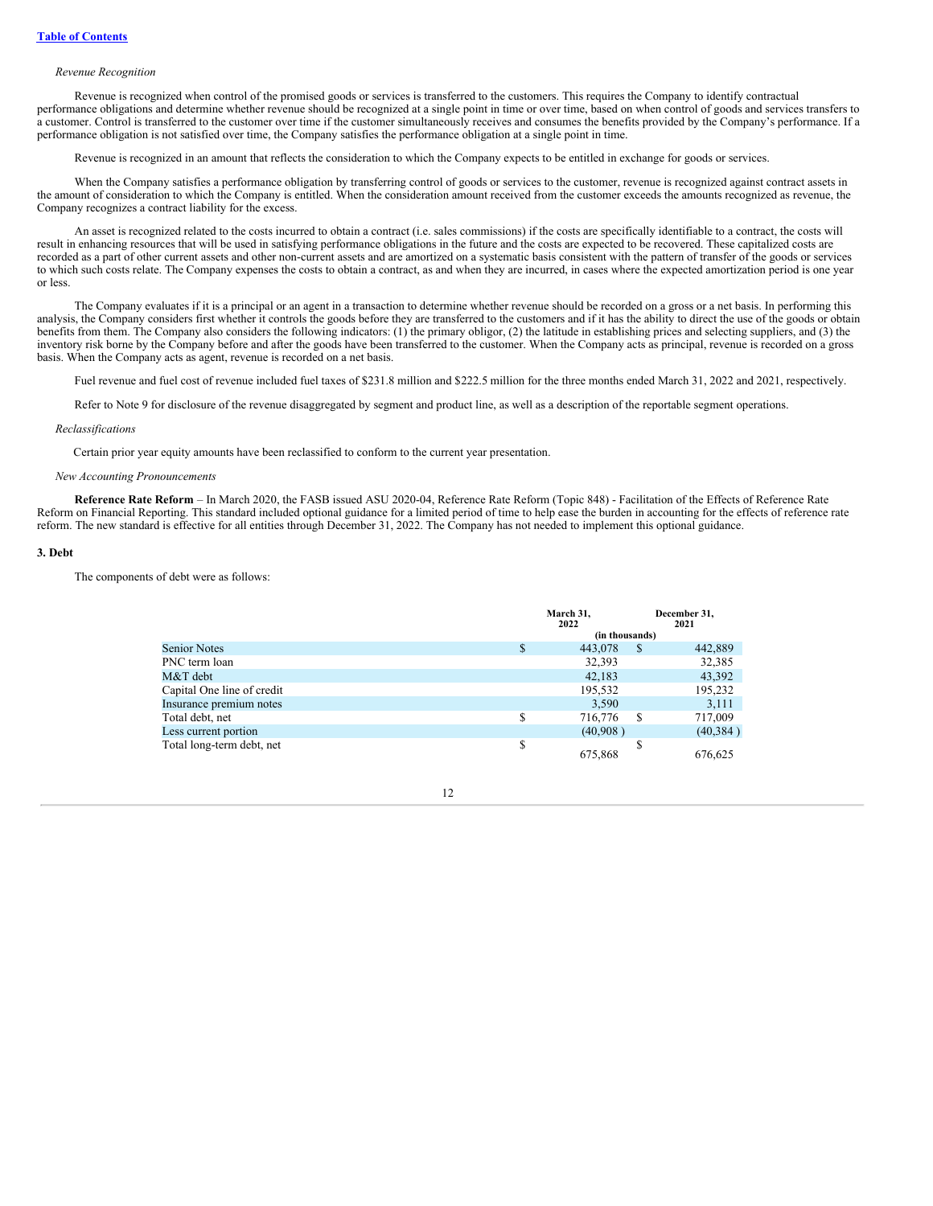*Revenue Recognition*

Revenue is recognized when control of the promised goods or services is transferred to the customers. This requires the Company to identify contractual performance obligations and determine whether revenue should be recognized at a single point in time or over time, based on when control of goods and services transfers to a customer. Control is transferred to the customer over time if the customer simultaneously receives and consumes the benefits provided by the Company's performance. If a performance obligation is not satisfied over time, the Company satisfies the performance obligation at a single point in time.

Revenue is recognized in an amount that reflects the consideration to which the Company expects to be entitled in exchange for goods or services.

When the Company satisfies a performance obligation by transferring control of goods or services to the customer, revenue is recognized against contract assets in the amount of consideration to which the Company is entitled. When the consideration amount received from the customer exceeds the amounts recognized as revenue, the Company recognizes a contract liability for the excess.

An asset is recognized related to the costs incurred to obtain a contract (i.e. sales commissions) if the costs are specifically identifiable to a contract, the costs will result in enhancing resources that will be used in satisfying performance obligations in the future and the costs are expected to be recovered. These capitalized costs are recorded as a part of other current assets and other non-current assets and are amortized on a systematic basis consistent with the pattern of transfer of the goods or services to which such costs relate. The Company expenses the costs to obtain a contract, as and when they are incurred, in cases where the expected amortization period is one year or less.

The Company evaluates if it is a principal or an agent in a transaction to determine whether revenue should be recorded on a gross or a net basis. In performing this analysis, the Company considers first whether it controls the goods before they are transferred to the customers and if it has the ability to direct the use of the goods or obtain benefits from them. The Company also considers the following indicators: (1) the primary obligor, (2) the latitude in establishing prices and selecting suppliers, and (3) the inventory risk borne by the Company before and after the goods have been transferred to the customer. When the Company acts as principal, revenue is recorded on a gross basis. When the Company acts as agent, revenue is recorded on a net basis.

Fuel revenue and fuel cost of revenue included fuel taxes of $231.8 million and $222.5 million for the three months ended March 31, 2022 and 2021, respectively.

Refer to Note 9 for disclosure of the revenue disaggregated by segment and product line, as well as a description of the reportable segment operations.

*Reclassifications*

Certain prior year equity amounts have been reclassified to conform to the current year presentation.

*New Accounting Pronouncements*

**Reference Rate Reform** – In March 2020, the FASB issued ASU 2020-04, Reference Rate Reform (Topic 848) - Facilitation of the Effects of Reference Rate Reform on Financial Reporting. This standard included optional guidance for a limited period of time to help ease the burden in accounting for the effects of reference rate reform. The new standard is effective for all entities through December 31, 2022. The Company has not needed to implement this optional guidance.

**3. Debt**

The components of debt were as follows:

| | March 31, 2022 | December 31, 2021 |
|---|---|---|
| | (in thousands) | |
| Senior Notes | $ 443,078 | $ 442,889 |
| PNC term loan | 32,393 | 32,385 |
| M&T debt | 42,183 | 43,392 |
| Capital One line of credit | 195,532 | 195,232 |
| Insurance premium notes | 3,590 | 3,111 |
| Total debt, net | $ 716,776 | $ 717,009 |
| Less current portion | (40,908) | (40,384) |
| Total long-term debt, net | $ 675,868 | $ 676,625 |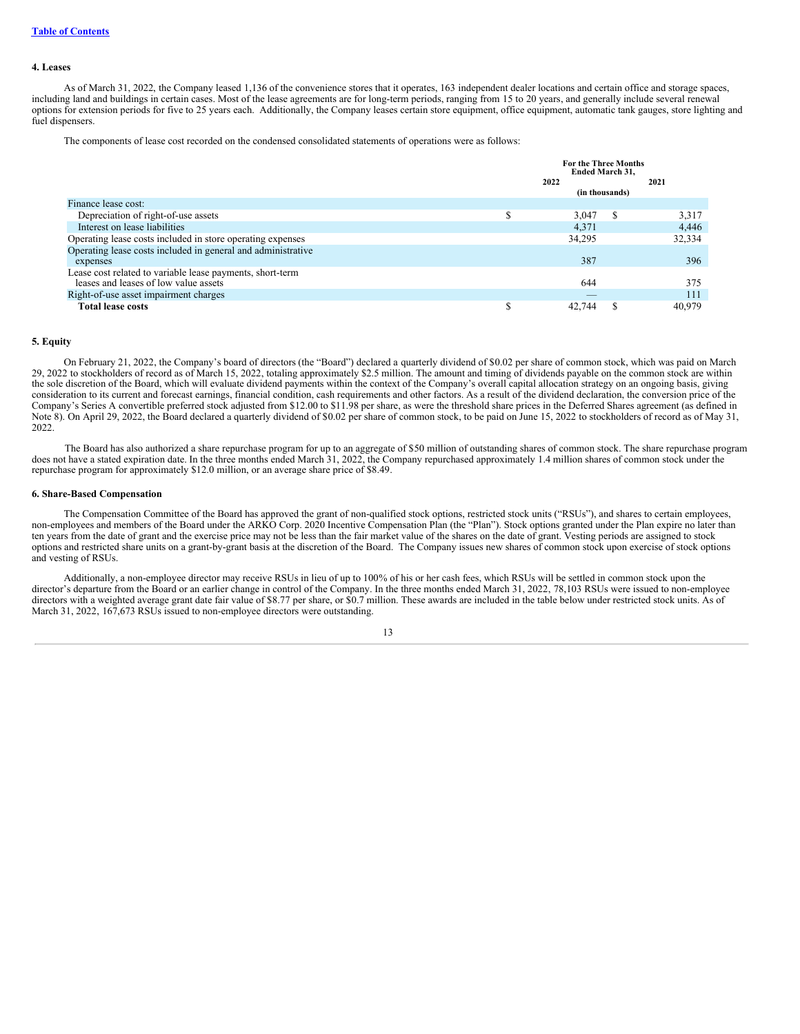[Table of Contents](#)

#### 4. Leases

As of March 31, 2022, the Company leased 1,136 of the convenience stores that it operates, 163 independent dealer locations and certain office and storage spaces, including land and buildings in certain cases. Most of the lease agreements are for long-term periods, ranging from 15 to 20 years, and generally include several renewal options for extension periods for five to 25 years each. Additionally, the Company leases certain store equipment, office equipment, automatic tank gauges, store lighting and fuel dispensers.

The components of lease cost recorded on the condensed consolidated statements of operations were as follows:

| | For the Three Months Ended March 31, | |
|---|---|---|
| | 2022 | 2021 |
| | (in thousands) | |
| Finance lease cost: | | |
| Depreciation of right-of-use assets | $ 3,047 | $ 3,317 |
| Interest on lease liabilities | 4,371 | 4,446 |
| Operating lease costs included in store operating expenses | 34,295 | 32,334 |
| Operating lease costs included in general and administrative expenses | 387 | 396 |
| Lease cost related to variable lease payments, short-term leases and leases of low value assets | 644 | 375 |
| Right-of-use asset impairment charges | — | 111 |
| **Total lease costs** | $ 42,744 | $ 40,979 |

#### 5. Equity

On February 21, 2022, the Company's board of directors (the "Board") declared a quarterly dividend of $0.02 per share of common stock, which was paid on March 29, 2022 to stockholders of record as of March 15, 2022, totaling approximately $2.5 million. The amount and timing of dividends payable on the common stock are within the sole discretion of the Board, which will evaluate dividend payments within the context of the Company's overall capital allocation strategy on an ongoing basis, giving consideration to its current and forecast earnings, financial condition, cash requirements and other factors. As a result of the dividend declaration, the conversion price of the Company's Series A convertible preferred stock adjusted from $12.00 to $11.98 per share, as were the threshold share prices in the Deferred Shares agreement (as defined in Note 8). On April 29, 2022, the Board declared a quarterly dividend of $0.02 per share of common stock, to be paid on June 15, 2022 to stockholders of record as of May 31, 2022.

The Board has also authorized a share repurchase program for up to an aggregate of $50 million of outstanding shares of common stock. The share repurchase program does not have a stated expiration date. In the three months ended March 31, 2022, the Company repurchased approximately 1.4 million shares of common stock under the repurchase program for approximately $12.0 million, or an average share price of $8.49.

#### 6. Share-Based Compensation

The Compensation Committee of the Board has approved the grant of non-qualified stock options, restricted stock units ("RSUs"), and shares to certain employees, non-employees and members of the Board under the ARKO Corp. 2020 Incentive Compensation Plan (the "Plan"). Stock options granted under the Plan expire no later than ten years from the date of grant and the exercise price may not be less than the fair market value of the shares on the date of grant. Vesting periods are assigned to stock options and restricted share units on a grant-by-grant basis at the discretion of the Board. The Company issues new shares of common stock upon exercise of stock options and vesting of RSUs.

Additionally, a non-employee director may receive RSUs in lieu of up to 100% of his or her cash fees, which RSUs will be settled in common stock upon the director's departure from the Board or an earlier change in control of the Company. In the three months ended March 31, 2022, 78,103 RSUs were issued to non-employee directors with a weighted average grant date fair value of $8.77 per share, or $0.7 million. These awards are included in the table below under restricted stock units. As of March 31, 2022, 167,673 RSUs issued to non-employee directors were outstanding.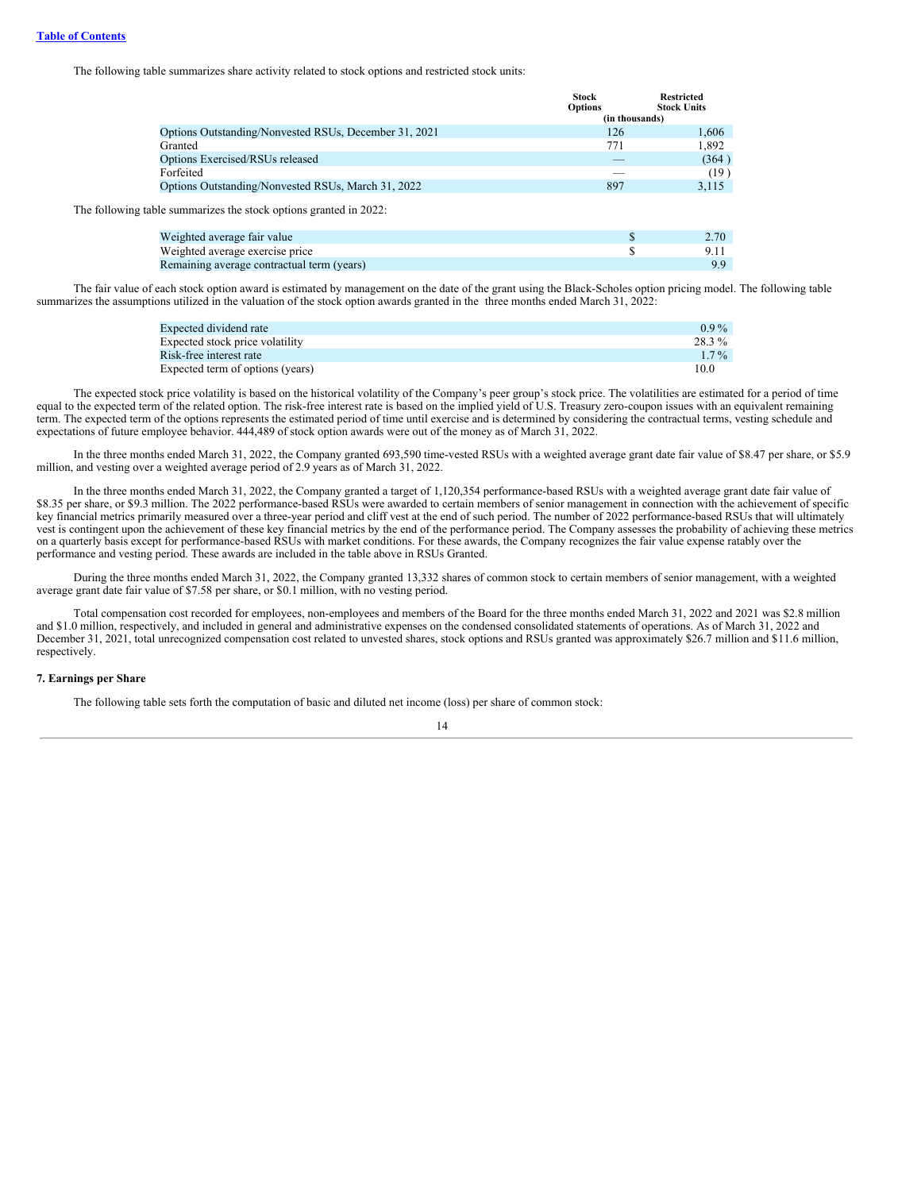The following table summarizes share activity related to stock options and restricted stock units:

| | Stock Options | Restricted Stock Units |
|---|---|---|
| | (in thousands) | |
| Options Outstanding/Nonvested RSUs, December 31, 2021 | 126 | 1,606 |
| Granted | 771 | 1,892 |
| Options Exercised/RSUs released | — | (364 ) |
| Forfeited | — | (19 ) |
| Options Outstanding/Nonvested RSUs, March 31, 2022 | 897 | 3,115 |

The following table summarizes the stock options granted in 2022:

| | | |
|---|---|---|
| Weighted average fair value | $ | 2.70 |
| Weighted average exercise price | $ | 9.11 |
| Remaining average contractual term (years) | | 9.9 |

The fair value of each stock option award is estimated by management on the date of the grant using the Black-Scholes option pricing model. The following table summarizes the assumptions utilized in the valuation of the stock option awards granted in the three months ended March 31, 2022:

| | |
|---|---|
| Expected dividend rate | 0.9 % |
| Expected stock price volatility | 28.3 % |
| Risk-free interest rate | 1.7 % |
| Expected term of options (years) | 10.0 |

The expected stock price volatility is based on the historical volatility of the Company's peer group's stock price. The volatilities are estimated for a period of time equal to the expected term of the related option. The risk-free interest rate is based on the implied yield of U.S. Treasury zero-coupon issues with an equivalent remaining term. The expected term of the options represents the estimated period of time until exercise and is determined by considering the contractual terms, vesting schedule and expectations of future employee behavior. 444,489 of stock option awards were out of the money as of March 31, 2022.

In the three months ended March 31, 2022, the Company granted 693,590 time-vested RSUs with a weighted average grant date fair value of $8.47 per share, or $5.9 million, and vesting over a weighted average period of 2.9 years as of March 31, 2022.

In the three months ended March 31, 2022, the Company granted a target of 1,120,354 performance-based RSUs with a weighted average grant date fair value of $8.35 per share, or $9.3 million. The 2022 performance-based RSUs were awarded to certain members of senior management in connection with the achievement of specific key financial metrics primarily measured over a three-year period and cliff vest at the end of such period. The number of 2022 performance-based RSUs that will ultimately vest is contingent upon the achievement of these key financial metrics by the end of the performance period. The Company assesses the probability of achieving these metrics on a quarterly basis except for performance-based RSUs with market conditions. For these awards, the Company recognizes the fair value expense ratably over the performance and vesting period. These awards are included in the table above in RSUs Granted.

During the three months ended March 31, 2022, the Company granted 13,332 shares of common stock to certain members of senior management, with a weighted average grant date fair value of $7.58 per share, or $0.1 million, with no vesting period.

Total compensation cost recorded for employees, non-employees and members of the Board for the three months ended March 31, 2022 and 2021 was $2.8 million and $1.0 million, respectively, and included in general and administrative expenses on the condensed consolidated statements of operations. As of March 31, 2022 and December 31, 2021, total unrecognized compensation cost related to unvested shares, stock options and RSUs granted was approximately $26.7 million and $11.6 million, respectively.

**7. Earnings per Share**

The following table sets forth the computation of basic and diluted net income (loss) per share of common stock: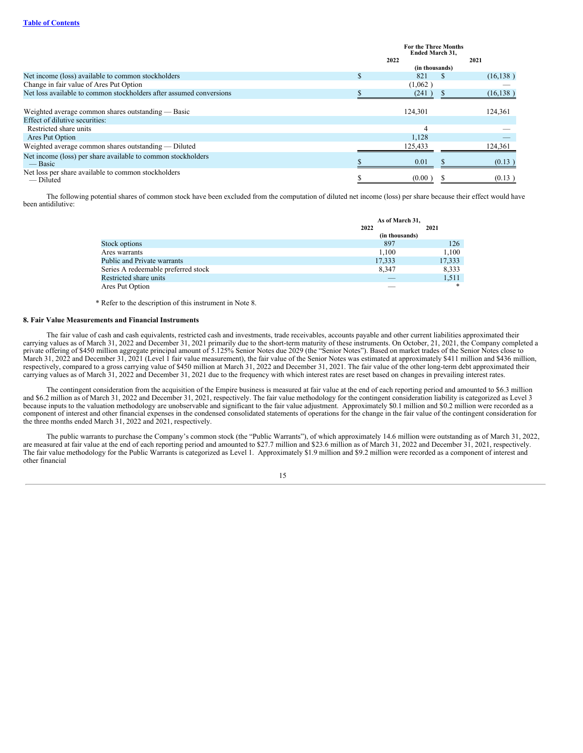| | For the Three Months Ended March 31, | |
|---|---|---|
| | 2022 | 2021 |
| | (in thousands) | |
| Net income (loss) available to common stockholders | $ 821 | $ (16,138 ) |
| Change in fair value of Ares Put Option | (1,062 ) | — |
| Net loss available to common stockholders after assumed conversions | $ (241 ) | $ (16,138 ) |
| | | |
| Weighted average common shares outstanding — Basic | 124,301 | 124,361 |
| Effect of dilutive securities: | | |
| Restricted share units | 4 | — |
| Ares Put Option | 1,128 | — |
| Weighted average common shares outstanding — Diluted | 125,433 | 124,361 |
| Net income (loss) per share available to common stockholders — Basic | $ 0.01 | $ (0.13 ) |
| Net loss per share available to common stockholders — Diluted | $ (0.00 ) | $ (0.13 ) |

The following potential shares of common stock have been excluded from the computation of diluted net income (loss) per share because their effect would have been antidilutive:

| | As of March 31, | |
|---|---|---|
| | 2022 | 2021 |
| | (in thousands) | |
| Stock options | 897 | 126 |
| Ares warrants | 1,100 | 1,100 |
| Public and Private warrants | 17,333 | 17,333 |
| Series A redeemable preferred stock | 8,347 | 8,333 |
| Restricted share units | — | 1,511 |
| Ares Put Option | — | * |

* Refer to the description of this instrument in Note 8.

**8. Fair Value Measurements and Financial Instruments**

The fair value of cash and cash equivalents, restricted cash and investments, trade receivables, accounts payable and other current liabilities approximated their carrying values as of March 31, 2022 and December 31, 2021 primarily due to the short-term maturity of these instruments. On October, 21, 2021, the Company completed a private offering of $450 million aggregate principal amount of 5.125% Senior Notes due 2029 (the "Senior Notes"). Based on market trades of the Senior Notes close to March 31, 2022 and December 31, 2021 (Level 1 fair value measurement), the fair value of the Senior Notes was estimated at approximately $411 million and $436 million, respectively, compared to a gross carrying value of $450 million at March 31, 2022 and December 31, 2021. The fair value of the other long-term debt approximated their carrying values as of March 31, 2022 and December 31, 2021 due to the frequency with which interest rates are reset based on changes in prevailing interest rates.

The contingent consideration from the acquisition of the Empire business is measured at fair value at the end of each reporting period and amounted to $6.3 million and $6.2 million as of March 31, 2022 and December 31, 2021, respectively. The fair value methodology for the contingent consideration liability is categorized as Level 3 because inputs to the valuation methodology are unobservable and significant to the fair value adjustment. Approximately $0.1 million and $0.2 million were recorded as a component of interest and other financial expenses in the condensed consolidated statements of operations for the change in the fair value of the contingent consideration for the three months ended March 31, 2022 and 2021, respectively.

The public warrants to purchase the Company's common stock (the "Public Warrants"), of which approximately 14.6 million were outstanding as of March 31, 2022, are measured at fair value at the end of each reporting period and amounted to $27.7 million and $23.6 million as of March 31, 2022 and December 31, 2021, respectively. The fair value methodology for the Public Warrants is categorized as Level 1. Approximately $1.9 million and $9.2 million were recorded as a component of interest and other financial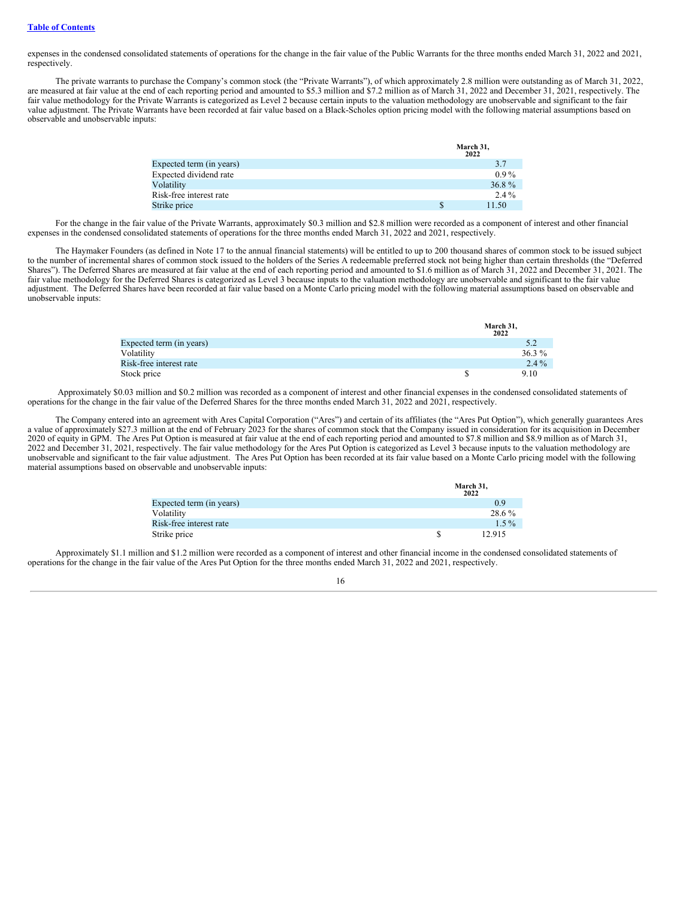expenses in the condensed consolidated statements of operations for the change in the fair value of the Public Warrants for the three months ended March 31, 2022 and 2021, respectively.

The private warrants to purchase the Company's common stock (the "Private Warrants"), of which approximately 2.8 million were outstanding as of March 31, 2022, are measured at fair value at the end of each reporting period and amounted to $5.3 million and $7.2 million as of March 31, 2022 and December 31, 2021, respectively. The fair value methodology for the Private Warrants is categorized as Level 2 because certain inputs to the valuation methodology are unobservable and significant to the fair value adjustment. The Private Warrants have been recorded at fair value based on a Black-Scholes option pricing model with the following material assumptions based on observable and unobservable inputs:

| | March 31, 2022 |
|---|---|
| Expected term (in years) | 3.7 |
| Expected dividend rate | 0.9 % |
| Volatility | 36.8 % |
| Risk-free interest rate | 2.4 % |
| Strike price | $ 11.50 |

For the change in the fair value of the Private Warrants, approximately $0.3 million and $2.8 million were recorded as a component of interest and other financial expenses in the condensed consolidated statements of operations for the three months ended March 31, 2022 and 2021, respectively.

The Haymaker Founders (as defined in Note 17 to the annual financial statements) will be entitled to up to 200 thousand shares of common stock to be issued subject to the number of incremental shares of common stock issued to the holders of the Series A redeemable preferred stock not being higher than certain thresholds (the "Deferred Shares"). The Deferred Shares are measured at fair value at the end of each reporting period and amounted to $1.6 million as of March 31, 2022 and December 31, 2021. The fair value methodology for the Deferred Shares is categorized as Level 3 because inputs to the valuation methodology are unobservable and significant to the fair value adjustment. The Deferred Shares have been recorded at fair value based on a Monte Carlo pricing model with the following material assumptions based on observable and unobservable inputs:

| | March 31, 2022 |
|---|---|
| Expected term (in years) | 5.2 |
| Volatility | 36.3 % |
| Risk-free interest rate | 2.4 % |
| Stock price | $ 9.10 |

Approximately $0.03 million and $0.2 million was recorded as a component of interest and other financial expenses in the condensed consolidated statements of operations for the change in the fair value of the Deferred Shares for the three months ended March 31, 2022 and 2021, respectively.

The Company entered into an agreement with Ares Capital Corporation ("Ares") and certain of its affiliates (the "Ares Put Option"), which generally guarantees Ares a value of approximately $27.3 million at the end of February 2023 for the shares of common stock that the Company issued in consideration for its acquisition in December 2020 of equity in GPM. The Ares Put Option is measured at fair value at the end of each reporting period and amounted to $7.8 million and $8.9 million as of March 31, 2022 and December 31, 2021, respectively. The fair value methodology for the Ares Put Option is categorized as Level 3 because inputs to the valuation methodology are unobservable and significant to the fair value adjustment. The Ares Put Option has been recorded at its fair value based on a Monte Carlo pricing model with the following material assumptions based on observable and unobservable inputs:

| | March 31, 2022 |
|---|---|
| Expected term (in years) | 0.9 |
| Volatility | 28.6 % |
| Risk-free interest rate | 1.5 % |
| Strike price | $ 12.915 |

Approximately $1.1 million and $1.2 million were recorded as a component of interest and other financial income in the condensed consolidated statements of operations for the change in the fair value of the Ares Put Option for the three months ended March 31, 2022 and 2021, respectively.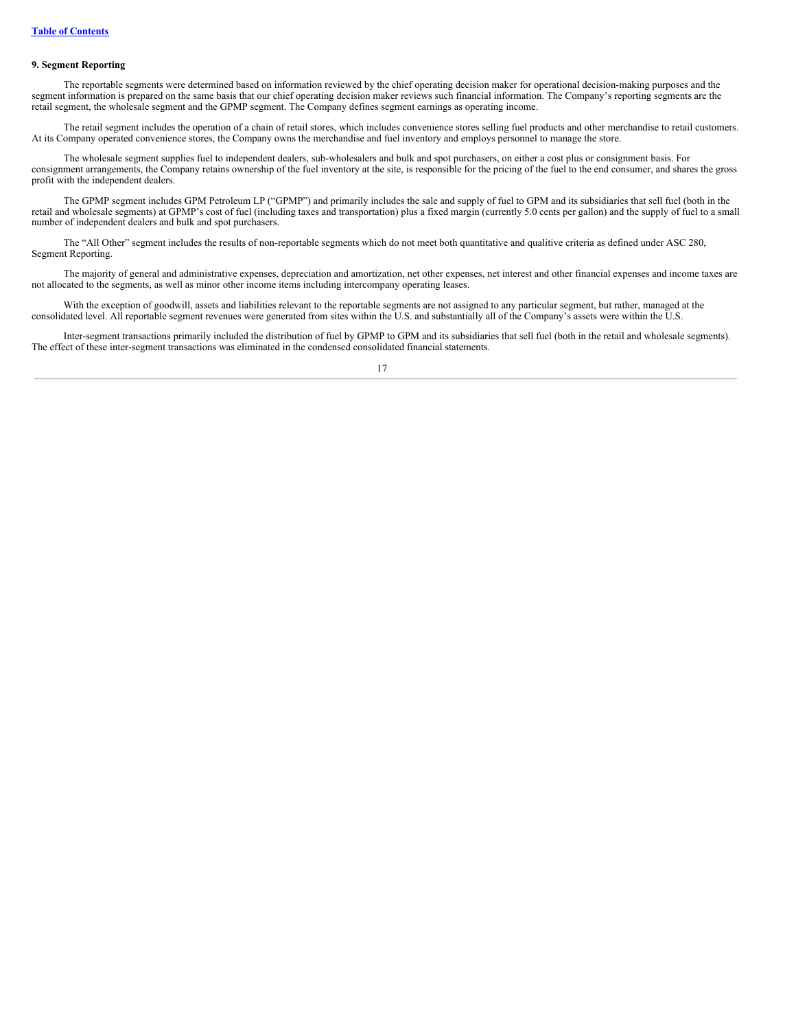**9. Segment Reporting**

The reportable segments were determined based on information reviewed by the chief operating decision maker for operational decision-making purposes and the segment information is prepared on the same basis that our chief operating decision maker reviews such financial information. The Company's reporting segments are the retail segment, the wholesale segment and the GPMP segment. The Company defines segment earnings as operating income.

The retail segment includes the operation of a chain of retail stores, which includes convenience stores selling fuel products and other merchandise to retail customers. At its Company operated convenience stores, the Company owns the merchandise and fuel inventory and employs personnel to manage the store.

The wholesale segment supplies fuel to independent dealers, sub-wholesalers and bulk and spot purchasers, on either a cost plus or consignment basis. For consignment arrangements, the Company retains ownership of the fuel inventory at the site, is responsible for the pricing of the fuel to the end consumer, and shares the gross profit with the independent dealers.

The GPMP segment includes GPM Petroleum LP ("GPMP") and primarily includes the sale and supply of fuel to GPM and its subsidiaries that sell fuel (both in the retail and wholesale segments) at GPMP's cost of fuel (including taxes and transportation) plus a fixed margin (currently 5.0 cents per gallon) and the supply of fuel to a small number of independent dealers and bulk and spot purchasers.

The "All Other" segment includes the results of non-reportable segments which do not meet both quantitative and qualitive criteria as defined under ASC 280, Segment Reporting.

The majority of general and administrative expenses, depreciation and amortization, net other expenses, net interest and other financial expenses and income taxes are not allocated to the segments, as well as minor other income items including intercompany operating leases.

With the exception of goodwill, assets and liabilities relevant to the reportable segments are not assigned to any particular segment, but rather, managed at the consolidated level. All reportable segment revenues were generated from sites within the U.S. and substantially all of the Company's assets were within the U.S.

Inter-segment transactions primarily included the distribution of fuel by GPMP to GPM and its subsidiaries that sell fuel (both in the retail and wholesale segments). The effect of these inter-segment transactions was eliminated in the condensed consolidated financial statements.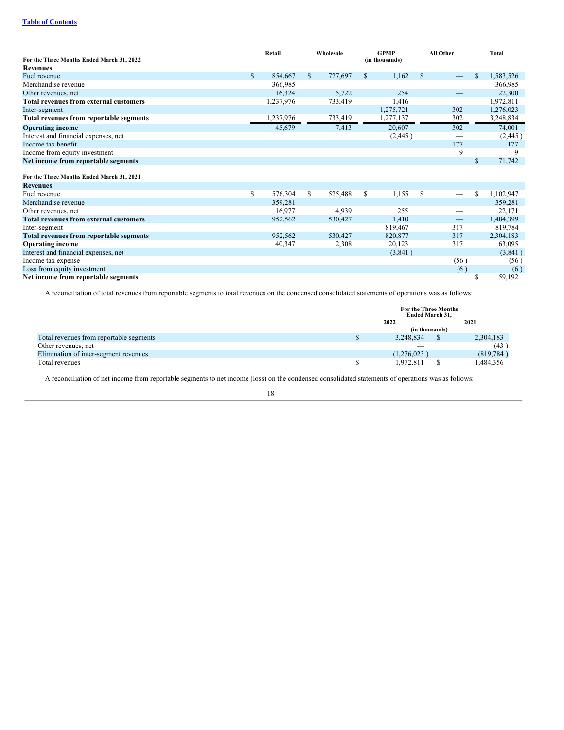| For the Three Months Ended March 31, 2022 | Retail | Wholesale | GPMP (in thousands) | All Other | Total |
|---|---|---|---|---|---|
| **Revenues** | | | | | |
| Fuel revenue | $ 854,667 | $ 727,697 | $ 1,162 | $ — | $ 1,583,526 |
| Merchandise revenue | 366,985 | — | — | — | 366,985 |
| Other revenues, net | 16,324 | 5,722 | 254 | — | 22,300 |
| **Total revenues from external customers** | 1,237,976 | 733,419 | 1,416 | — | 1,972,811 |
| Inter-segment | — | — | 1,275,721 | 302 | 1,276,023 |
| **Total revenues from reportable segments** | 1,237,976 | 733,419 | 1,277,137 | 302 | 3,248,834 |
| **Operating income** | 45,679 | 7,413 | 20,607 | 302 | 74,001 |
| Interest and financial expenses, net | | | (2,445 ) | — | (2,445 ) |
| Income tax benefit | | | | 177 | 177 |
| Income from equity investment | | | | 9 | 9 |
| **Net income from reportable segments** | | | | | $ 71,742 |
| | | | | | |
| **For the Three Months Ended March 31, 2021** | | | | | |
| **Revenues** | | | | | |
| Fuel revenue | $ 576,304 | $ 525,488 | $ 1,155 | $ — | $ 1,102,947 |
| Merchandise revenue | 359,281 | — | — | — | 359,281 |
| Other revenues, net | 16,977 | 4,939 | 255 | — | 22,171 |
| **Total revenues from external customers** | 952,562 | 530,427 | 1,410 | — | 1,484,399 |
| Inter-segment | — | — | 819,467 | 317 | 819,784 |
| **Total revenues from reportable segments** | 952,562 | 530,427 | 820,877 | 317 | 2,304,183 |
| **Operating income** | 40,347 | 2,308 | 20,123 | 317 | 63,095 |
| Interest and financial expenses, net | | | (3,841 ) | — | (3,841 ) |
| Income tax expense | | | | (56 ) | (56 ) |
| Loss from equity investment | | | | (6 ) | (6 ) |
| **Net income from reportable segments** | | | | | $ 59,192 |

A reconciliation of total revenues from reportable segments to total revenues on the condensed consolidated statements of operations was as follows:

| | For the Three Months Ended March 31, 2022 | For the Three Months Ended March 31, 2021 |
|---|---|---|
| | (in thousands) | |
| Total revenues from reportable segments | $ 3,248,834 | $ 2,304,183 |
| Other revenues, net | — | (43 ) |
| Elimination of inter-segment revenues | (1,276,023 ) | (819,784 ) |
| Total revenues | $ 1,972,811 | $ 1,484,356 |

A reconciliation of net income from reportable segments to net income (loss) on the condensed consolidated statements of operations was as follows: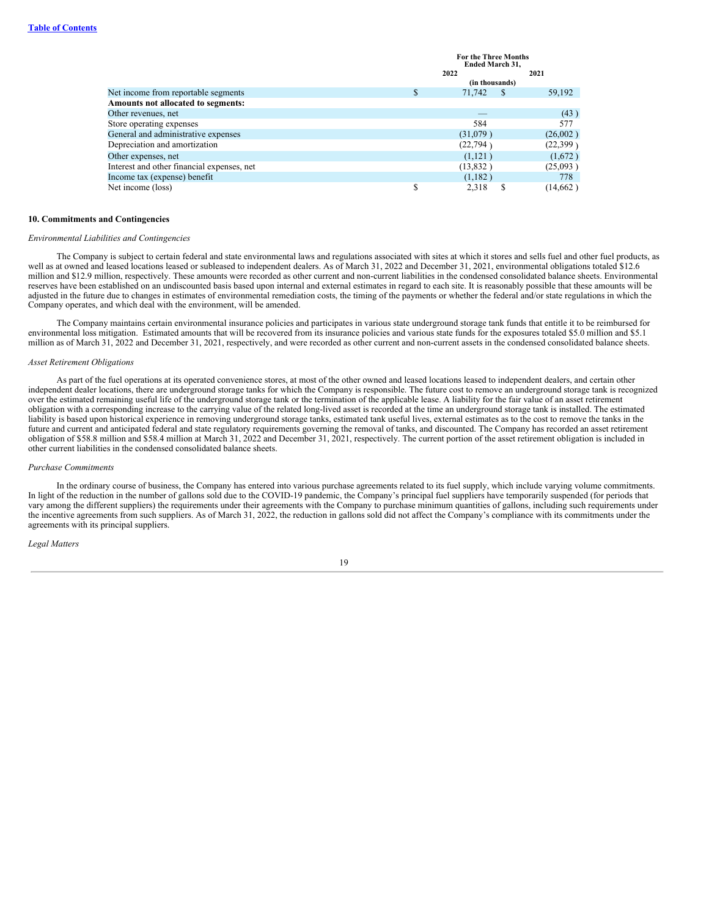|  | For the Three Months Ended March 31, |  |
|---|---|---|
|  | 2022 | 2021 |
|  | (in thousands) |  |
| Net income from reportable segments | $ 71,742 | $ 59,192 |
| **Amounts not allocated to segments:** |  |  |
| Other revenues, net | — | (43) |
| Store operating expenses | 584 | 577 |
| General and administrative expenses | (31,079) | (26,002) |
| Depreciation and amortization | (22,794) | (22,399) |
| Other expenses, net | (1,121) | (1,672) |
| Interest and other financial expenses, net | (13,832) | (25,093) |
| Income tax (expense) benefit | (1,182) | 778 |
| Net income (loss) | $ 2,318 | $ (14,662) |

## 10. Commitments and Contingencies

*Environmental Liabilities and Contingencies*

The Company is subject to certain federal and state environmental laws and regulations associated with sites at which it stores and sells fuel and other fuel products, as well as at owned and leased locations leased or subleased to independent dealers. As of March 31, 2022 and December 31, 2021, environmental obligations totaled $12.6 million and $12.9 million, respectively. These amounts were recorded as other current and non-current liabilities in the condensed consolidated balance sheets. Environmental reserves have been established on an undiscounted basis based upon internal and external estimates in regard to each site. It is reasonably possible that these amounts will be adjusted in the future due to changes in estimates of environmental remediation costs, the timing of the payments or whether the federal and/or state regulations in which the Company operates, and which deal with the environment, will be amended.

The Company maintains certain environmental insurance policies and participates in various state underground storage tank funds that entitle it to be reimbursed for environmental loss mitigation. Estimated amounts that will be recovered from its insurance policies and various state funds for the exposures totaled $5.0 million and $5.1 million as of March 31, 2022 and December 31, 2021, respectively, and were recorded as other current and non-current assets in the condensed consolidated balance sheets.

*Asset Retirement Obligations*

As part of the fuel operations at its operated convenience stores, at most of the other owned and leased locations leased to independent dealers, and certain other independent dealer locations, there are underground storage tanks for which the Company is responsible. The future cost to remove an underground storage tank is recognized over the estimated remaining useful life of the underground storage tank or the termination of the applicable lease. A liability for the fair value of an asset retirement obligation with a corresponding increase to the carrying value of the related long-lived asset is recorded at the time an underground storage tank is installed. The estimated liability is based upon historical experience in removing underground storage tanks, estimated tank useful lives, external estimates as to the cost to remove the tanks in the future and current and anticipated federal and state regulatory requirements governing the removal of tanks, and discounted. The Company has recorded an asset retirement obligation of $58.8 million and $58.4 million at March 31, 2022 and December 31, 2021, respectively. The current portion of the asset retirement obligation is included in other current liabilities in the condensed consolidated balance sheets.

*Purchase Commitments*

In the ordinary course of business, the Company has entered into various purchase agreements related to its fuel supply, which include varying volume commitments. In light of the reduction in the number of gallons sold due to the COVID-19 pandemic, the Company's principal fuel suppliers have temporarily suspended (for periods that vary among the different suppliers) the requirements under their agreements with the Company to purchase minimum quantities of gallons, including such requirements under the incentive agreements from such suppliers. As of March 31, 2022, the reduction in gallons sold did not affect the Company's compliance with its commitments under the agreements with its principal suppliers.

*Legal Matters*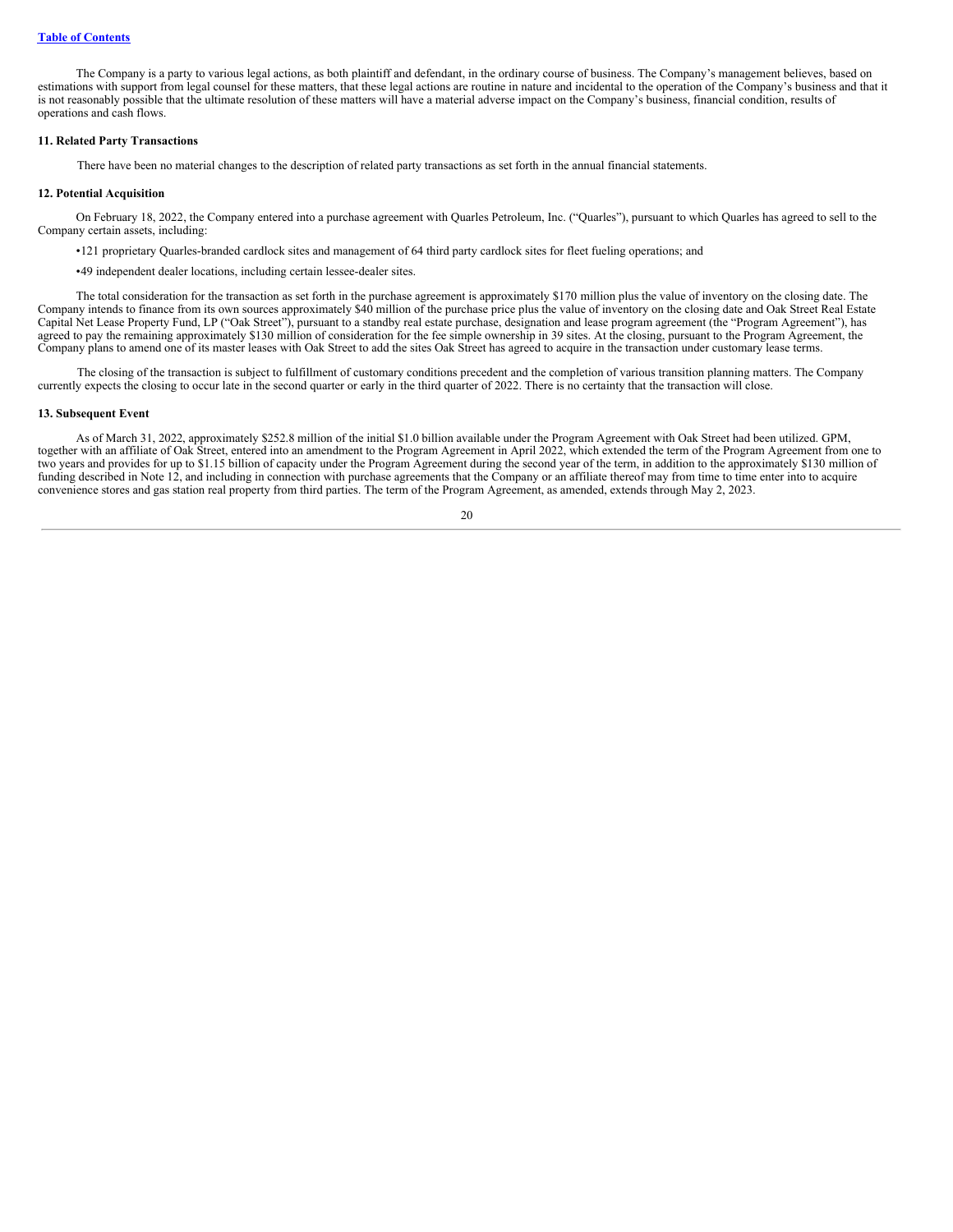The Company is a party to various legal actions, as both plaintiff and defendant, in the ordinary course of business. The Company's management believes, based on estimations with support from legal counsel for these matters, that these legal actions are routine in nature and incidental to the operation of the Company's business and that it is not reasonably possible that the ultimate resolution of these matters will have a material adverse impact on the Company's business, financial condition, results of operations and cash flows.

### 11. Related Party Transactions

There have been no material changes to the description of related party transactions as set forth in the annual financial statements.

### 12. Potential Acquisition

On February 18, 2022, the Company entered into a purchase agreement with Quarles Petroleum, Inc. ("Quarles"), pursuant to which Quarles has agreed to sell to the Company certain assets, including:

- 121 proprietary Quarles-branded cardlock sites and management of 64 third party cardlock sites for fleet fueling operations; and
- 49 independent dealer locations, including certain lessee-dealer sites.

The total consideration for the transaction as set forth in the purchase agreement is approximately $170 million plus the value of inventory on the closing date. The Company intends to finance from its own sources approximately $40 million of the purchase price plus the value of inventory on the closing date and Oak Street Real Estate Capital Net Lease Property Fund, LP ("Oak Street"), pursuant to a standby real estate purchase, designation and lease program agreement (the "Program Agreement"), has agreed to pay the remaining approximately $130 million of consideration for the fee simple ownership in 39 sites. At the closing, pursuant to the Program Agreement, the Company plans to amend one of its master leases with Oak Street to add the sites Oak Street has agreed to acquire in the transaction under customary lease terms.

The closing of the transaction is subject to fulfillment of customary conditions precedent and the completion of various transition planning matters. The Company currently expects the closing to occur late in the second quarter or early in the third quarter of 2022. There is no certainty that the transaction will close.

### 13. Subsequent Event

As of March 31, 2022, approximately $252.8 million of the initial $1.0 billion available under the Program Agreement with Oak Street had been utilized. GPM, together with an affiliate of Oak Street, entered into an amendment to the Program Agreement in April 2022, which extended the term of the Program Agreement from one to two years and provides for up to $1.15 billion of capacity under the Program Agreement during the second year of the term, in addition to the approximately $130 million of funding described in Note 12, and including in connection with purchase agreements that the Company or an affiliate thereof may from time to time enter into to acquire convenience stores and gas station real property from third parties. The term of the Program Agreement, as amended, extends through May 2, 2023.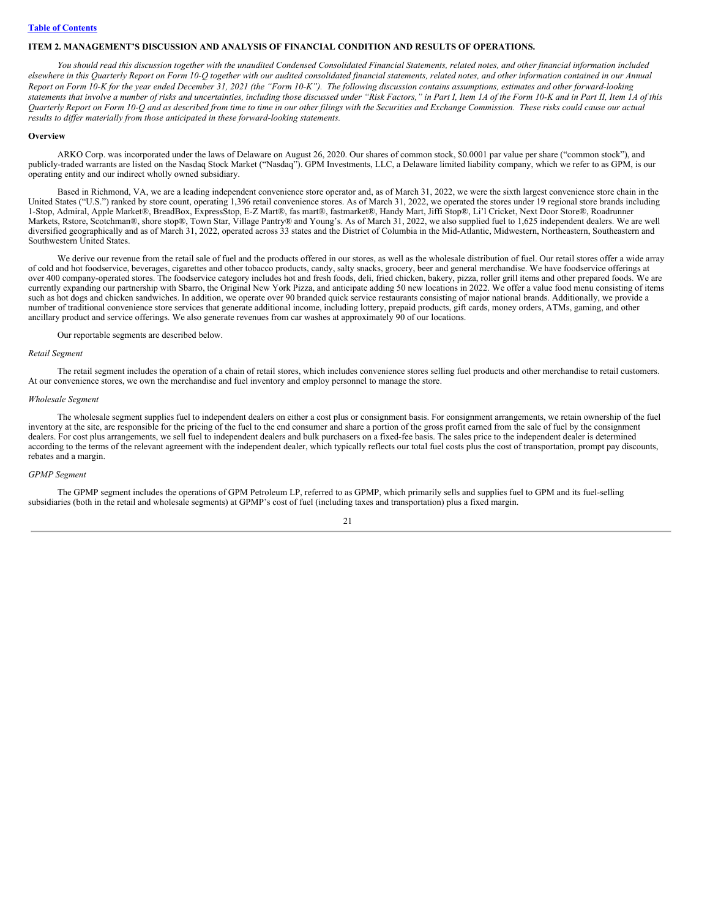## ITEM 2. MANAGEMENT'S DISCUSSION AND ANALYSIS OF FINANCIAL CONDITION AND RESULTS OF OPERATIONS.

*You should read this discussion together with the unaudited Condensed Consolidated Financial Statements, related notes, and other financial information included elsewhere in this Quarterly Report on Form 10-Q together with our audited consolidated financial statements, related notes, and other information contained in our Annual Report on Form 10-K for the year ended December 31, 2021 (the "Form 10-K"). The following discussion contains assumptions, estimates and other forward-looking statements that involve a number of risks and uncertainties, including those discussed under "Risk Factors," in Part I, Item 1A of the Form 10-K and in Part II, Item 1A of this Quarterly Report on Form 10-Q and as described from time to time in our other filings with the Securities and Exchange Commission. These risks could cause our actual results to differ materially from those anticipated in these forward-looking statements.*

### Overview

ARKO Corp. was incorporated under the laws of Delaware on August 26, 2020. Our shares of common stock, $0.0001 par value per share ("common stock"), and publicly-traded warrants are listed on the Nasdaq Stock Market ("Nasdaq"). GPM Investments, LLC, a Delaware limited liability company, which we refer to as GPM, is our operating entity and our indirect wholly owned subsidiary.

Based in Richmond, VA, we are a leading independent convenience store operator and, as of March 31, 2022, we were the sixth largest convenience store chain in the United States ("U.S.") ranked by store count, operating 1,396 retail convenience stores. As of March 31, 2022, we operated the stores under 19 regional store brands including 1-Stop, Admiral, Apple Market®, BreadBox, ExpressStop, E-Z Mart®, fas mart®, fastmarket®, Handy Mart, Jiffi Stop®, Li'l Cricket, Next Door Store®, Roadrunner Markets, Rstore, Scotchman®, shore stop®, Town Star, Village Pantry® and Young's. As of March 31, 2022, we also supplied fuel to 1,625 independent dealers. We are well diversified geographically and as of March 31, 2022, operated across 33 states and the District of Columbia in the Mid-Atlantic, Midwestern, Northeastern, Southeastern and Southwestern United States.

We derive our revenue from the retail sale of fuel and the products offered in our stores, as well as the wholesale distribution of fuel. Our retail stores offer a wide array of cold and hot foodservice, beverages, cigarettes and other tobacco products, candy, salty snacks, grocery, beer and general merchandise. We have foodservice offerings at over 400 company-operated stores. The foodservice category includes hot and fresh foods, deli, fried chicken, bakery, pizza, roller grill items and other prepared foods. We are currently expanding our partnership with Sbarro, the Original New York Pizza, and anticipate adding 50 new locations in 2022. We offer a value food menu consisting of items such as hot dogs and chicken sandwiches. In addition, we operate over 90 branded quick service restaurants consisting of major national brands. Additionally, we provide a number of traditional convenience store services that generate additional income, including lottery, prepaid products, gift cards, money orders, ATMs, gaming, and other ancillary product and service offerings. We also generate revenues from car washes at approximately 90 of our locations.

Our reportable segments are described below.

*Retail Segment*

The retail segment includes the operation of a chain of retail stores, which includes convenience stores selling fuel products and other merchandise to retail customers. At our convenience stores, we own the merchandise and fuel inventory and employ personnel to manage the store.

*Wholesale Segment*

The wholesale segment supplies fuel to independent dealers on either a cost plus or consignment basis. For consignment arrangements, we retain ownership of the fuel inventory at the site, are responsible for the pricing of the fuel to the end consumer and share a portion of the gross profit earned from the sale of fuel by the consignment dealers. For cost plus arrangements, we sell fuel to independent dealers and bulk purchasers on a fixed-fee basis. The sales price to the independent dealer is determined according to the terms of the relevant agreement with the independent dealer, which typically reflects our total fuel costs plus the cost of transportation, prompt pay discounts, rebates and a margin.

*GPMP Segment*

The GPMP segment includes the operations of GPM Petroleum LP, referred to as GPMP, which primarily sells and supplies fuel to GPM and its fuel-selling subsidiaries (both in the retail and wholesale segments) at GPMP's cost of fuel (including taxes and transportation) plus a fixed margin.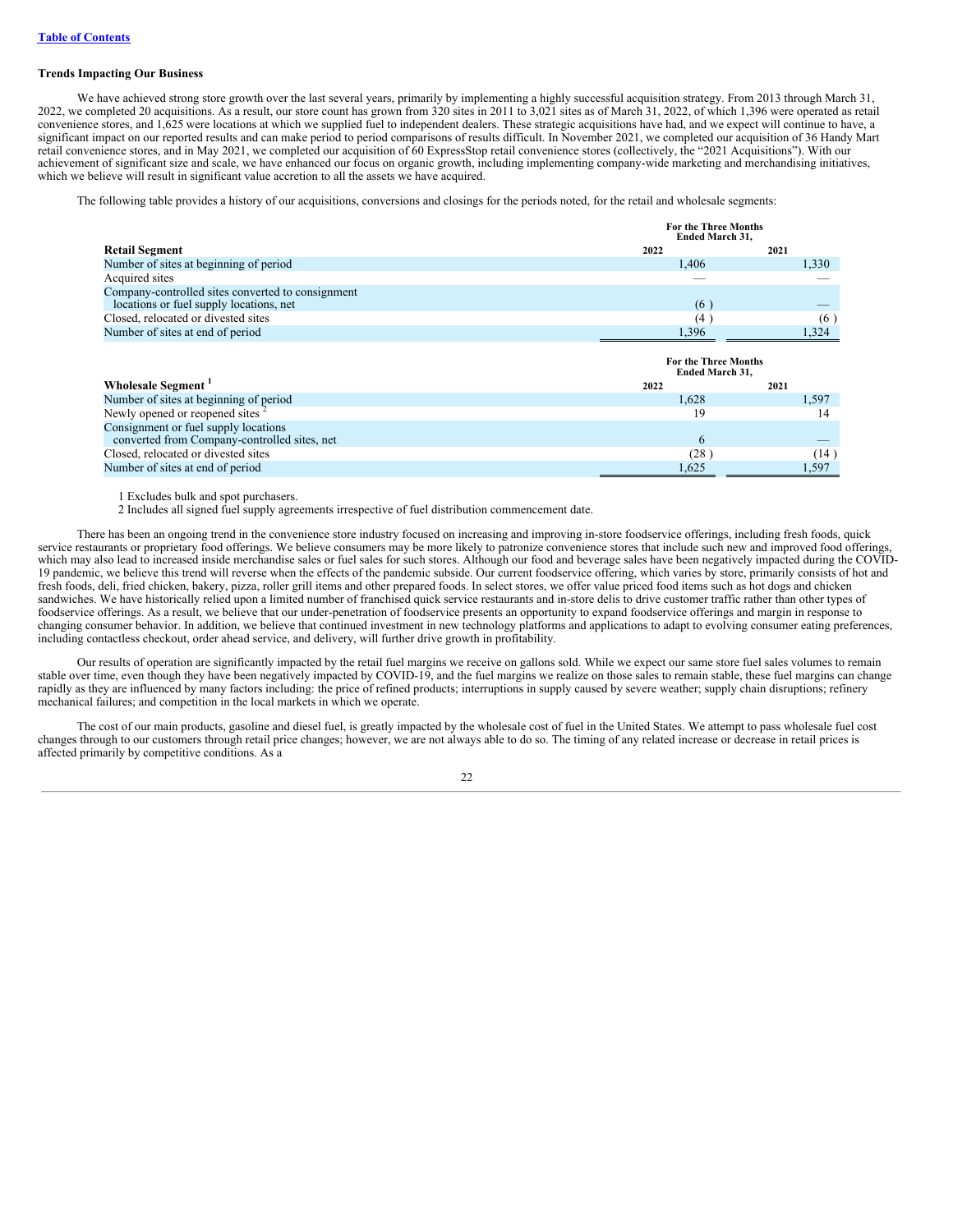## Trends Impacting Our Business

We have achieved strong store growth over the last several years, primarily by implementing a highly successful acquisition strategy. From 2013 through March 31, 2022, we completed 20 acquisitions. As a result, our store count has grown from 320 sites in 2011 to 3,021 sites as of March 31, 2022, of which 1,396 were operated as retail convenience stores, and 1,625 were locations at which we supplied fuel to independent dealers. These strategic acquisitions have had, and we expect will continue to have, a significant impact on our reported results and can make period to period comparisons of results difficult. In November 2021, we completed our acquisition of 36 Handy Mart retail convenience stores, and in May 2021, we completed our acquisition of 60 ExpressStop retail convenience stores (collectively, the "2021 Acquisitions"). With our achievement of significant size and scale, we have enhanced our focus on organic growth, including implementing company-wide marketing and merchandising initiatives, which we believe will result in significant value accretion to all the assets we have acquired.

The following table provides a history of our acquisitions, conversions and closings for the periods noted, for the retail and wholesale segments:

| | For the Three Months Ended March 31, | |
|---|---|---|
| **Retail Segment** | **2022** | **2021** |
| Number of sites at beginning of period | 1,406 | 1,330 |
| Acquired sites | — | — |
| Company-controlled sites converted to consignment locations or fuel supply locations, net | (6) | — |
| Closed, relocated or divested sites | (4) | (6) |
| Number of sites at end of period | 1,396 | 1,324 |

| | For the Three Months Ended March 31, | |
|---|---|---|
| **Wholesale Segment** [1] | **2022** | **2021** |
| Number of sites at beginning of period | 1,628 | 1,597 |
| Newly opened or reopened sites [2] | 19 | 14 |
| Consignment or fuel supply locations converted from Company-controlled sites, net | 6 | — |
| Closed, relocated or divested sites | (28) | (14) |
| Number of sites at end of period | 1,625 | 1,597 |

1 Excludes bulk and spot purchasers.

2 Includes all signed fuel supply agreements irrespective of fuel distribution commencement date.

There has been an ongoing trend in the convenience store industry focused on increasing and improving in-store foodservice offerings, including fresh foods, quick service restaurants or proprietary food offerings. We believe consumers may be more likely to patronize convenience stores that include such new and improved food offerings, which may also lead to increased inside merchandise sales or fuel sales for such stores. Although our food and beverage sales have been negatively impacted during the COVID-19 pandemic, we believe this trend will reverse when the effects of the pandemic subside. Our current foodservice offering, which varies by store, primarily consists of hot and fresh foods, deli, fried chicken, bakery, pizza, roller grill items and other prepared foods. In select stores, we offer value priced food items such as hot dogs and chicken sandwiches. We have historically relied upon a limited number of franchised quick service restaurants and in-store delis to drive customer traffic rather than other types of foodservice offerings. As a result, we believe that our under-penetration of foodservice presents an opportunity to expand foodservice offerings and margin in response to changing consumer behavior. In addition, we believe that continued investment in new technology platforms and applications to adapt to evolving consumer eating preferences, including contactless checkout, order ahead service, and delivery, will further drive growth in profitability.

Our results of operation are significantly impacted by the retail fuel margins we receive on gallons sold. While we expect our same store fuel sales volumes to remain stable over time, even though they have been negatively impacted by COVID-19, and the fuel margins we realize on those sales to remain stable, these fuel margins can change rapidly as they are influenced by many factors including: the price of refined products; interruptions in supply caused by severe weather; supply chain disruptions; refinery mechanical failures; and competition in the local markets in which we operate.

The cost of our main products, gasoline and diesel fuel, is greatly impacted by the wholesale cost of fuel in the United States. We attempt to pass wholesale fuel cost changes through to our customers through retail price changes; however, we are not always able to do so. The timing of any related increase or decrease in retail prices is affected primarily by competitive conditions. As a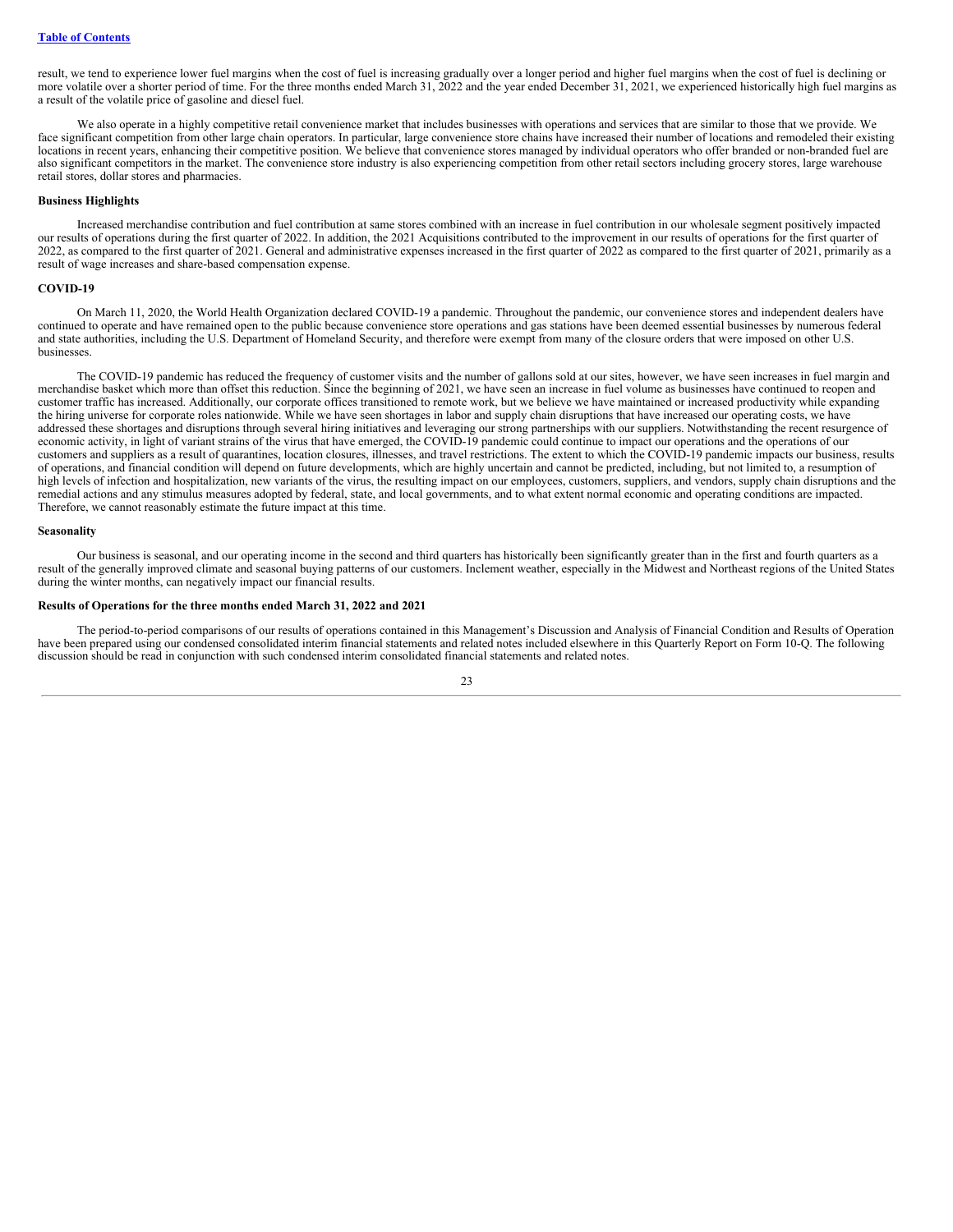result, we tend to experience lower fuel margins when the cost of fuel is increasing gradually over a longer period and higher fuel margins when the cost of fuel is declining or more volatile over a shorter period of time. For the three months ended March 31, 2022 and the year ended December 31, 2021, we experienced historically high fuel margins as a result of the volatile price of gasoline and diesel fuel.

We also operate in a highly competitive retail convenience market that includes businesses with operations and services that are similar to those that we provide. We face significant competition from other large chain operators. In particular, large convenience store chains have increased their number of locations and remodeled their existing locations in recent years, enhancing their competitive position. We believe that convenience stores managed by individual operators who offer branded or non-branded fuel are also significant competitors in the market. The convenience store industry is also experiencing competition from other retail sectors including grocery stores, large warehouse retail stores, dollar stores and pharmacies.

**Business Highlights**

Increased merchandise contribution and fuel contribution at same stores combined with an increase in fuel contribution in our wholesale segment positively impacted our results of operations during the first quarter of 2022. In addition, the 2021 Acquisitions contributed to the improvement in our results of operations for the first quarter of 2022, as compared to the first quarter of 2021. General and administrative expenses increased in the first quarter of 2022 as compared to the first quarter of 2021, primarily as a result of wage increases and share-based compensation expense.

**COVID-19**

On March 11, 2020, the World Health Organization declared COVID-19 a pandemic. Throughout the pandemic, our convenience stores and independent dealers have continued to operate and have remained open to the public because convenience store operations and gas stations have been deemed essential businesses by numerous federal and state authorities, including the U.S. Department of Homeland Security, and therefore were exempt from many of the closure orders that were imposed on other U.S. businesses.

The COVID-19 pandemic has reduced the frequency of customer visits and the number of gallons sold at our sites, however, we have seen increases in fuel margin and merchandise basket which more than offset this reduction. Since the beginning of 2021, we have seen an increase in fuel volume as businesses have continued to reopen and customer traffic has increased. Additionally, our corporate offices transitioned to remote work, but we believe we have maintained or increased productivity while expanding the hiring universe for corporate roles nationwide. While we have seen shortages in labor and supply chain disruptions that have increased our operating costs, we have addressed these shortages and disruptions through several hiring initiatives and leveraging our strong partnerships with our suppliers. Notwithstanding the recent resurgence of economic activity, in light of variant strains of the virus that have emerged, the COVID-19 pandemic could continue to impact our operations and the operations of our customers and suppliers as a result of quarantines, location closures, illnesses, and travel restrictions. The extent to which the COVID-19 pandemic impacts our business, results of operations, and financial condition will depend on future developments, which are highly uncertain and cannot be predicted, including, but not limited to, a resumption of high levels of infection and hospitalization, new variants of the virus, the resulting impact on our employees, customers, suppliers, and vendors, supply chain disruptions and the remedial actions and any stimulus measures adopted by federal, state, and local governments, and to what extent normal economic and operating conditions are impacted. Therefore, we cannot reasonably estimate the future impact at this time.

**Seasonality**

Our business is seasonal, and our operating income in the second and third quarters has historically been significantly greater than in the first and fourth quarters as a result of the generally improved climate and seasonal buying patterns of our customers. Inclement weather, especially in the Midwest and Northeast regions of the United States during the winter months, can negatively impact our financial results.

**Results of Operations for the three months ended March 31, 2022 and 2021**

The period-to-period comparisons of our results of operations contained in this Management's Discussion and Analysis of Financial Condition and Results of Operation have been prepared using our condensed consolidated interim financial statements and related notes included elsewhere in this Quarterly Report on Form 10-Q. The following discussion should be read in conjunction with such condensed interim consolidated financial statements and related notes.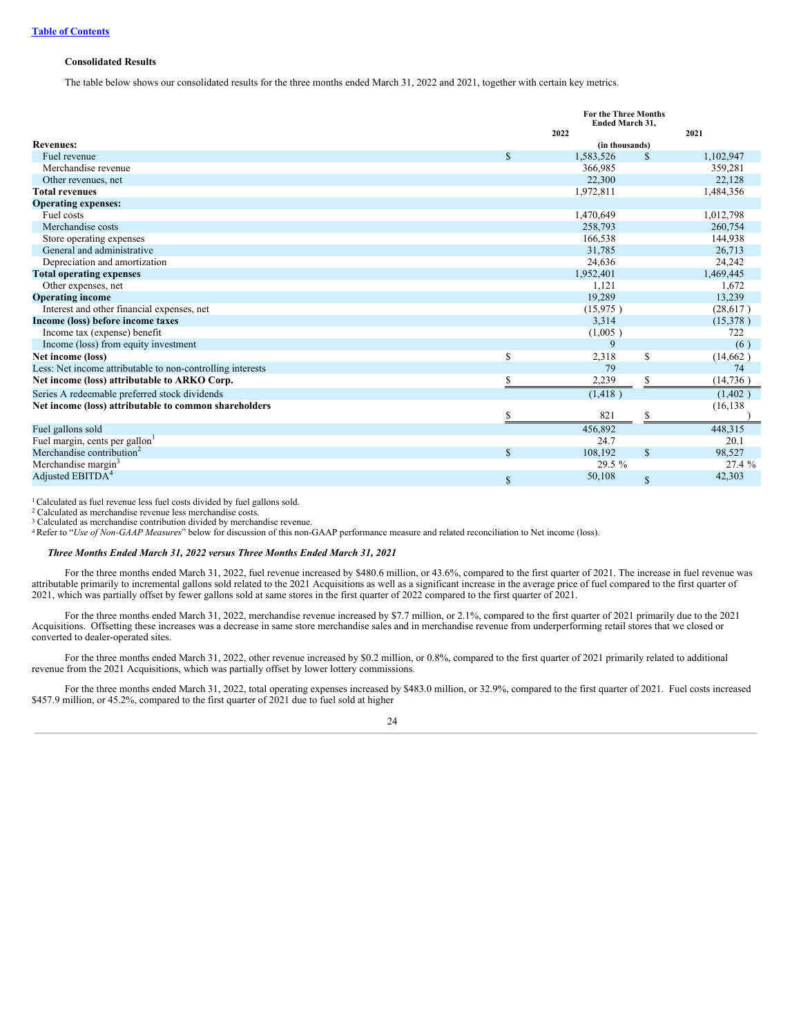[Table of Contents](#)

**Consolidated Results**

The table below shows our consolidated results for the three months ended March 31, 2022 and 2021, together with certain key metrics.

| | For the Three Months Ended March 31, | |
|---|---|---|
| | 2022 | 2021 |
| | (in thousands) | |
| **Revenues:** | | |
| Fuel revenue | $ 1,583,526 | $ 1,102,947 |
| Merchandise revenue | 366,985 | 359,281 |
| Other revenues, net | 22,300 | 22,128 |
| **Total revenues** | 1,972,811 | 1,484,356 |
| **Operating expenses:** | | |
| Fuel costs | 1,470,649 | 1,012,798 |
| Merchandise costs | 258,793 | 260,754 |
| Store operating expenses | 166,538 | 144,938 |
| General and administrative | 31,785 | 26,713 |
| Depreciation and amortization | 24,636 | 24,242 |
| **Total operating expenses** | 1,952,401 | 1,469,445 |
| Other expenses, net | 1,121 | 1,672 |
| **Operating income** | 19,289 | 13,239 |
| Interest and other financial expenses, net | (15,975 ) | (28,617 ) |
| **Income (loss) before income taxes** | 3,314 | (15,378 ) |
| Income tax (expense) benefit | (1,005 ) | 722 |
| Income (loss) from equity investment | 9 | (6 ) |
| **Net income (loss)** | $ 2,318 | $ (14,662 ) |
| Less: Net income attributable to non-controlling interests | 79 | 74 |
| **Net income (loss) attributable to ARKO Corp.** | $ 2,239 | $ (14,736 ) |
| Series A redeemable preferred stock dividends | (1,418 ) | (1,402 ) |
| **Net income (loss) attributable to common shareholders** | $ 821 | $ (16,138 ) |
| Fuel gallons sold | 456,892 | 448,315 |
| Fuel margin, cents per gallon[1] | 24.7 | 20.1 |
| Merchandise contribution[2] | $ 108,192 | $ 98,527 |
| Merchandise margin[3] | 29.5 % | 27.4 % |
| Adjusted EBITDA[4] | $ 50,108 | $ 42,303 |

[1] Calculated as fuel revenue less fuel costs divided by fuel gallons sold.
[2] Calculated as merchandise revenue less merchandise costs.
[3] Calculated as merchandise contribution divided by merchandise revenue.
[4] Refer to "*Use of Non-GAAP Measures*" below for discussion of this non-GAAP performance measure and related reconciliation to Net income (loss).

***Three Months Ended March 31, 2022 versus Three Months Ended March 31, 2021***

For the three months ended March 31, 2022, fuel revenue increased by $480.6 million, or 43.6%, compared to the first quarter of 2021. The increase in fuel revenue was attributable primarily to incremental gallons sold related to the 2021 Acquisitions as well as a significant increase in the average price of fuel compared to the first quarter of 2021, which was partially offset by fewer gallons sold at same stores in the first quarter of 2022 compared to the first quarter of 2021.

For the three months ended March 31, 2022, merchandise revenue increased by $7.7 million, or 2.1%, compared to the first quarter of 2021 primarily due to the 2021 Acquisitions. Offsetting these increases was a decrease in same store merchandise sales and in merchandise revenue from underperforming retail stores that we closed or converted to dealer-operated sites.

For the three months ended March 31, 2022, other revenue increased by $0.2 million, or 0.8%, compared to the first quarter of 2021 primarily related to additional revenue from the 2021 Acquisitions, which was partially offset by lower lottery commissions.

For the three months ended March 31, 2022, total operating expenses increased by $483.0 million, or 32.9%, compared to the first quarter of 2021. Fuel costs increased $457.9 million, or 45.2%, compared to the first quarter of 2021 due to fuel sold at higher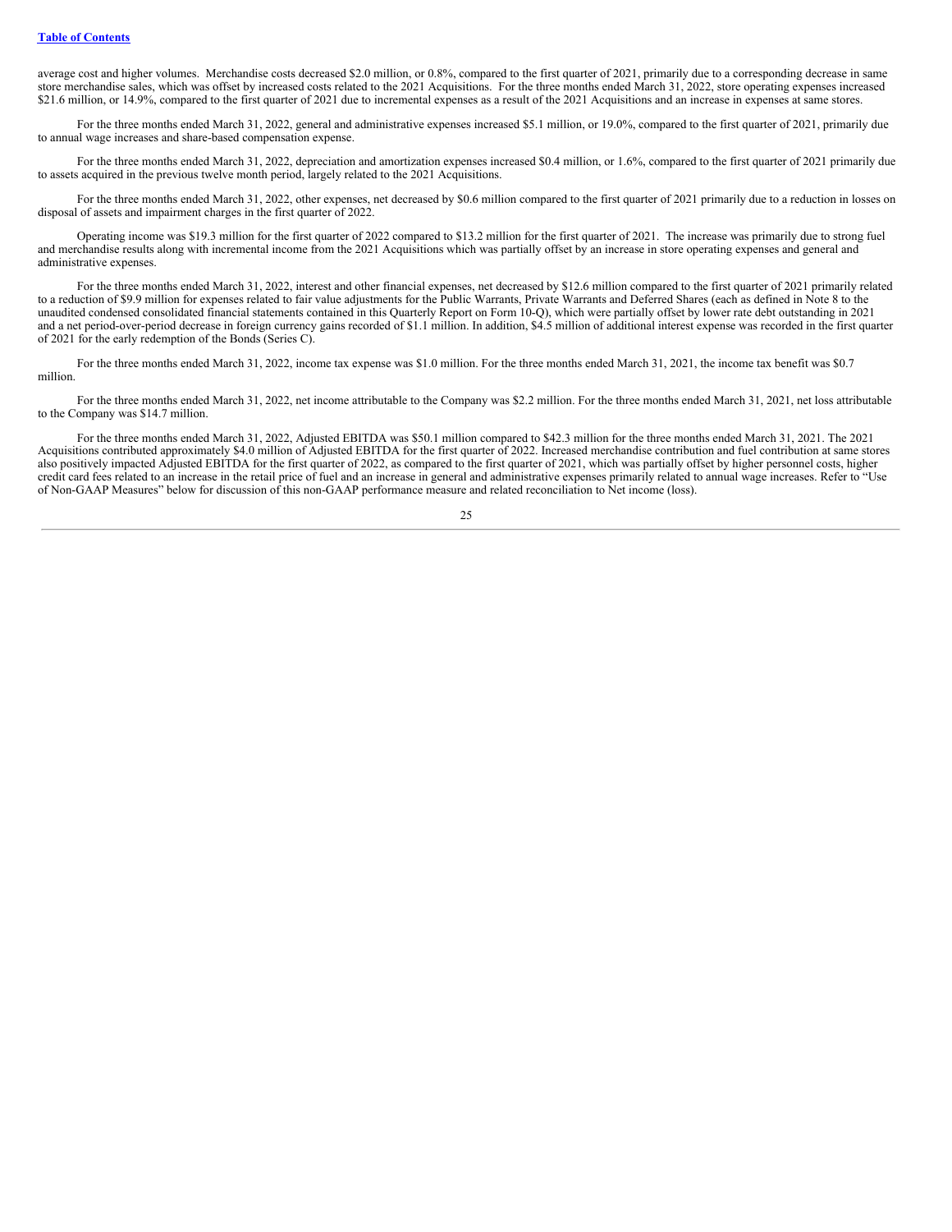average cost and higher volumes. Merchandise costs decreased $2.0 million, or 0.8%, compared to the first quarter of 2021, primarily due to a corresponding decrease in same store merchandise sales, which was offset by increased costs related to the 2021 Acquisitions. For the three months ended March 31, 2022, store operating expenses increased $21.6 million, or 14.9%, compared to the first quarter of 2021 due to incremental expenses as a result of the 2021 Acquisitions and an increase in expenses at same stores.

For the three months ended March 31, 2022, general and administrative expenses increased $5.1 million, or 19.0%, compared to the first quarter of 2021, primarily due to annual wage increases and share-based compensation expense.

For the three months ended March 31, 2022, depreciation and amortization expenses increased $0.4 million, or 1.6%, compared to the first quarter of 2021 primarily due to assets acquired in the previous twelve month period, largely related to the 2021 Acquisitions.

For the three months ended March 31, 2022, other expenses, net decreased by $0.6 million compared to the first quarter of 2021 primarily due to a reduction in losses on disposal of assets and impairment charges in the first quarter of 2022.

Operating income was $19.3 million for the first quarter of 2022 compared to $13.2 million for the first quarter of 2021. The increase was primarily due to strong fuel and merchandise results along with incremental income from the 2021 Acquisitions which was partially offset by an increase in store operating expenses and general and administrative expenses.

For the three months ended March 31, 2022, interest and other financial expenses, net decreased by $12.6 million compared to the first quarter of 2021 primarily related to a reduction of $9.9 million for expenses related to fair value adjustments for the Public Warrants, Private Warrants and Deferred Shares (each as defined in Note 8 to the unaudited condensed consolidated financial statements contained in this Quarterly Report on Form 10-Q), which were partially offset by lower rate debt outstanding in 2021 and a net period-over-period decrease in foreign currency gains recorded of $1.1 million. In addition, $4.5 million of additional interest expense was recorded in the first quarter of 2021 for the early redemption of the Bonds (Series C).

For the three months ended March 31, 2022, income tax expense was $1.0 million. For the three months ended March 31, 2021, the income tax benefit was $0.7 million.

For the three months ended March 31, 2022, net income attributable to the Company was $2.2 million. For the three months ended March 31, 2021, net loss attributable to the Company was $14.7 million.

For the three months ended March 31, 2022, Adjusted EBITDA was $50.1 million compared to $42.3 million for the three months ended March 31, 2021. The 2021 Acquisitions contributed approximately $4.0 million of Adjusted EBITDA for the first quarter of 2022. Increased merchandise contribution and fuel contribution at same stores also positively impacted Adjusted EBITDA for the first quarter of 2022, as compared to the first quarter of 2021, which was partially offset by higher personnel costs, higher credit card fees related to an increase in the retail price of fuel and an increase in general and administrative expenses primarily related to annual wage increases. Refer to "Use of Non-GAAP Measures" below for discussion of this non-GAAP performance measure and related reconciliation to Net income (loss).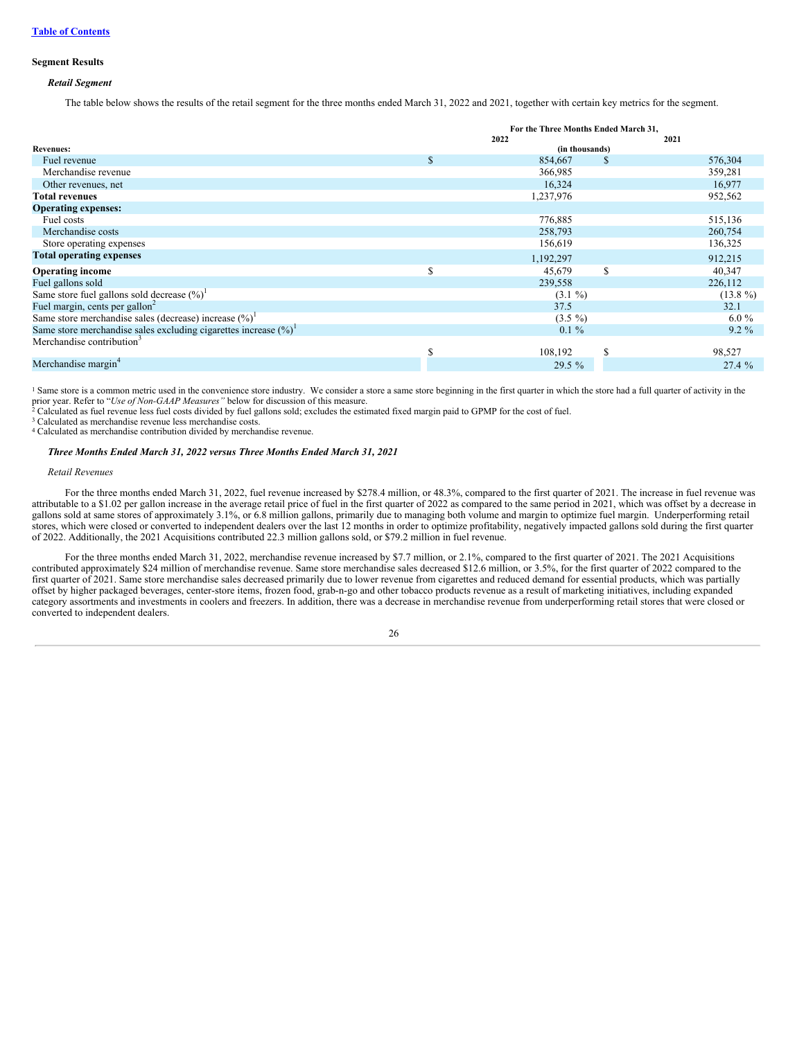[Table of Contents](#)

**Segment Results**

***Retail Segment***

The table below shows the results of the retail segment for the three months ended March 31, 2022 and 2021, together with certain key metrics for the segment.

| | For the Three Months Ended March 31, | |
|---|---|---|
| | 2022 | 2021 |
| **Revenues:** | (in thousands) | |
| Fuel revenue | $ 854,667 | $ 576,304 |
| Merchandise revenue | 366,985 | 359,281 |
| Other revenues, net | 16,324 | 16,977 |
| **Total revenues** | 1,237,976 | 952,562 |
| **Operating expenses:** | | |
| Fuel costs | 776,885 | 515,136 |
| Merchandise costs | 258,793 | 260,754 |
| Store operating expenses | 156,619 | 136,325 |
| **Total operating expenses** | 1,192,297 | 912,215 |
| **Operating income** | $ 45,679 | $ 40,347 |
| Fuel gallons sold | 239,558 | 226,112 |
| Same store fuel gallons sold decrease (%)[1] | (3.1 %) | (13.8 %) |
| Fuel margin, cents per gallon[2] | 37.5 | 32.1 |
| Same store merchandise sales (decrease) increase (%)[1] | (3.5 %) | 6.0 % |
| Same store merchandise sales excluding cigarettes increase (%)[1] | 0.1 % | 9.2 % |
| Merchandise contribution[3] | $ 108,192 | $ 98,527 |
| Merchandise margin[4] | 29.5 % | 27.4 % |

[1] Same store is a common metric used in the convenience store industry. We consider a store a same store beginning in the first quarter in which the store had a full quarter of activity in the prior year. Refer to "*Use of Non-GAAP Measures"* below for discussion of this measure.
[2] Calculated as fuel revenue less fuel costs divided by fuel gallons sold; excludes the estimated fixed margin paid to GPMP for the cost of fuel.
[3] Calculated as merchandise revenue less merchandise costs.
[4] Calculated as merchandise contribution divided by merchandise revenue.

***Three Months Ended March 31, 2022 versus Three Months Ended March 31, 2021***

*Retail Revenues*

For the three months ended March 31, 2022, fuel revenue increased by $278.4 million, or 48.3%, compared to the first quarter of 2021. The increase in fuel revenue was attributable to a $1.02 per gallon increase in the average retail price of fuel in the first quarter of 2022 as compared to the same period in 2021, which was offset by a decrease in gallons sold at same stores of approximately 3.1%, or 6.8 million gallons, primarily due to managing both volume and margin to optimize fuel margin. Underperforming retail stores, which were closed or converted to independent dealers over the last 12 months in order to optimize profitability, negatively impacted gallons sold during the first quarter of 2022. Additionally, the 2021 Acquisitions contributed 22.3 million gallons sold, or $79.2 million in fuel revenue.

For the three months ended March 31, 2022, merchandise revenue increased by $7.7 million, or 2.1%, compared to the first quarter of 2021. The 2021 Acquisitions contributed approximately $24 million of merchandise revenue. Same store merchandise sales decreased $12.6 million, or 3.5%, for the first quarter of 2022 compared to the first quarter of 2021. Same store merchandise sales decreased primarily due to lower revenue from cigarettes and reduced demand for essential products, which was partially offset by higher packaged beverages, center-store items, frozen food, grab-n-go and other tobacco products revenue as a result of marketing initiatives, including expanded category assortments and investments in coolers and freezers. In addition, there was a decrease in merchandise revenue from underperforming retail stores that were closed or converted to independent dealers.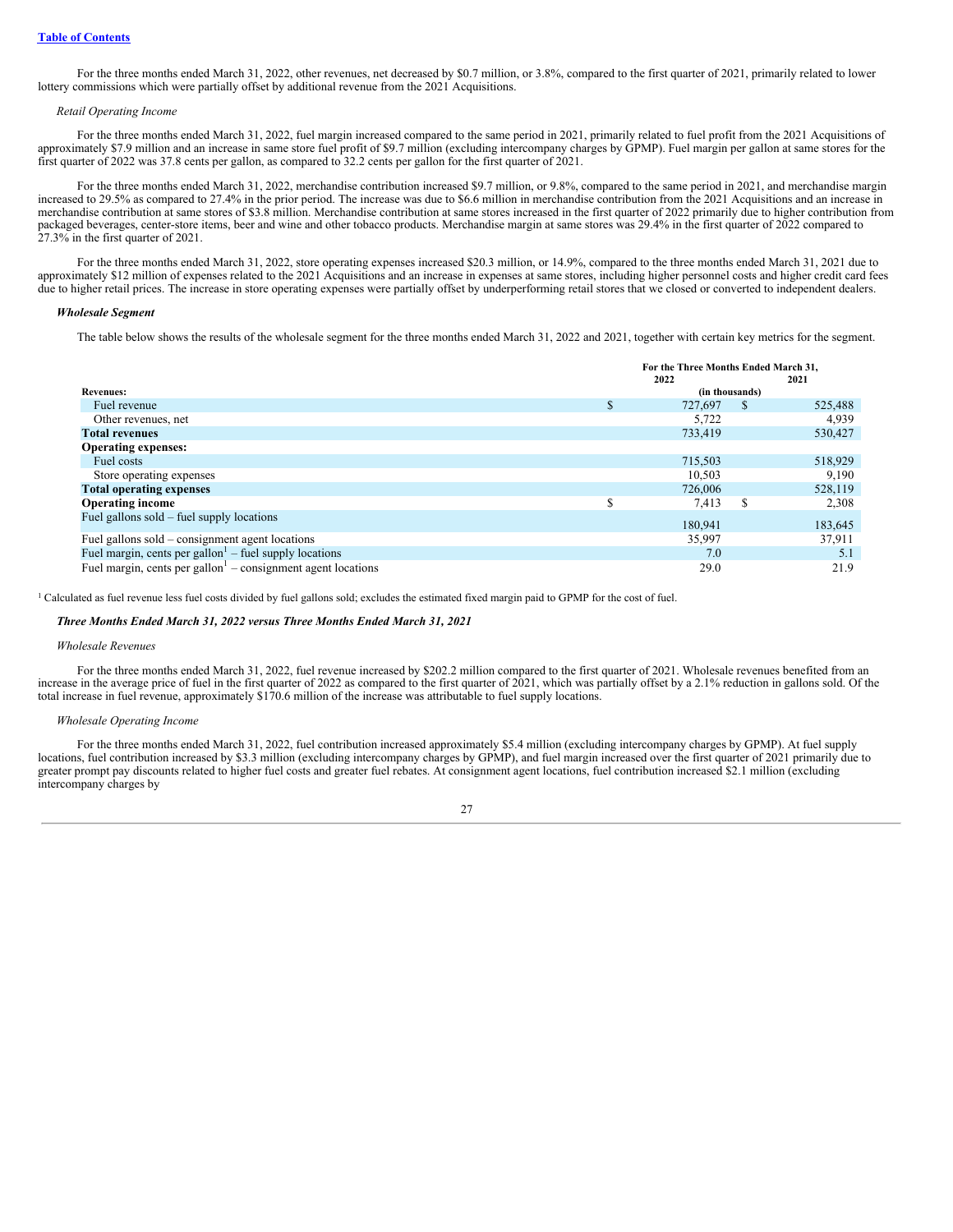[Table of Contents](#)

For the three months ended March 31, 2022, other revenues, net decreased by $0.7 million, or 3.8%, compared to the first quarter of 2021, primarily related to lower lottery commissions which were partially offset by additional revenue from the 2021 Acquisitions.

*Retail Operating Income*

For the three months ended March 31, 2022, fuel margin increased compared to the same period in 2021, primarily related to fuel profit from the 2021 Acquisitions of approximately $7.9 million and an increase in same store fuel profit of $9.7 million (excluding intercompany charges by GPMP). Fuel margin per gallon at same stores for the first quarter of 2022 was 37.8 cents per gallon, as compared to 32.2 cents per gallon for the first quarter of 2021.

For the three months ended March 31, 2022, merchandise contribution increased $9.7 million, or 9.8%, compared to the same period in 2021, and merchandise margin increased to 29.5% as compared to 27.4% in the prior period. The increase was due to $6.6 million in merchandise contribution from the 2021 Acquisitions and an increase in merchandise contribution at same stores of $3.8 million. Merchandise contribution at same stores increased in the first quarter of 2022 primarily due to higher contribution from packaged beverages, center-store items, beer and wine and other tobacco products. Merchandise margin at same stores was 29.4% in the first quarter of 2022 compared to 27.3% in the first quarter of 2021.

For the three months ended March 31, 2022, store operating expenses increased $20.3 million, or 14.9%, compared to the three months ended March 31, 2021 due to approximately $12 million of expenses related to the 2021 Acquisitions and an increase in expenses at same stores, including higher personnel costs and higher credit card fees due to higher retail prices. The increase in store operating expenses were partially offset by underperforming retail stores that we closed or converted to independent dealers.

***Wholesale Segment***

The table below shows the results of the wholesale segment for the three months ended March 31, 2022 and 2021, together with certain key metrics for the segment.

| | For the Three Months Ended March 31, | |
|---|---|---|
| | 2022 | 2021 |
| | (in thousands) | |
| **Revenues:** | | |
| Fuel revenue | $ 727,697 | $ 525,488 |
| Other revenues, net | 5,722 | 4,939 |
| **Total revenues** | 733,419 | 530,427 |
| **Operating expenses:** | | |
| Fuel costs | 715,503 | 518,929 |
| Store operating expenses | 10,503 | 9,190 |
| **Total operating expenses** | 726,006 | 528,119 |
| **Operating income** | $ 7,413 | $ 2,308 |
| Fuel gallons sold – fuel supply locations | 180,941 | 183,645 |
| Fuel gallons sold – consignment agent locations | 35,997 | 37,911 |
| Fuel margin, cents per gallon[1] – fuel supply locations | 7.0 | 5.1 |
| Fuel margin, cents per gallon[1] – consignment agent locations | 29.0 | 21.9 |

[1] Calculated as fuel revenue less fuel costs divided by fuel gallons sold; excludes the estimated fixed margin paid to GPMP for the cost of fuel.

***Three Months Ended March 31, 2022 versus Three Months Ended March 31, 2021***

*Wholesale Revenues*

For the three months ended March 31, 2022, fuel revenue increased by $202.2 million compared to the first quarter of 2021. Wholesale revenues benefited from an increase in the average price of fuel in the first quarter of 2022 as compared to the first quarter of 2021, which was partially offset by a 2.1% reduction in gallons sold. Of the total increase in fuel revenue, approximately $170.6 million of the increase was attributable to fuel supply locations.

*Wholesale Operating Income*

For the three months ended March 31, 2022, fuel contribution increased approximately $5.4 million (excluding intercompany charges by GPMP). At fuel supply locations, fuel contribution increased by $3.3 million (excluding intercompany charges by GPMP), and fuel margin increased over the first quarter of 2021 primarily due to greater prompt pay discounts related to higher fuel costs and greater fuel rebates. At consignment agent locations, fuel contribution increased $2.1 million (excluding intercompany charges by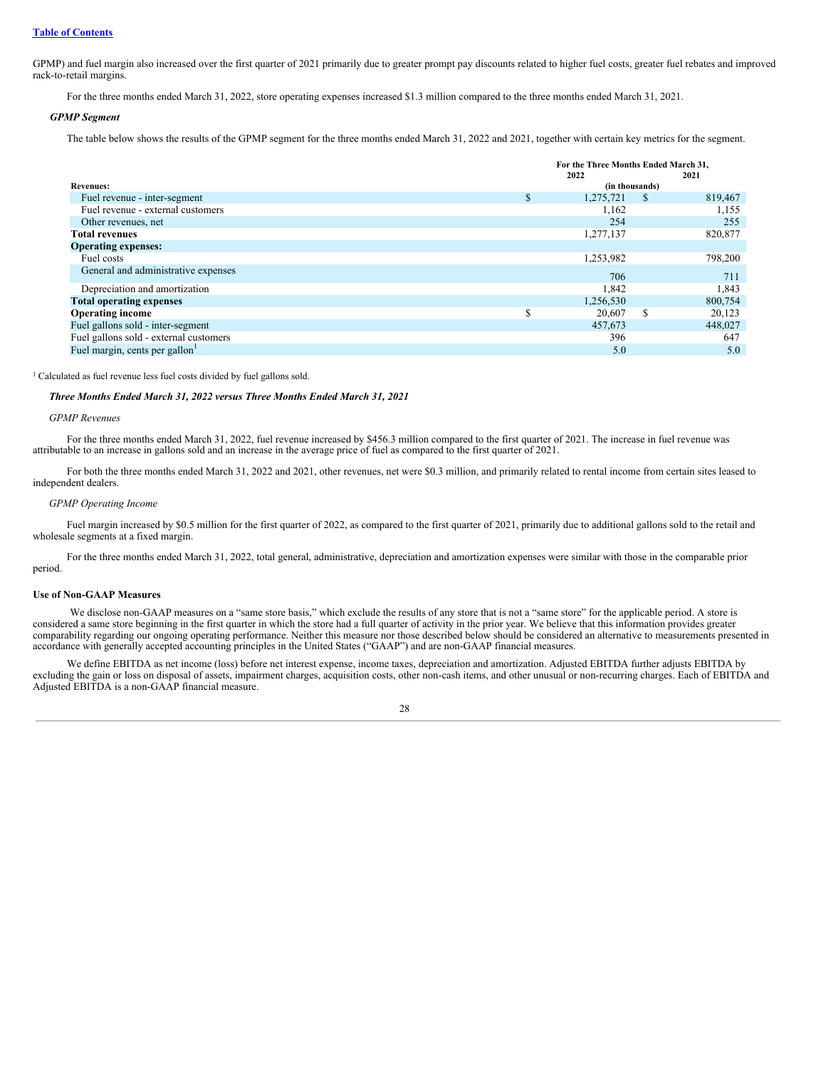GPMP) and fuel margin also increased over the first quarter of 2021 primarily due to greater prompt pay discounts related to higher fuel costs, greater fuel rebates and improved rack-to-retail margins.

For the three months ended March 31, 2022, store operating expenses increased $1.3 million compared to the three months ended March 31, 2021.

***GPMP Segment***

The table below shows the results of the GPMP segment for the three months ended March 31, 2022 and 2021, together with certain key metrics for the segment.

| | For the Three Months Ended March 31, | |
|---|---|---|
| | 2022 | 2021 |
| **Revenues:** | (in thousands) | |
| Fuel revenue - inter-segment | $ 1,275,721 | $ 819,467 |
| Fuel revenue - external customers | 1,162 | 1,155 |
| Other revenues, net | 254 | 255 |
| **Total revenues** | 1,277,137 | 820,877 |
| **Operating expenses:** | | |
| Fuel costs | 1,253,982 | 798,200 |
| General and administrative expenses | 706 | 711 |
| Depreciation and amortization | 1,842 | 1,843 |
| **Total operating expenses** | 1,256,530 | 800,754 |
| **Operating income** | $ 20,607 | $ 20,123 |
| Fuel gallons sold - inter-segment | 457,673 | 448,027 |
| Fuel gallons sold - external customers | 396 | 647 |
| Fuel margin, cents per gallon[1] | 5.0 | 5.0 |

[1] Calculated as fuel revenue less fuel costs divided by fuel gallons sold.

***Three Months Ended March 31, 2022 versus Three Months Ended March 31, 2021***

*GPMP Revenues*

For the three months ended March 31, 2022, fuel revenue increased by $456.3 million compared to the first quarter of 2021. The increase in fuel revenue was attributable to an increase in gallons sold and an increase in the average price of fuel as compared to the first quarter of 2021.

For both the three months ended March 31, 2022 and 2021, other revenues, net were $0.3 million, and primarily related to rental income from certain sites leased to independent dealers.

*GPMP Operating Income*

Fuel margin increased by $0.5 million for the first quarter of 2022, as compared to the first quarter of 2021, primarily due to additional gallons sold to the retail and wholesale segments at a fixed margin.

For the three months ended March 31, 2022, total general, administrative, depreciation and amortization expenses were similar with those in the comparable prior period.

**Use of Non-GAAP Measures**

We disclose non-GAAP measures on a "same store basis," which exclude the results of any store that is not a "same store" for the applicable period. A store is considered a same store beginning in the first quarter in which the store had a full quarter of activity in the prior year. We believe that this information provides greater comparability regarding our ongoing operating performance. Neither this measure nor those described below should be considered an alternative to measurements presented in accordance with generally accepted accounting principles in the United States ("GAAP") and are non-GAAP financial measures.

We define EBITDA as net income (loss) before net interest expense, income taxes, depreciation and amortization. Adjusted EBITDA further adjusts EBITDA by excluding the gain or loss on disposal of assets, impairment charges, acquisition costs, other non-cash items, and other unusual or non-recurring charges. Each of EBITDA and Adjusted EBITDA is a non-GAAP financial measure.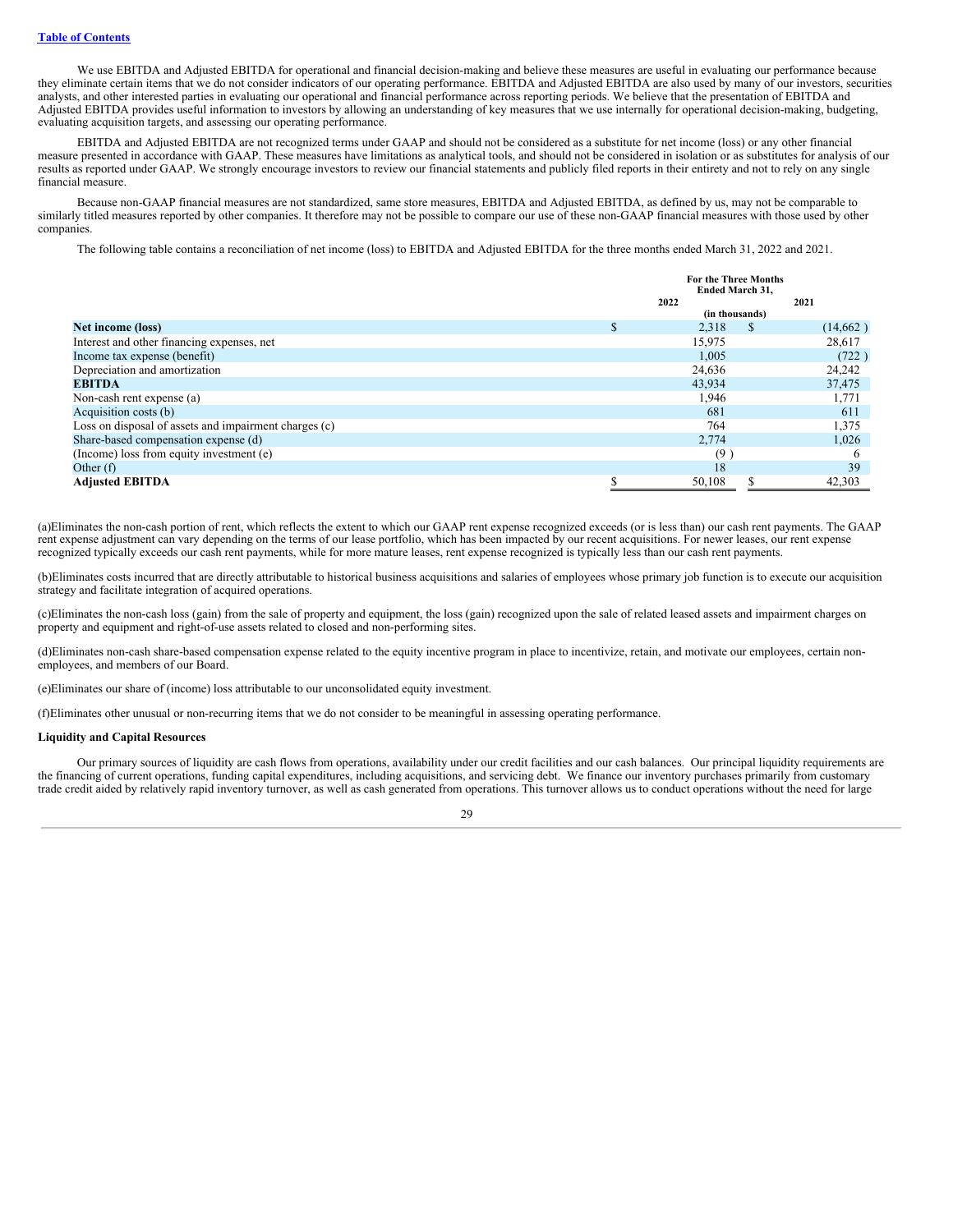[Table of Contents](#)

We use EBITDA and Adjusted EBITDA for operational and financial decision-making and believe these measures are useful in evaluating our performance because they eliminate certain items that we do not consider indicators of our operating performance. EBITDA and Adjusted EBITDA are also used by many of our investors, securities analysts, and other interested parties in evaluating our operational and financial performance across reporting periods. We believe that the presentation of EBITDA and Adjusted EBITDA provides useful information to investors by allowing an understanding of key measures that we use internally for operational decision-making, budgeting, evaluating acquisition targets, and assessing our operating performance.

EBITDA and Adjusted EBITDA are not recognized terms under GAAP and should not be considered as a substitute for net income (loss) or any other financial measure presented in accordance with GAAP. These measures have limitations as analytical tools, and should not be considered in isolation or as substitutes for analysis of our results as reported under GAAP. We strongly encourage investors to review our financial statements and publicly filed reports in their entirety and not to rely on any single financial measure.

Because non-GAAP financial measures are not standardized, same store measures, EBITDA and Adjusted EBITDA, as defined by us, may not be comparable to similarly titled measures reported by other companies. It therefore may not be possible to compare our use of these non-GAAP financial measures with those used by other companies.

The following table contains a reconciliation of net income (loss) to EBITDA and Adjusted EBITDA for the three months ended March 31, 2022 and 2021.

| | For the Three Months Ended March 31, | |
|---|---|---|
| | 2022 | 2021 |
| | (in thousands) | |
| **Net income (loss)** | $ 2,318 | $ (14,662 ) |
| Interest and other financing expenses, net | 15,975 | 28,617 |
| Income tax expense (benefit) | 1,005 | (722 ) |
| Depreciation and amortization | 24,636 | 24,242 |
| **EBITDA** | 43,934 | 37,475 |
| Non-cash rent expense (a) | 1,946 | 1,771 |
| Acquisition costs (b) | 681 | 611 |
| Loss on disposal of assets and impairment charges (c) | 764 | 1,375 |
| Share-based compensation expense (d) | 2,774 | 1,026 |
| (Income) loss from equity investment (e) | (9 ) | 6 |
| Other (f) | 18 | 39 |
| **Adjusted EBITDA** | $ 50,108 | $ 42,303 |

(a)Eliminates the non-cash portion of rent, which reflects the extent to which our GAAP rent expense recognized exceeds (or is less than) our cash rent payments. The GAAP rent expense adjustment can vary depending on the terms of our lease portfolio, which has been impacted by our recent acquisitions. For newer leases, our rent expense recognized typically exceeds our cash rent payments, while for more mature leases, rent expense recognized is typically less than our cash rent payments.

(b)Eliminates costs incurred that are directly attributable to historical business acquisitions and salaries of employees whose primary job function is to execute our acquisition strategy and facilitate integration of acquired operations.

(c)Eliminates the non-cash loss (gain) from the sale of property and equipment, the loss (gain) recognized upon the sale of related leased assets and impairment charges on property and equipment and right-of-use assets related to closed and non-performing sites.

(d)Eliminates non-cash share-based compensation expense related to the equity incentive program in place to incentivize, retain, and motivate our employees, certain non-employees, and members of our Board.

(e)Eliminates our share of (income) loss attributable to our unconsolidated equity investment.

(f)Eliminates other unusual or non-recurring items that we do not consider to be meaningful in assessing operating performance.

**Liquidity and Capital Resources**

Our primary sources of liquidity are cash flows from operations, availability under our credit facilities and our cash balances. Our principal liquidity requirements are the financing of current operations, funding capital expenditures, including acquisitions, and servicing debt. We finance our inventory purchases primarily from customary trade credit aided by relatively rapid inventory turnover, as well as cash generated from operations. This turnover allows us to conduct operations without the need for large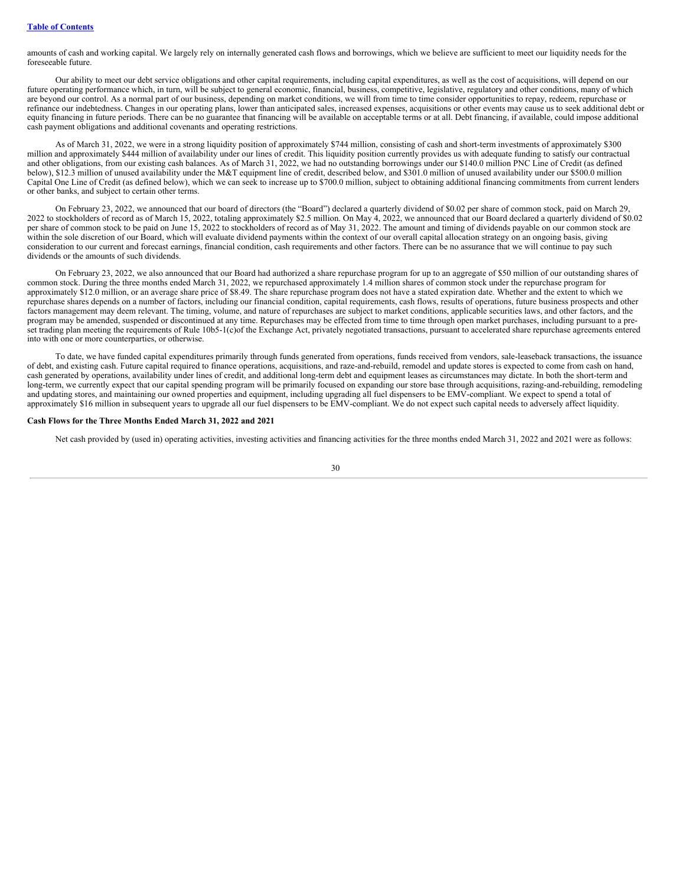amounts of cash and working capital. We largely rely on internally generated cash flows and borrowings, which we believe are sufficient to meet our liquidity needs for the foreseeable future.

Our ability to meet our debt service obligations and other capital requirements, including capital expenditures, as well as the cost of acquisitions, will depend on our future operating performance which, in turn, will be subject to general economic, financial, business, competitive, legislative, regulatory and other conditions, many of which are beyond our control. As a normal part of our business, depending on market conditions, we will from time to time consider opportunities to repay, redeem, repurchase or refinance our indebtedness. Changes in our operating plans, lower than anticipated sales, increased expenses, acquisitions or other events may cause us to seek additional debt or equity financing in future periods. There can be no guarantee that financing will be available on acceptable terms or at all. Debt financing, if available, could impose additional cash payment obligations and additional covenants and operating restrictions.

As of March 31, 2022, we were in a strong liquidity position of approximately $744 million, consisting of cash and short-term investments of approximately $300 million and approximately $444 million of availability under our lines of credit. This liquidity position currently provides us with adequate funding to satisfy our contractual and other obligations, from our existing cash balances. As of March 31, 2022, we had no outstanding borrowings under our $140.0 million PNC Line of Credit (as defined below), $12.3 million of unused availability under the M&T equipment line of credit, described below, and $301.0 million of unused availability under our $500.0 million Capital One Line of Credit (as defined below), which we can seek to increase up to $700.0 million, subject to obtaining additional financing commitments from current lenders or other banks, and subject to certain other terms.

On February 23, 2022, we announced that our board of directors (the "Board") declared a quarterly dividend of $0.02 per share of common stock, paid on March 29, 2022 to stockholders of record as of March 15, 2022, totaling approximately $2.5 million. On May 4, 2022, we announced that our Board declared a quarterly dividend of $0.02 per share of common stock to be paid on June 15, 2022 to stockholders of record as of May 31, 2022. The amount and timing of dividends payable on our common stock are within the sole discretion of our Board, which will evaluate dividend payments within the context of our overall capital allocation strategy on an ongoing basis, giving consideration to our current and forecast earnings, financial condition, cash requirements and other factors. There can be no assurance that we will continue to pay such dividends or the amounts of such dividends.

On February 23, 2022, we also announced that our Board had authorized a share repurchase program for up to an aggregate of $50 million of our outstanding shares of common stock. During the three months ended March 31, 2022, we repurchased approximately 1.4 million shares of common stock under the repurchase program for approximately $12.0 million, or an average share price of $8.49. The share repurchase program does not have a stated expiration date. Whether and the extent to which we repurchase shares depends on a number of factors, including our financial condition, capital requirements, cash flows, results of operations, future business prospects and other factors management may deem relevant. The timing, volume, and nature of repurchases are subject to market conditions, applicable securities laws, and other factors, and the program may be amended, suspended or discontinued at any time. Repurchases may be effected from time to time through open market purchases, including pursuant to a pre-set trading plan meeting the requirements of Rule 10b5-1(c)of the Exchange Act, privately negotiated transactions, pursuant to accelerated share repurchase agreements entered into with one or more counterparties, or otherwise.

To date, we have funded capital expenditures primarily through funds generated from operations, funds received from vendors, sale-leaseback transactions, the issuance of debt, and existing cash. Future capital required to finance operations, acquisitions, and raze-and-rebuild, remodel and update stores is expected to come from cash on hand, cash generated by operations, availability under lines of credit, and additional long-term debt and equipment leases as circumstances may dictate. In both the short-term and long-term, we currently expect that our capital spending program will be primarily focused on expanding our store base through acquisitions, razing-and-rebuilding, remodeling and updating stores, and maintaining our owned properties and equipment, including upgrading all fuel dispensers to be EMV-compliant. We expect to spend a total of approximately $16 million in subsequent years to upgrade all our fuel dispensers to be EMV-compliant. We do not expect such capital needs to adversely affect liquidity.

**Cash Flows for the Three Months Ended March 31, 2022 and 2021**

Net cash provided by (used in) operating activities, investing activities and financing activities for the three months ended March 31, 2022 and 2021 were as follows: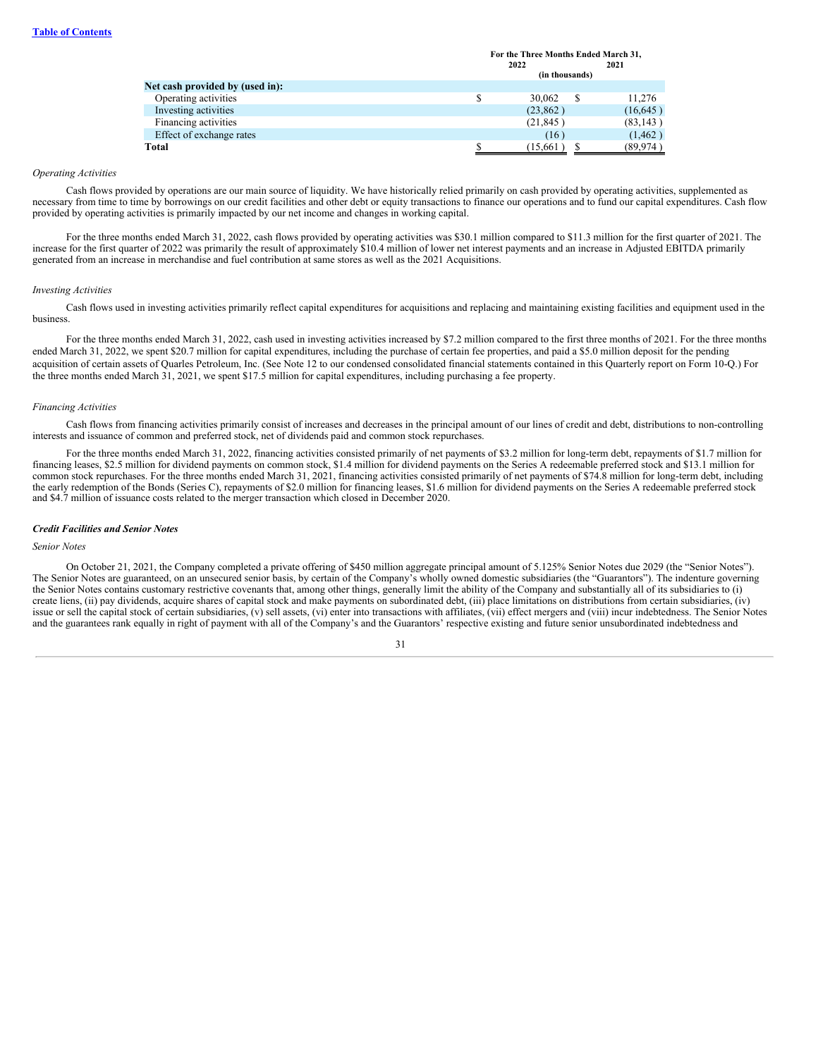[Table of Contents](#)

| | For the Three Months Ended March 31, | |
|---|---|---|
| | 2022 | 2021 |
| | (in thousands) | |
| **Net cash provided by (used in):** | | |
| Operating activities | $ 30,062 | $ 11,276 |
| Investing activities | (23,862 ) | (16,645 ) |
| Financing activities | (21,845 ) | (83,143 ) |
| Effect of exchange rates | (16 ) | (1,462 ) |
| **Total** | $ (15,661 ) | $ (89,974 ) |

*Operating Activities*

Cash flows provided by operations are our main source of liquidity. We have historically relied primarily on cash provided by operating activities, supplemented as necessary from time to time by borrowings on our credit facilities and other debt or equity transactions to finance our operations and to fund our capital expenditures. Cash flow provided by operating activities is primarily impacted by our net income and changes in working capital.

For the three months ended March 31, 2022, cash flows provided by operating activities was $30.1 million compared to $11.3 million for the first quarter of 2021. The increase for the first quarter of 2022 was primarily the result of approximately $10.4 million of lower net interest payments and an increase in Adjusted EBITDA primarily generated from an increase in merchandise and fuel contribution at same stores as well as the 2021 Acquisitions.

*Investing Activities*

Cash flows used in investing activities primarily reflect capital expenditures for acquisitions and replacing and maintaining existing facilities and equipment used in the business.

For the three months ended March 31, 2022, cash used in investing activities increased by $7.2 million compared to the first three months of 2021. For the three months ended March 31, 2022, we spent $20.7 million for capital expenditures, including the purchase of certain fee properties, and paid a $5.0 million deposit for the pending acquisition of certain assets of Quarles Petroleum, Inc. (See Note 12 to our condensed consolidated financial statements contained in this Quarterly report on Form 10-Q.) For the three months ended March 31, 2021, we spent $17.5 million for capital expenditures, including purchasing a fee property.

*Financing Activities*

Cash flows from financing activities primarily consist of increases and decreases in the principal amount of our lines of credit and debt, distributions to non-controlling interests and issuance of common and preferred stock, net of dividends paid and common stock repurchases.

For the three months ended March 31, 2022, financing activities consisted primarily of net payments of $3.2 million for long-term debt, repayments of $1.7 million for financing leases, $2.5 million for dividend payments on common stock, $1.4 million for dividend payments on the Series A redeemable preferred stock and $13.1 million for common stock repurchases. For the three months ended March 31, 2021, financing activities consisted primarily of net payments of $74.8 million for long-term debt, including the early redemption of the Bonds (Series C), repayments of $2.0 million for financing leases, $1.6 million for dividend payments on the Series A redeemable preferred stock and $4.7 million of issuance costs related to the merger transaction which closed in December 2020.

***Credit Facilities and Senior Notes***

*Senior Notes*

On October 21, 2021, the Company completed a private offering of $450 million aggregate principal amount of 5.125% Senior Notes due 2029 (the "Senior Notes"). The Senior Notes are guaranteed, on an unsecured senior basis, by certain of the Company's wholly owned domestic subsidiaries (the "Guarantors"). The indenture governing the Senior Notes contains customary restrictive covenants that, among other things, generally limit the ability of the Company and substantially all of its subsidiaries to (i) create liens, (ii) pay dividends, acquire shares of capital stock and make payments on subordinated debt, (iii) place limitations on distributions from certain subsidiaries, (iv) issue or sell the capital stock of certain subsidiaries, (v) sell assets, (vi) enter into transactions with affiliates, (vii) effect mergers and (viii) incur indebtedness. The Senior Notes and the guarantees rank equally in right of payment with all of the Company's and the Guarantors' respective existing and future senior unsubordinated indebtedness and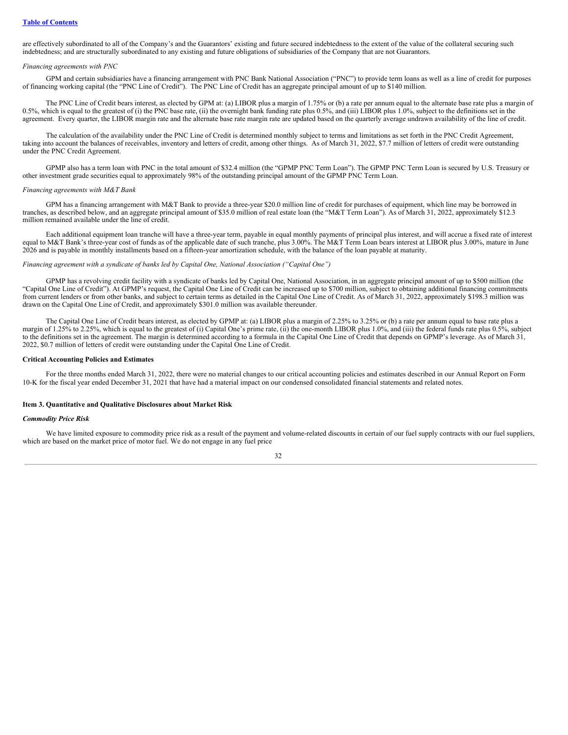are effectively subordinated to all of the Company's and the Guarantors' existing and future secured indebtedness to the extent of the value of the collateral securing such indebtedness; and are structurally subordinated to any existing and future obligations of subsidiaries of the Company that are not Guarantors.

*Financing agreements with PNC*

GPM and certain subsidiaries have a financing arrangement with PNC Bank National Association ("PNC") to provide term loans as well as a line of credit for purposes of financing working capital (the "PNC Line of Credit"). The PNC Line of Credit has an aggregate principal amount of up to $140 million.

The PNC Line of Credit bears interest, as elected by GPM at: (a) LIBOR plus a margin of 1.75% or (b) a rate per annum equal to the alternate base rate plus a margin of 0.5%, which is equal to the greatest of (i) the PNC base rate, (ii) the overnight bank funding rate plus 0.5%, and (iii) LIBOR plus 1.0%, subject to the definitions set in the agreement. Every quarter, the LIBOR margin rate and the alternate base rate margin rate are updated based on the quarterly average undrawn availability of the line of credit.

The calculation of the availability under the PNC Line of Credit is determined monthly subject to terms and limitations as set forth in the PNC Credit Agreement, taking into account the balances of receivables, inventory and letters of credit, among other things. As of March 31, 2022, $7.7 million of letters of credit were outstanding under the PNC Credit Agreement.

GPMP also has a term loan with PNC in the total amount of $32.4 million (the "GPMP PNC Term Loan"). The GPMP PNC Term Loan is secured by U.S. Treasury or other investment grade securities equal to approximately 98% of the outstanding principal amount of the GPMP PNC Term Loan.

*Financing agreements with M&T Bank*

GPM has a financing arrangement with M&T Bank to provide a three-year $20.0 million line of credit for purchases of equipment, which line may be borrowed in tranches, as described below, and an aggregate principal amount of $35.0 million of real estate loan (the "M&T Term Loan"). As of March 31, 2022, approximately $12.3 million remained available under the line of credit.

Each additional equipment loan tranche will have a three-year term, payable in equal monthly payments of principal plus interest, and will accrue a fixed rate of interest equal to M&T Bank's three-year cost of funds as of the applicable date of such tranche, plus 3.00%. The M&T Term Loan bears interest at LIBOR plus 3.00%, mature in June 2026 and is payable in monthly installments based on a fifteen-year amortization schedule, with the balance of the loan payable at maturity.

*Financing agreement with a syndicate of banks led by Capital One, National Association ("Capital One")*

GPMP has a revolving credit facility with a syndicate of banks led by Capital One, National Association, in an aggregate principal amount of up to $500 million (the "Capital One Line of Credit"). At GPMP's request, the Capital One Line of Credit can be increased up to $700 million, subject to obtaining additional financing commitments from current lenders or from other banks, and subject to certain terms as detailed in the Capital One Line of Credit. As of March 31, 2022, approximately $198.3 million was drawn on the Capital One Line of Credit, and approximately $301.0 million was available thereunder.

The Capital One Line of Credit bears interest, as elected by GPMP at: (a) LIBOR plus a margin of 2.25% to 3.25% or (b) a rate per annum equal to base rate plus a margin of 1.25% to 2.25%, which is equal to the greatest of (i) Capital One's prime rate, (ii) the one-month LIBOR plus 1.0%, and (iii) the federal funds rate plus 0.5%, subject to the definitions set in the agreement. The margin is determined according to a formula in the Capital One Line of Credit that depends on GPMP's leverage. As of March 31, 2022, $0.7 million of letters of credit were outstanding under the Capital One Line of Credit.

**Critical Accounting Policies and Estimates**

For the three months ended March 31, 2022, there were no material changes to our critical accounting policies and estimates described in our Annual Report on Form 10-K for the fiscal year ended December 31, 2021 that have had a material impact on our condensed consolidated financial statements and related notes.

## Item 3. Quantitative and Qualitative Disclosures about Market Risk

***Commodity Price Risk***

We have limited exposure to commodity price risk as a result of the payment and volume-related discounts in certain of our fuel supply contracts with our fuel suppliers, which are based on the market price of motor fuel. We do not engage in any fuel price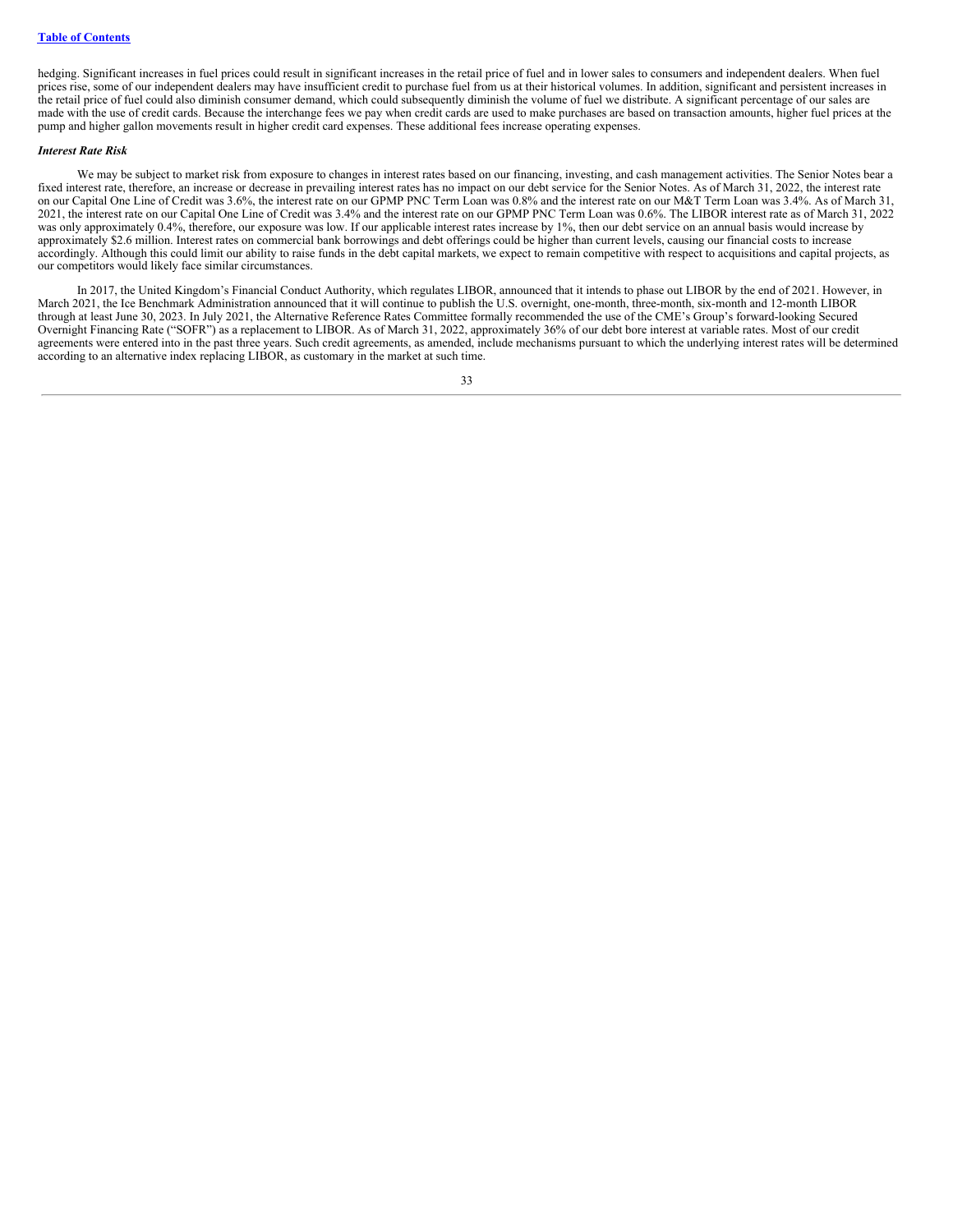hedging. Significant increases in fuel prices could result in significant increases in the retail price of fuel and in lower sales to consumers and independent dealers. When fuel prices rise, some of our independent dealers may have insufficient credit to purchase fuel from us at their historical volumes. In addition, significant and persistent increases in the retail price of fuel could also diminish consumer demand, which could subsequently diminish the volume of fuel we distribute. A significant percentage of our sales are made with the use of credit cards. Because the interchange fees we pay when credit cards are used to make purchases are based on transaction amounts, higher fuel prices at the pump and higher gallon movements result in higher credit card expenses. These additional fees increase operating expenses.

***Interest Rate Risk***

We may be subject to market risk from exposure to changes in interest rates based on our financing, investing, and cash management activities. The Senior Notes bear a fixed interest rate, therefore, an increase or decrease in prevailing interest rates has no impact on our debt service for the Senior Notes. As of March 31, 2022, the interest rate on our Capital One Line of Credit was 3.6%, the interest rate on our GPMP PNC Term Loan was 0.8% and the interest rate on our M&T Term Loan was 3.4%. As of March 31, 2021, the interest rate on our Capital One Line of Credit was 3.4% and the interest rate on our GPMP PNC Term Loan was 0.6%. The LIBOR interest rate as of March 31, 2022 was only approximately 0.4%, therefore, our exposure was low. If our applicable interest rates increase by 1%, then our debt service on an annual basis would increase by approximately $2.6 million. Interest rates on commercial bank borrowings and debt offerings could be higher than current levels, causing our financial costs to increase accordingly. Although this could limit our ability to raise funds in the debt capital markets, we expect to remain competitive with respect to acquisitions and capital projects, as our competitors would likely face similar circumstances.

In 2017, the United Kingdom's Financial Conduct Authority, which regulates LIBOR, announced that it intends to phase out LIBOR by the end of 2021. However, in March 2021, the Ice Benchmark Administration announced that it will continue to publish the U.S. overnight, one-month, three-month, six-month and 12-month LIBOR through at least June 30, 2023. In July 2021, the Alternative Reference Rates Committee formally recommended the use of the CME's Group's forward-looking Secured Overnight Financing Rate ("SOFR") as a replacement to LIBOR. As of March 31, 2022, approximately 36% of our debt bore interest at variable rates. Most of our credit agreements were entered into in the past three years. Such credit agreements, as amended, include mechanisms pursuant to which the underlying interest rates will be determined according to an alternative index replacing LIBOR, as customary in the market at such time.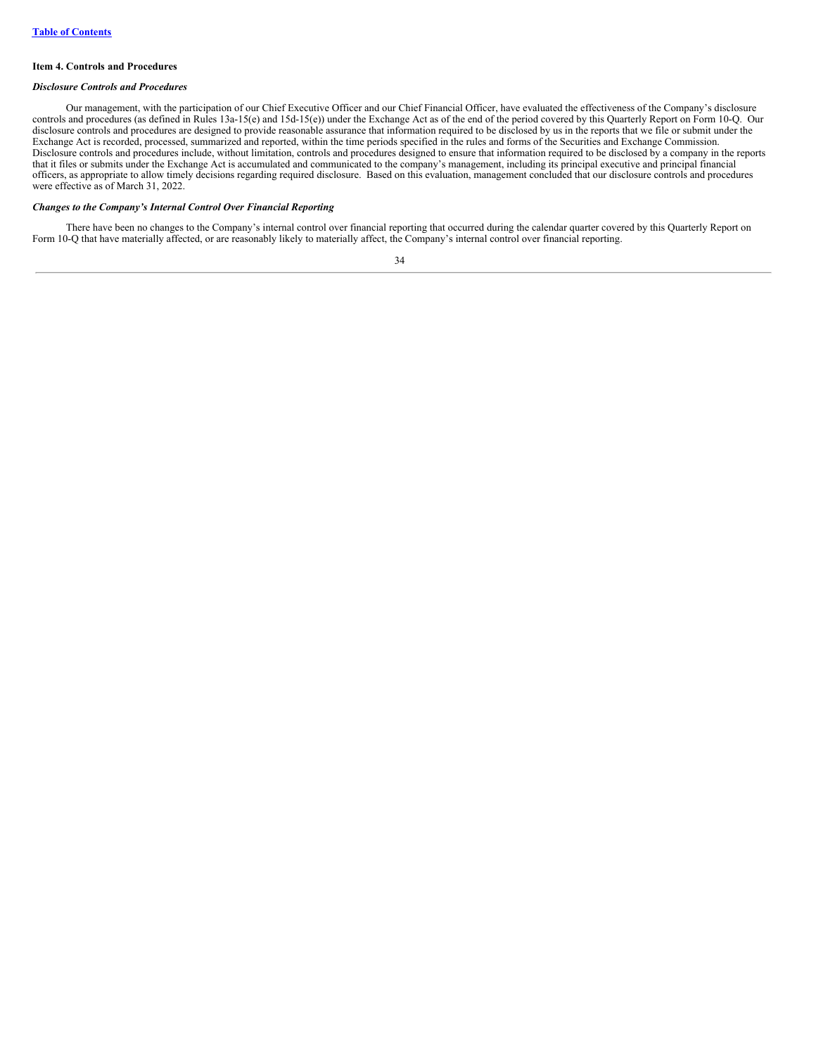## Item 4. Controls and Procedures

### *Disclosure Controls and Procedures*

Our management, with the participation of our Chief Executive Officer and our Chief Financial Officer, have evaluated the effectiveness of the Company's disclosure controls and procedures (as defined in Rules 13a-15(e) and 15d-15(e)) under the Exchange Act as of the end of the period covered by this Quarterly Report on Form 10-Q. Our disclosure controls and procedures are designed to provide reasonable assurance that information required to be disclosed by us in the reports that we file or submit under the Exchange Act is recorded, processed, summarized and reported, within the time periods specified in the rules and forms of the Securities and Exchange Commission. Disclosure controls and procedures include, without limitation, controls and procedures designed to ensure that information required to be disclosed by a company in the reports that it files or submits under the Exchange Act is accumulated and communicated to the company's management, including its principal executive and principal financial officers, as appropriate to allow timely decisions regarding required disclosure. Based on this evaluation, management concluded that our disclosure controls and procedures were effective as of March 31, 2022.

### *Changes to the Company's Internal Control Over Financial Reporting*

There have been no changes to the Company's internal control over financial reporting that occurred during the calendar quarter covered by this Quarterly Report on Form 10-Q that have materially affected, or are reasonably likely to materially affect, the Company's internal control over financial reporting.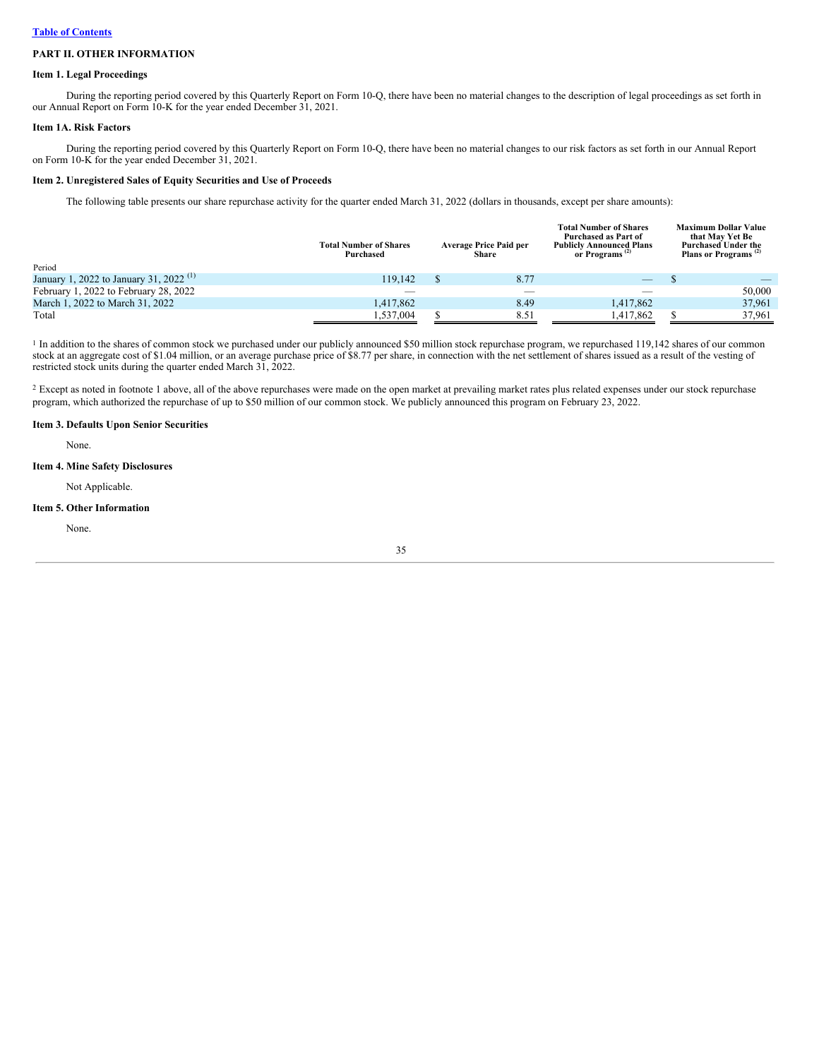[Table of Contents](#)

## PART II. OTHER INFORMATION

### Item 1. Legal Proceedings

During the reporting period covered by this Quarterly Report on Form 10-Q, there have been no material changes to the description of legal proceedings as set forth in our Annual Report on Form 10-K for the year ended December 31, 2021.

### Item 1A. Risk Factors

During the reporting period covered by this Quarterly Report on Form 10-Q, there have been no material changes to our risk factors as set forth in our Annual Report on Form 10-K for the year ended December 31, 2021.

### Item 2. Unregistered Sales of Equity Securities and Use of Proceeds

The following table presents our share repurchase activity for the quarter ended March 31, 2022 (dollars in thousands, except per share amounts):

| Period | Total Number of Shares Purchased | Average Price Paid per Share | Total Number of Shares Purchased as Part of Publicly Announced Plans or Programs [2] | Maximum Dollar Value that May Yet Be Purchased Under the Plans or Programs [2] |
|---|---|---|---|---|
| January 1, 2022 to January 31, 2022 [1] | 119,142 | $ 8.77 | — | $ — |
| February 1, 2022 to February 28, 2022 | — | — | — | 50,000 |
| March 1, 2022 to March 31, 2022 | 1,417,862 | 8.49 | 1,417,862 | 37,961 |
| Total | 1,537,004 | $ 8.51 | 1,417,862 | $ 37,961 |

[1] In addition to the shares of common stock we purchased under our publicly announced $50 million stock repurchase program, we repurchased 119,142 shares of our common stock at an aggregate cost of $1.04 million, or an average purchase price of $8.77 per share, in connection with the net settlement of shares issued as a result of the vesting of restricted stock units during the quarter ended March 31, 2022.

[2] Except as noted in footnote 1 above, all of the above repurchases were made on the open market at prevailing market rates plus related expenses under our stock repurchase program, which authorized the repurchase of up to $50 million of our common stock. We publicly announced this program on February 23, 2022.

### Item 3. Defaults Upon Senior Securities

None.

### Item 4. Mine Safety Disclosures

Not Applicable.

### Item 5. Other Information

None.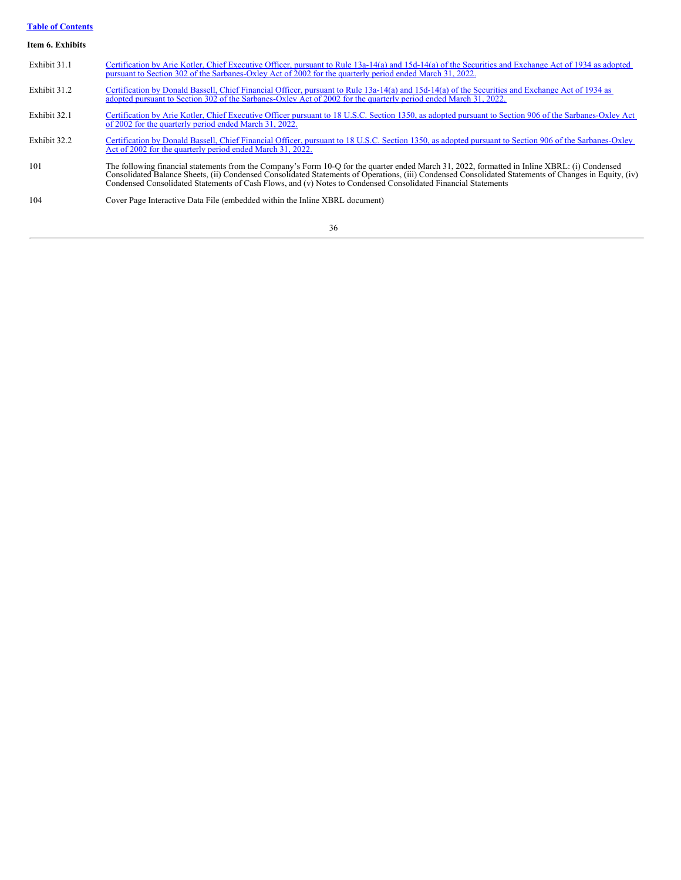[Table of Contents](#)

**Item 6. Exhibits**

| | |
|---|---|
| Exhibit 31.1 | Certification by Arie Kotler, Chief Executive Officer, pursuant to Rule 13a-14(a) and 15d-14(a) of the Securities and Exchange Act of 1934 as adopted pursuant to Section 302 of the Sarbanes-Oxley Act of 2002 for the quarterly period ended March 31, 2022. |
| Exhibit 31.2 | Certification by Donald Bassell, Chief Financial Officer, pursuant to Rule 13a-14(a) and 15d-14(a) of the Securities and Exchange Act of 1934 as adopted pursuant to Section 302 of the Sarbanes-Oxley Act of 2002 for the quarterly period ended March 31, 2022. |
| Exhibit 32.1 | Certification by Arie Kotler, Chief Executive Officer pursuant to 18 U.S.C. Section 1350, as adopted pursuant to Section 906 of the Sarbanes-Oxley Act of 2002 for the quarterly period ended March 31, 2022. |
| Exhibit 32.2 | Certification by Donald Bassell, Chief Financial Officer, pursuant to 18 U.S.C. Section 1350, as adopted pursuant to Section 906 of the Sarbanes-Oxley Act of 2002 for the quarterly period ended March 31, 2022. |
| 101 | The following financial statements from the Company's Form 10-Q for the quarter ended March 31, 2022, formatted in Inline XBRL: (i) Condensed Consolidated Balance Sheets, (ii) Condensed Consolidated Statements of Operations, (iii) Condensed Consolidated Statements of Changes in Equity, (iv) Condensed Consolidated Statements of Cash Flows, and (v) Notes to Condensed Consolidated Financial Statements |
| 104 | Cover Page Interactive Data File (embedded within the Inline XBRL document) |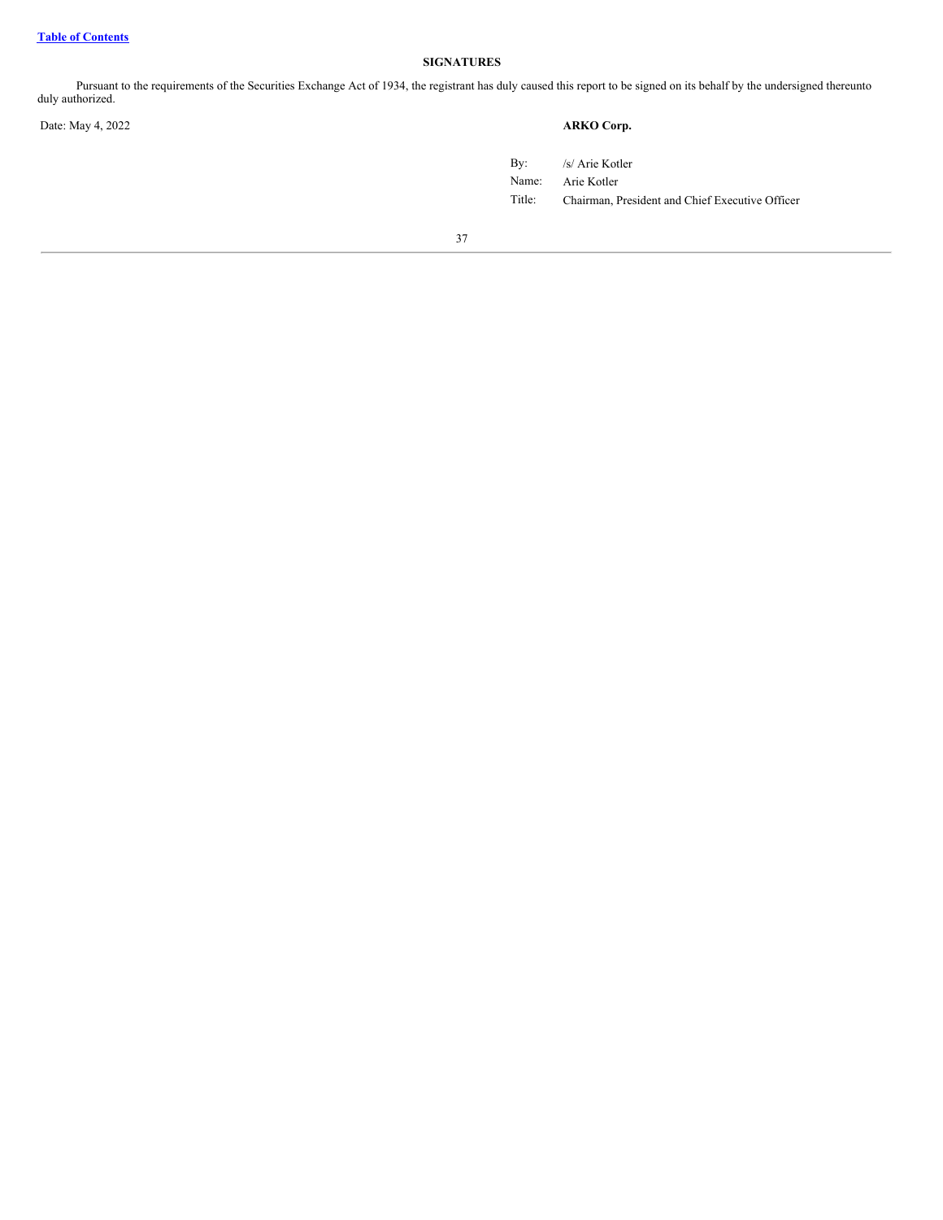## SIGNATURES

Pursuant to the requirements of the Securities Exchange Act of 1934, the registrant has duly caused this report to be signed on its behalf by the undersigned thereunto duly authorized.

Date: May 4, 2022

**ARKO Corp.**

| | |
|---|---|
| By: | /s/ Arie Kotler |
| Name: | Arie Kotler |
| Title: | Chairman, President and Chief Executive Officer |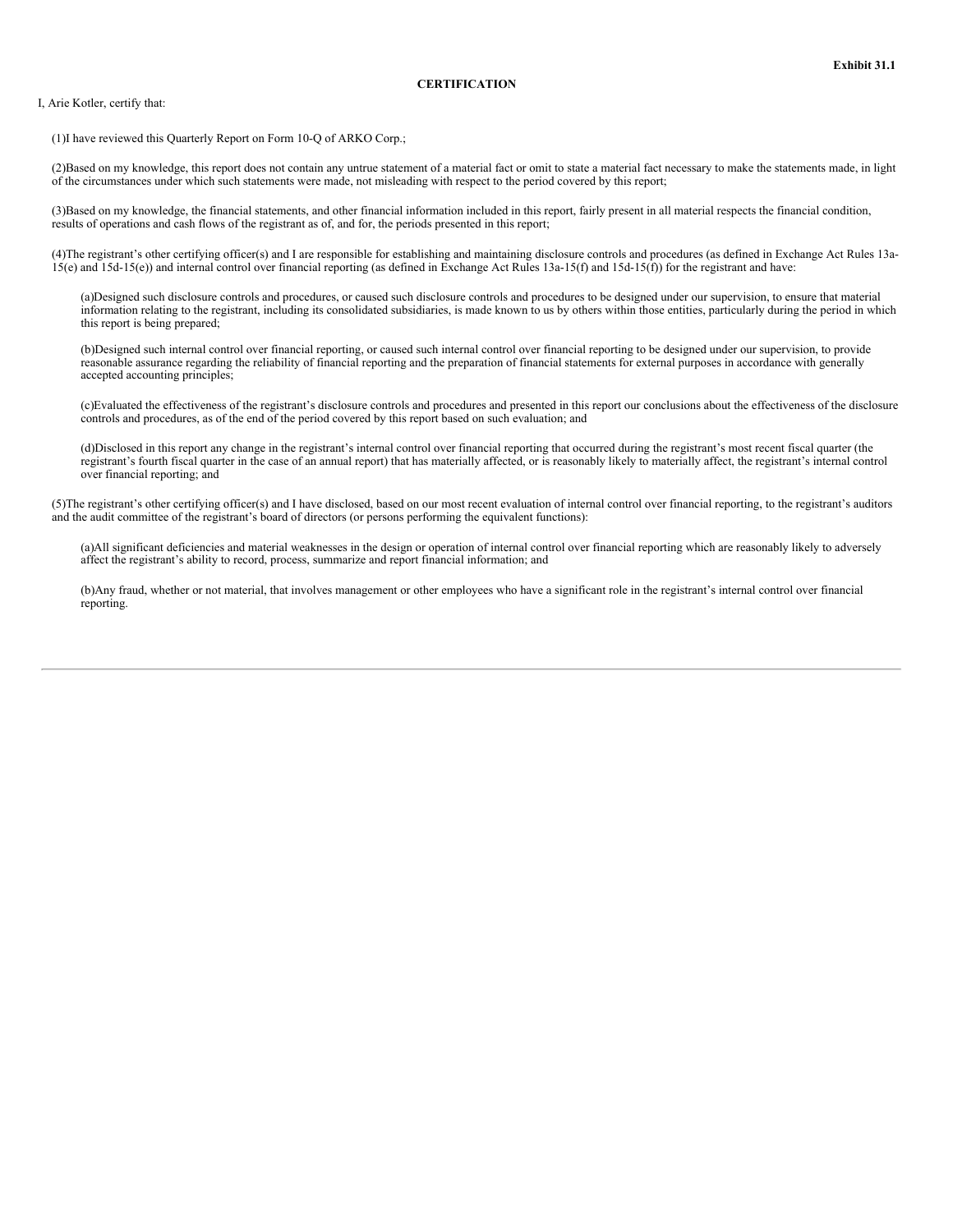**Exhibit 31.1**

**CERTIFICATION**

I, Arie Kotler, certify that:

(1)I have reviewed this Quarterly Report on Form 10-Q of ARKO Corp.;

(2)Based on my knowledge, this report does not contain any untrue statement of a material fact or omit to state a material fact necessary to make the statements made, in light of the circumstances under which such statements were made, not misleading with respect to the period covered by this report;

(3)Based on my knowledge, the financial statements, and other financial information included in this report, fairly present in all material respects the financial condition, results of operations and cash flows of the registrant as of, and for, the periods presented in this report;

(4)The registrant's other certifying officer(s) and I are responsible for establishing and maintaining disclosure controls and procedures (as defined in Exchange Act Rules 13a-15(e) and 15d-15(e)) and internal control over financial reporting (as defined in Exchange Act Rules 13a-15(f) and 15d-15(f)) for the registrant and have:

(a)Designed such disclosure controls and procedures, or caused such disclosure controls and procedures to be designed under our supervision, to ensure that material information relating to the registrant, including its consolidated subsidiaries, is made known to us by others within those entities, particularly during the period in which this report is being prepared;

(b)Designed such internal control over financial reporting, or caused such internal control over financial reporting to be designed under our supervision, to provide reasonable assurance regarding the reliability of financial reporting and the preparation of financial statements for external purposes in accordance with generally accepted accounting principles;

(c)Evaluated the effectiveness of the registrant's disclosure controls and procedures and presented in this report our conclusions about the effectiveness of the disclosure controls and procedures, as of the end of the period covered by this report based on such evaluation; and

(d)Disclosed in this report any change in the registrant's internal control over financial reporting that occurred during the registrant's most recent fiscal quarter (the registrant's fourth fiscal quarter in the case of an annual report) that has materially affected, or is reasonably likely to materially affect, the registrant's internal control over financial reporting; and

(5)The registrant's other certifying officer(s) and I have disclosed, based on our most recent evaluation of internal control over financial reporting, to the registrant's auditors and the audit committee of the registrant's board of directors (or persons performing the equivalent functions):

(a)All significant deficiencies and material weaknesses in the design or operation of internal control over financial reporting which are reasonably likely to adversely affect the registrant's ability to record, process, summarize and report financial information; and

(b)Any fraud, whether or not material, that involves management or other employees who have a significant role in the registrant's internal control over financial reporting.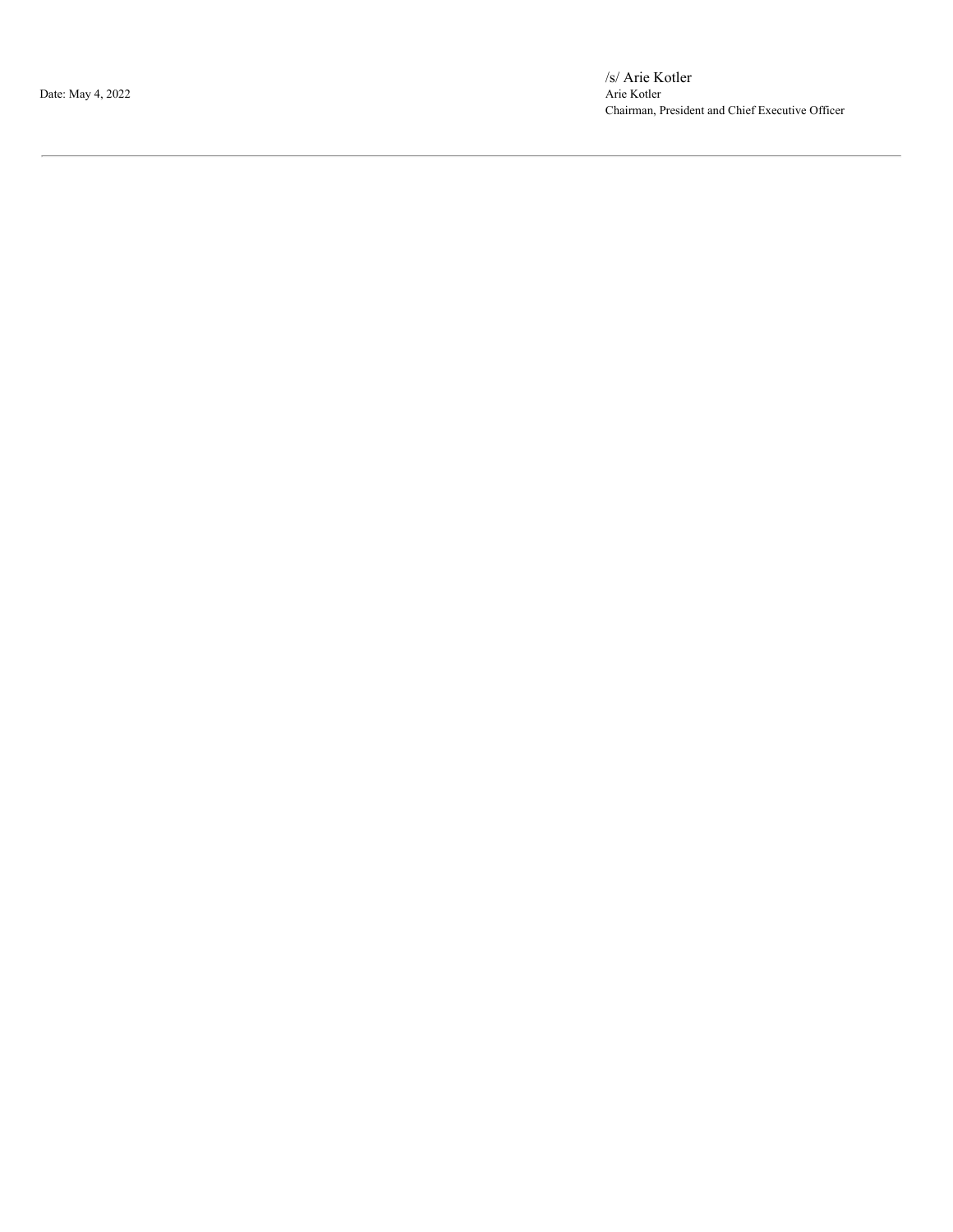Date: May 4, 2022

/s/ Arie Kotler
Arie Kotler
Chairman, President and Chief Executive Officer

---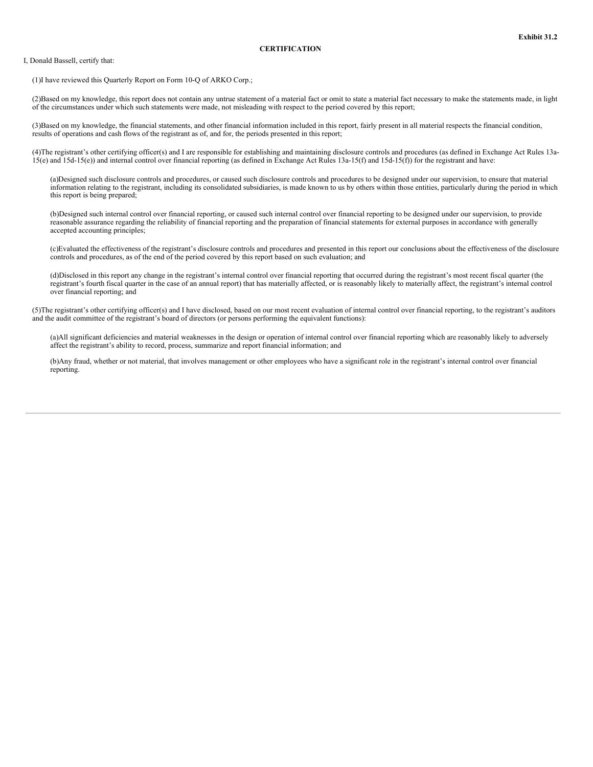**Exhibit 31.2**

**CERTIFICATION**

I, Donald Bassell, certify that:

(1)I have reviewed this Quarterly Report on Form 10-Q of ARKO Corp.;

(2)Based on my knowledge, this report does not contain any untrue statement of a material fact or omit to state a material fact necessary to make the statements made, in light of the circumstances under which such statements were made, not misleading with respect to the period covered by this report;

(3)Based on my knowledge, the financial statements, and other financial information included in this report, fairly present in all material respects the financial condition, results of operations and cash flows of the registrant as of, and for, the periods presented in this report;

(4)The registrant's other certifying officer(s) and I are responsible for establishing and maintaining disclosure controls and procedures (as defined in Exchange Act Rules 13a-15(e) and 15d-15(e)) and internal control over financial reporting (as defined in Exchange Act Rules 13a-15(f) and 15d-15(f)) for the registrant and have:

(a)Designed such disclosure controls and procedures, or caused such disclosure controls and procedures to be designed under our supervision, to ensure that material information relating to the registrant, including its consolidated subsidiaries, is made known to us by others within those entities, particularly during the period in which this report is being prepared;

(b)Designed such internal control over financial reporting, or caused such internal control over financial reporting to be designed under our supervision, to provide reasonable assurance regarding the reliability of financial reporting and the preparation of financial statements for external purposes in accordance with generally accepted accounting principles;

(c)Evaluated the effectiveness of the registrant's disclosure controls and procedures and presented in this report our conclusions about the effectiveness of the disclosure controls and procedures, as of the end of the period covered by this report based on such evaluation; and

(d)Disclosed in this report any change in the registrant's internal control over financial reporting that occurred during the registrant's most recent fiscal quarter (the registrant's fourth fiscal quarter in the case of an annual report) that has materially affected, or is reasonably likely to materially affect, the registrant's internal control over financial reporting; and

(5)The registrant's other certifying officer(s) and I have disclosed, based on our most recent evaluation of internal control over financial reporting, to the registrant's auditors and the audit committee of the registrant's board of directors (or persons performing the equivalent functions):

(a)All significant deficiencies and material weaknesses in the design or operation of internal control over financial reporting which are reasonably likely to adversely affect the registrant's ability to record, process, summarize and report financial information; and

(b)Any fraud, whether or not material, that involves management or other employees who have a significant role in the registrant's internal control over financial reporting.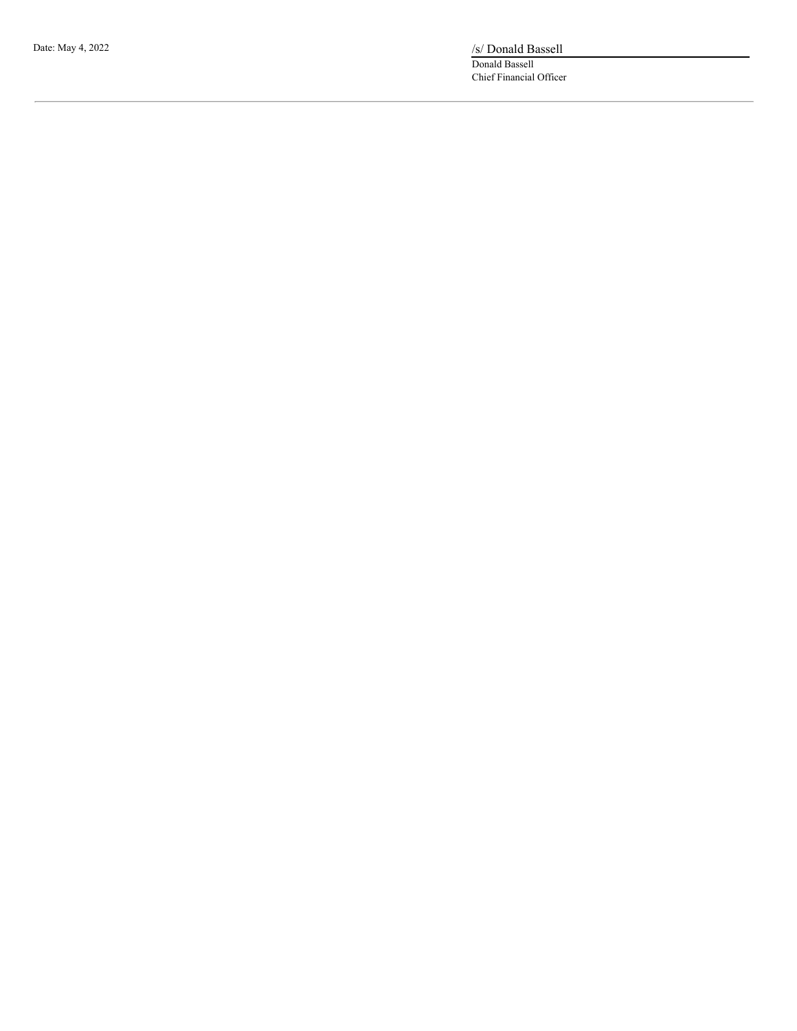Date: May 4, 2022

/s/ Donald Bassell

Donald Bassell

Chief Financial Officer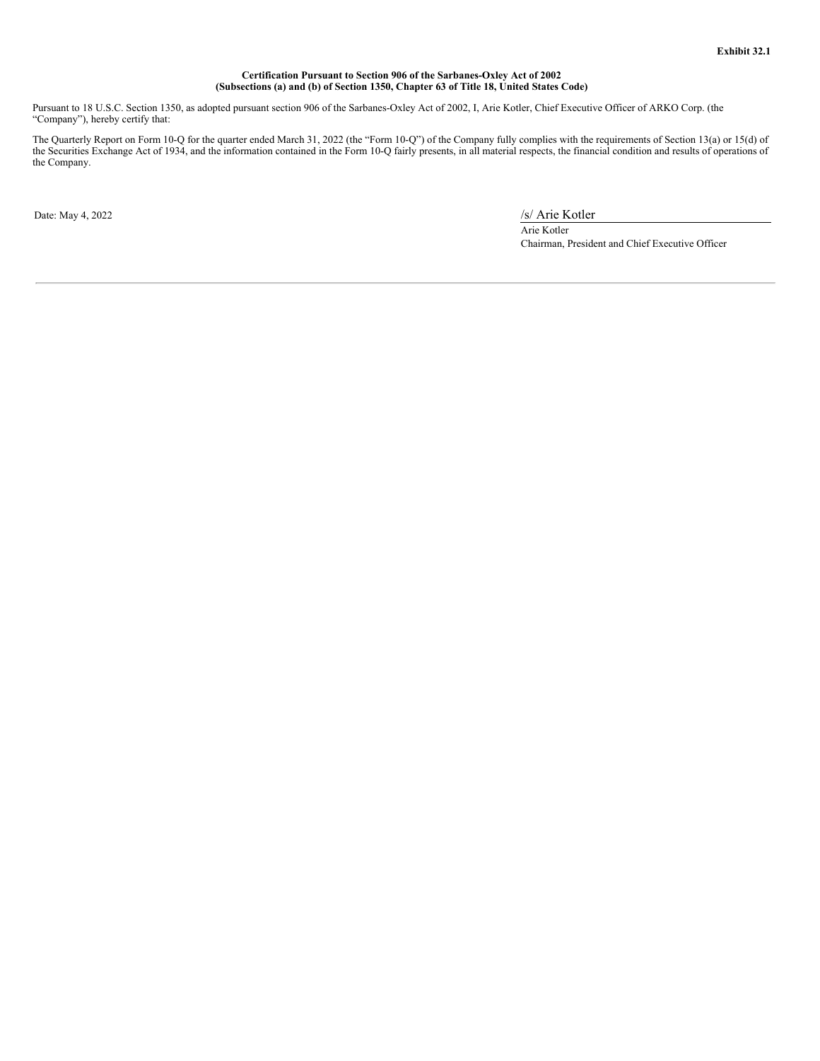**Exhibit 32.1**

**Certification Pursuant to Section 906 of the Sarbanes-Oxley Act of 2002**
**(Subsections (a) and (b) of Section 1350, Chapter 63 of Title 18, United States Code)**

Pursuant to 18 U.S.C. Section 1350, as adopted pursuant section 906 of the Sarbanes-Oxley Act of 2002, I, Arie Kotler, Chief Executive Officer of ARKO Corp. (the "Company"), hereby certify that:

The Quarterly Report on Form 10-Q for the quarter ended March 31, 2022 (the "Form 10-Q") of the Company fully complies with the requirements of Section 13(a) or 15(d) of the Securities Exchange Act of 1934, and the information contained in the Form 10-Q fairly presents, in all material respects, the financial condition and results of operations of the Company.

Date: May 4, 2022

/s/ Arie Kotler
Arie Kotler
Chairman, President and Chief Executive Officer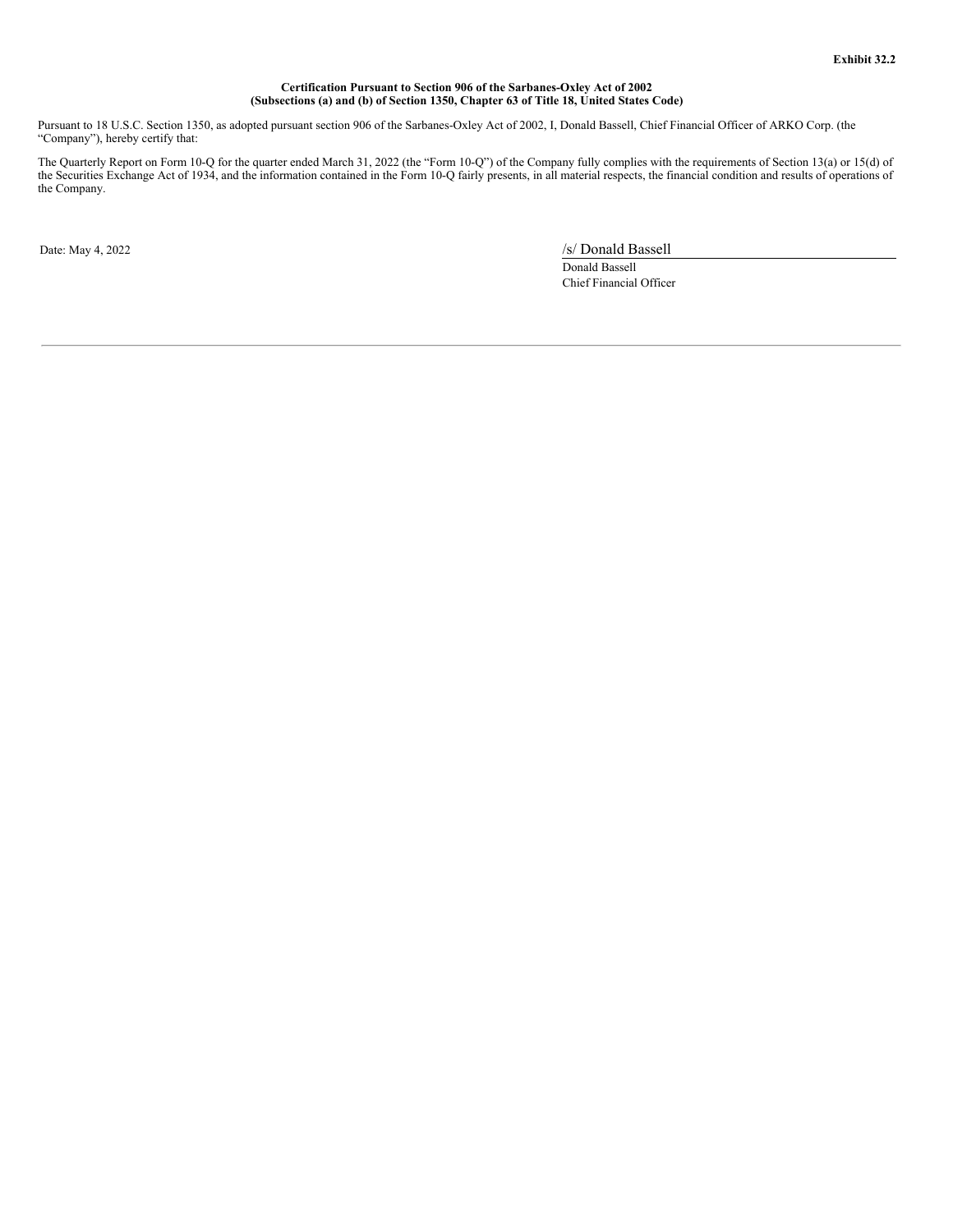**Exhibit 32.2**

**Certification Pursuant to Section 906 of the Sarbanes-Oxley Act of 2002**
**(Subsections (a) and (b) of Section 1350, Chapter 63 of Title 18, United States Code)**

Pursuant to 18 U.S.C. Section 1350, as adopted pursuant section 906 of the Sarbanes-Oxley Act of 2002, I, Donald Bassell, Chief Financial Officer of ARKO Corp. (the "Company"), hereby certify that:

The Quarterly Report on Form 10-Q for the quarter ended March 31, 2022 (the "Form 10-Q") of the Company fully complies with the requirements of Section 13(a) or 15(d) of the Securities Exchange Act of 1934, and the information contained in the Form 10-Q fairly presents, in all material respects, the financial condition and results of operations of the Company.

Date: May 4, 2022

/s/ Donald Bassell
Donald Bassell
Chief Financial Officer